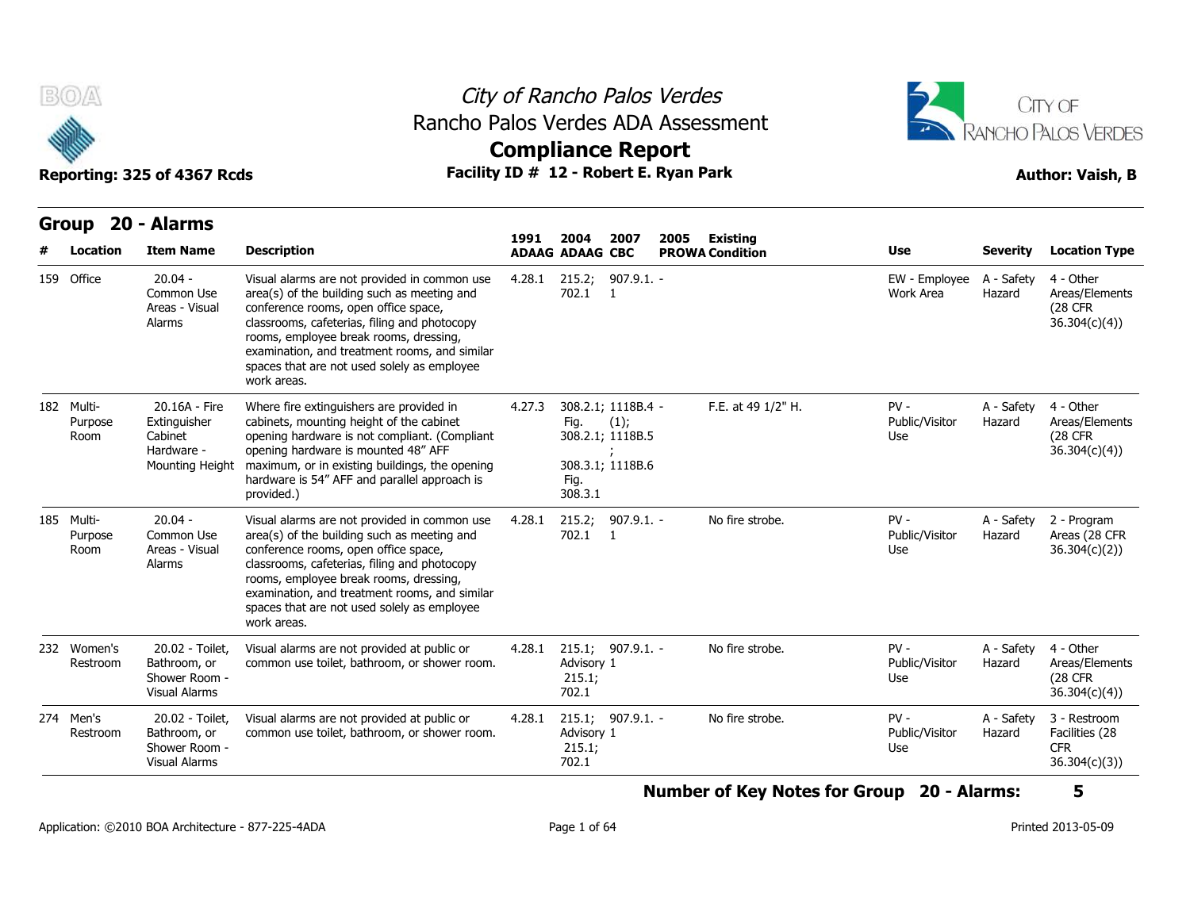# City of Rancho Palos Verdes
## Rancho Palos Verdes ADA Assessment
## Compliance Report

**Reporting: 325 of 4367 Rcds** | **Facility ID # 12 - Robert E. Ryan Park** | **Author: Vaish, B**

## Group 20 - Alarms

| # | Location | Item Name | Description | 1991 ADAAG | 2004 ADAAG | 2007 CBC | 2005 PROWA | Existing Condition | Use | Severity | Location Type |
|---|---|---|---|---|---|---|---|---|---|---|---|
| 159 | Office | 20.04 - Common Use Areas - Visual Alarms | Visual alarms are not provided in common use area(s) of the building such as meeting and conference rooms, open office space, classrooms, cafeterias, filing and photocopy rooms, employee break rooms, dressing, examination, and treatment rooms, and similar spaces that are not used solely as employee work areas. | 4.28.1 | 215.2; 702.1 | 907.9.1.1 | - | | EW - Employee Work Area | A - Safety Hazard | 4 - Other Areas/Elements (28 CFR 36.304(c)(4)) |
| 182 | Multi-Purpose Room | 20.16A - Fire Extinguisher Cabinet Hardware - Mounting Height | Where fire extinguishers are provided in cabinets, mounting height of the cabinet opening hardware is not compliant. (Compliant opening hardware is mounted 48" AFF maximum, or in existing buildings, the opening hardware is 54" AFF and parallel approach is provided.) | 4.27.3 | 308.2.1; Fig. 308.2.1; 308.3.1; Fig. 308.3.1 | 1118B.4 (1); 1118B.5; 1118B.6 | - | F.E. at 49 1/2" H. | PV - Public/Visitor Use | A - Safety Hazard | 4 - Other Areas/Elements (28 CFR 36.304(c)(4)) |
| 185 | Multi-Purpose Room | 20.04 - Common Use Areas - Visual Alarms | Visual alarms are not provided in common use area(s) of the building such as meeting and conference rooms, open office space, classrooms, cafeterias, filing and photocopy rooms, employee break rooms, dressing, examination, and treatment rooms, and similar spaces that are not used solely as employee work areas. | 4.28.1 | 215.2; 702.1 | 907.9.1.1 | - | No fire strobe. | PV - Public/Visitor Use | A - Safety Hazard | 2 - Program Areas (28 CFR 36.304(c)(2)) |
| 232 | Women's Restroom | 20.02 - Toilet, Bathroom, or Shower Room - Visual Alarms | Visual alarms are not provided at public or common use toilet, bathroom, or shower room. | 4.28.1 | 215.1; Advisory 215.1; 702.1 | 907.9.1.1 | - | No fire strobe. | PV - Public/Visitor Use | A - Safety Hazard | 4 - Other Areas/Elements (28 CFR 36.304(c)(4)) |
| 274 | Men's Restroom | 20.02 - Toilet, Bathroom, or Shower Room - Visual Alarms | Visual alarms are not provided at public or common use toilet, bathroom, or shower room. | 4.28.1 | 215.1; Advisory 215.1; 702.1 | 907.9.1.1 | - | No fire strobe. | PV - Public/Visitor Use | A - Safety Hazard | 3 - Restroom Facilities (28 CFR 36.304(c)(3)) |

**Number of Key Notes for Group 20 - Alarms: 5**

Application: ©2010 BOA Architecture - 877-225-4ADA | Printed 2013-05-09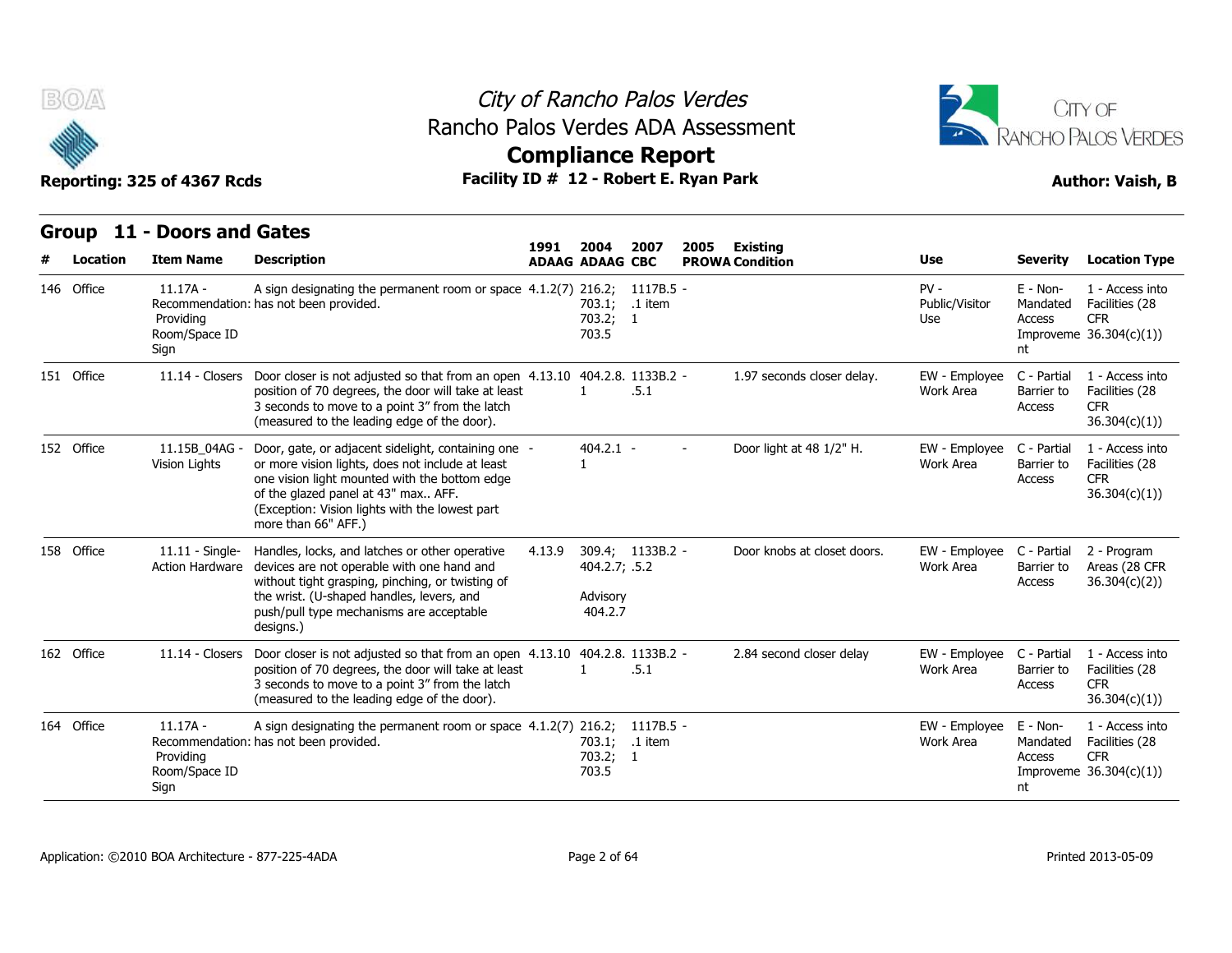# City of Rancho Palos Verdes
## Rancho Palos Verdes ADA Assessment
## Compliance Report

**Reporting: 325 of 4367 Rcds** | **Facility ID # 12 - Robert E. Ryan Park** | **Author: Vaish, B**

## Group 11 - Doors and Gates

| # | Location | Item Name | Description | 1991 ADAAG | 2004 ADAAG | 2007 CBC | 2005 PROWA | Existing Condition | Use | Severity | Location Type |
|---|---|---|---|---|---|---|---|---|---|---|---|
| 146 | Office | 11.17A - Recommendation: Providing Room/Space ID Sign | A sign designating the permanent room or space has not been provided. | 4.1.2(7) | 216.2; 703.1; 703.2; 703.5 | 1117B.5 .1 item 1 | - | | PV - Public/Visitor Use | E - Non-Mandated Access Improvement | 1 - Access into Facilities (28 CFR 36.304(c)(1)) |
| 151 | Office | 11.14 - Closers | Door closer is not adjusted so that from an open position of 70 degrees, the door will take at least 3 seconds to move to a point 3" from the latch (measured to the leading edge of the door). | 4.13.10 | 404.2.8.1 | 1133B.2 .5.1 | - | 1.97 seconds closer delay. | EW - Employee Work Area | C - Partial Barrier to Access | 1 - Access into Facilities (28 CFR 36.304(c)(1)) |
| 152 | Office | 11.15B_04AG - Vision Lights | Door, gate, or adjacent sidelight, containing one or more vision lights, does not include at least one vision light mounted with the bottom edge of the glazed panel at 43" max.. AFF. (Exception: Vision lights with the lowest part more than 66" AFF.) | - | 404.2.11 | - | - | Door light at 48 1/2" H. | EW - Employee Work Area | C - Partial Barrier to Access | 1 - Access into Facilities (28 CFR 36.304(c)(1)) |
| 158 | Office | 11.11 - Single-Action Hardware | Handles, locks, and latches or other operative devices are not operable with one hand and without tight grasping, pinching, or twisting of the wrist. (U-shaped handles, levers, and push/pull type mechanisms are acceptable designs.) | 4.13.9 | 309.4; 404.2.7; Advisory 404.2.7 | 1133B.2 .5.2 | - | Door knobs at closet doors. | EW - Employee Work Area | C - Partial Barrier to Access | 2 - Program Areas (28 CFR 36.304(c)(2)) |
| 162 | Office | 11.14 - Closers | Door closer is not adjusted so that from an open position of 70 degrees, the door will take at least 3 seconds to move to a point 3" from the latch (measured to the leading edge of the door). | 4.13.10 | 404.2.8.1 | 1133B.2 .5.1 | - | 2.84 second closer delay | EW - Employee Work Area | C - Partial Barrier to Access | 1 - Access into Facilities (28 CFR 36.304(c)(1)) |
| 164 | Office | 11.17A - Recommendation: Providing Room/Space ID Sign | A sign designating the permanent room or space has not been provided. | 4.1.2(7) | 216.2; 703.1; 703.2; 703.5 | 1117B.5 .1 item 1 | - | | EW - Employee Work Area | E - Non-Mandated Access Improvement | 1 - Access into Facilities (28 CFR 36.304(c)(1)) |

Application: ©2010 BOA Architecture - 877-225-4ADA | Printed 2013-05-09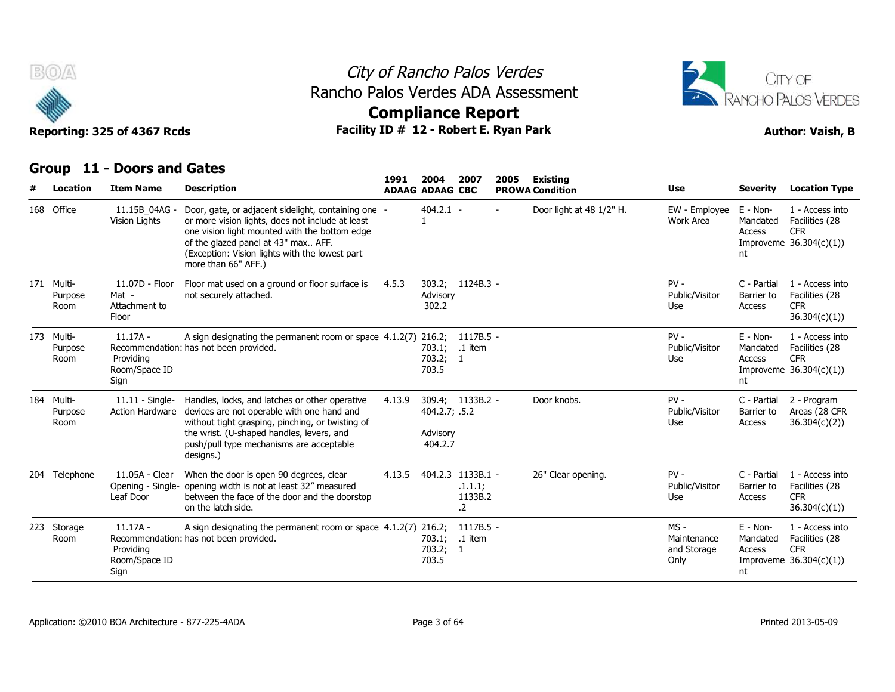# City of Rancho Palos Verdes
## Rancho Palos Verdes ADA Assessment
## Compliance Report

**Reporting: 325 of 4367 Rcds** | **Facility ID # 12 - Robert E. Ryan Park** | **Author: Vaish, B**

## Group 11 - Doors and Gates

| # | Location | Item Name | Description | 1991 ADAAG | 2004 ADAAG | 2007 CBC | 2005 PROWA | Existing Condition | Use | Severity | Location Type |
|---|---|---|---|---|---|---|---|---|---|---|---|
| 168 | Office | 11.15B_04AG - Vision Lights | Door, gate, or adjacent sidelight, containing one or more vision lights, does not include at least one vision light mounted with the bottom edge of the glazed panel at 43" max.. AFF. (Exception: Vision lights with the lowest part more than 66" AFF.) | - | 404.2.1 - 1 | - | - | Door light at 48 1/2" H. | EW - Employee Work Area | E - Non-Mandated Access Improvement | 1 - Access into Facilities (28 CFR 36.304(c)(1)) |
| 171 | Multi-Purpose Room | 11.07D - Floor Mat - Attachment to Floor | Floor mat used on a ground or floor surface is not securely attached. | 4.5.3 | 303.2; Advisory 302.2 | 1124B.3 | - | | PV - Public/Visitor Use | C - Partial Barrier to Access | 1 - Access into Facilities (28 CFR 36.304(c)(1)) |
| 173 | Multi-Purpose Room | 11.17A - Recommendation: Providing Room/Space ID Sign | A sign designating the permanent room or space has not been provided. | 4.1.2(7) | 216.2; 703.1; 703.2; 703.5 | 1117B.5 .1 item 1 | - | | PV - Public/Visitor Use | E - Non-Mandated Access Improvement | 1 - Access into Facilities (28 CFR 36.304(c)(1)) |
| 184 | Multi-Purpose Room | 11.11 - Single-Action Hardware | Handles, locks, and latches or other operative devices are not operable with one hand and without tight grasping, pinching, or twisting of the wrist. (U-shaped handles, levers, and push/pull type mechanisms are acceptable designs.) | 4.13.9 | 309.4; 404.2.7; Advisory 404.2.7 | 1133B.2 .5.2 | - | Door knobs. | PV - Public/Visitor Use | C - Partial Barrier to Access | 2 - Program Areas (28 CFR 36.304(c)(2)) |
| 204 | Telephone | 11.05A - Clear Opening - Single-Leaf Door | When the door is open 90 degrees, clear opening width is not at least 32" measured between the face of the door and the doorstop on the latch side. | 4.13.5 | 404.2.3 | 1133B.1 .1.1.1; 1133B.2 .2 | - | 26" Clear opening. | PV - Public/Visitor Use | C - Partial Barrier to Access | 1 - Access into Facilities (28 CFR 36.304(c)(1)) |
| 223 | Storage Room | 11.17A - Recommendation: Providing Room/Space ID Sign | A sign designating the permanent room or space has not been provided. | 4.1.2(7) | 216.2; 703.1; 703.2; 703.5 | 1117B.5 .1 item 1 | - | | MS - Maintenance and Storage Only | E - Non-Mandated Access Improvement | 1 - Access into Facilities (28 CFR 36.304(c)(1)) |

Application: ©2010 BOA Architecture - 877-225-4ADA | Printed 2013-05-09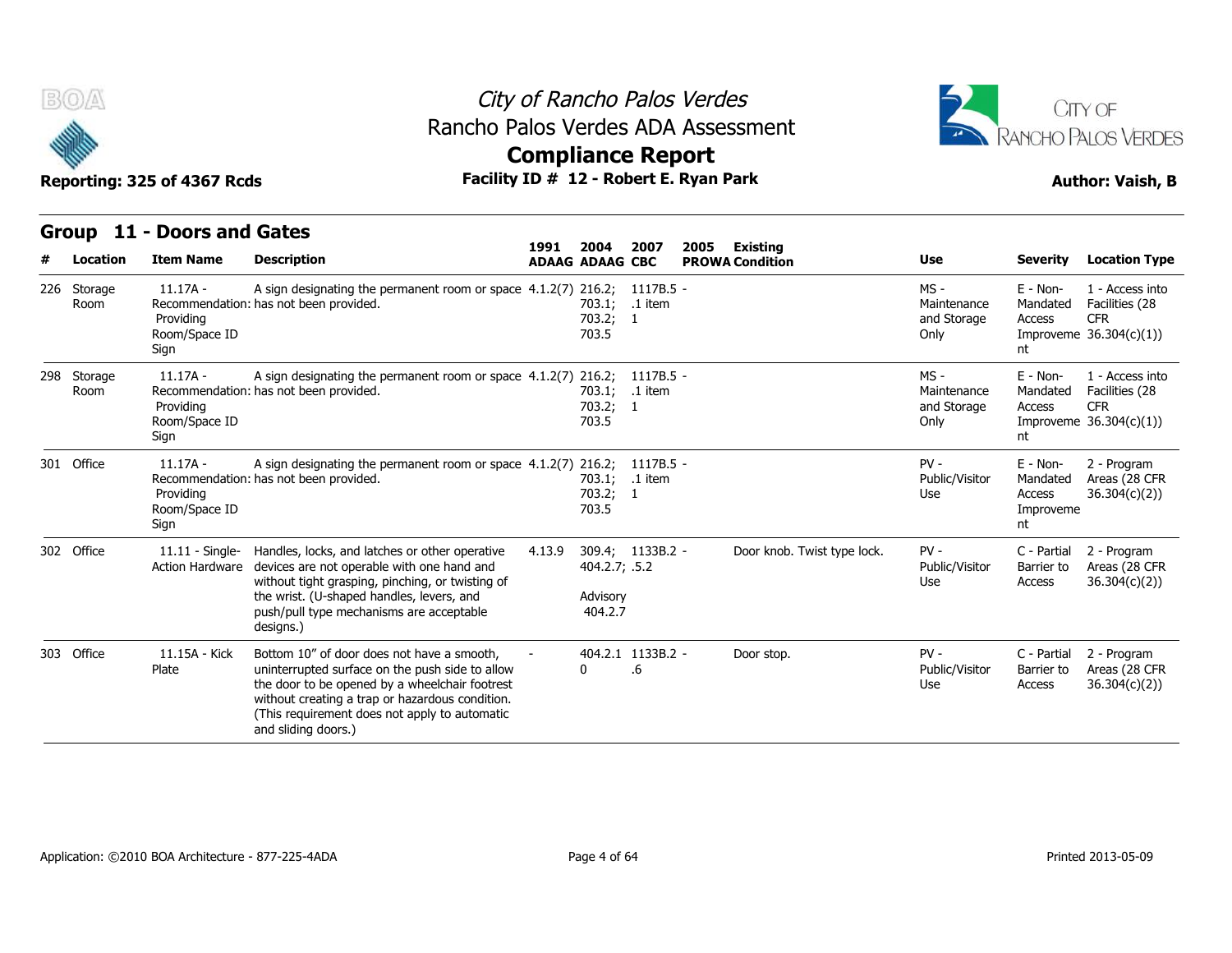# City of Rancho Palos Verdes
## Rancho Palos Verdes ADA Assessment
## Compliance Report

**Reporting: 325 of 4367 Rcds** | **Facility ID # 12 - Robert E. Ryan Park** | **Author: Vaish, B**

## Group 11 - Doors and Gates

| # | Location | Item Name | Description | 1991 ADAAG | 2004 ADAAG | 2007 CBC | 2005 PROWA | Existing Condition | Use | Severity | Location Type |
|---|---|---|---|---|---|---|---|---|---|---|---|
| 226 | Storage Room | 11.17A - Recommendation: Providing Room/Space ID Sign | A sign designating the permanent room or space has not been provided. | 4.1.2(7) | 216.2; 703.1; 703.2; 703.5 | 1117B.5 .1 item 1 | - | | MS - Maintenance and Storage Only | E - Non-Mandated Access Improvement | 1 - Access into Facilities (28 CFR 36.304(c)(1)) |
| 298 | Storage Room | 11.17A - Recommendation: Providing Room/Space ID Sign | A sign designating the permanent room or space has not been provided. | 4.1.2(7) | 216.2; 703.1; 703.2; 703.5 | 1117B.5 .1 item 1 | - | | MS - Maintenance and Storage Only | E - Non-Mandated Access Improvement | 1 - Access into Facilities (28 CFR 36.304(c)(1)) |
| 301 | Office | 11.17A - Recommendation: Providing Room/Space ID Sign | A sign designating the permanent room or space has not been provided. | 4.1.2(7) | 216.2; 703.1; 703.2; 703.5 | 1117B.5 .1 item 1 | - | | PV - Public/Visitor Use | E - Non-Mandated Access Improvement | 2 - Program Areas (28 CFR 36.304(c)(2)) |
| 302 | Office | 11.11 - Single-Action Hardware | Handles, locks, and latches or other operative devices are not operable with one hand and without tight grasping, pinching, or twisting of the wrist. (U-shaped handles, levers, and push/pull type mechanisms are acceptable designs.) | 4.13.9 | 309.4; 404.2.7; Advisory 404.2.7 | 1133B.2 .5.2 | - | Door knob. Twist type lock. | PV - Public/Visitor Use | C - Partial Barrier to Access | 2 - Program Areas (28 CFR 36.304(c)(2)) |
| 303 | Office | 11.15A - Kick Plate | Bottom 10" of door does not have a smooth, uninterrupted surface on the push side to allow the door to be opened by a wheelchair footrest without creating a trap or hazardous condition. (This requirement does not apply to automatic and sliding doors.) | - | 404.2.10 | 1133B.2 .6 | - | Door stop. | PV - Public/Visitor Use | C - Partial Barrier to Access | 2 - Program Areas (28 CFR 36.304(c)(2)) |

Application: ©2010 BOA Architecture - 877-225-4ADA

Printed 2013-05-09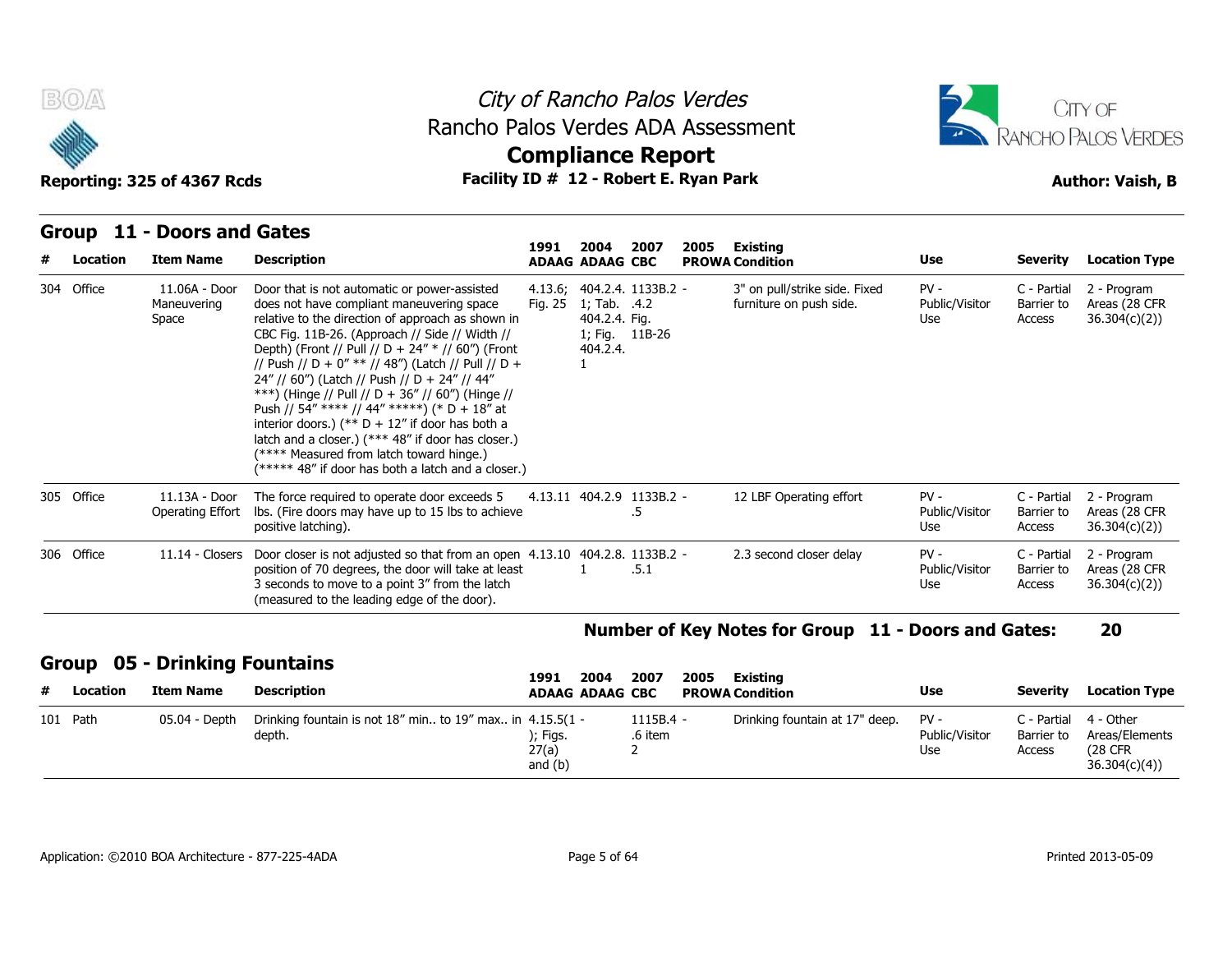# City of Rancho Palos Verdes
## Rancho Palos Verdes ADA Assessment
## Compliance Report

**Reporting: 325 of 4367 Rcds** — **Facility ID # 12 - Robert E. Ryan Park** — **Author: Vaish, B**

## Group 11 - Doors and Gates

| # | Location | Item Name | Description | 1991 ADAAG | 2004 ADAAG | 2007 CBC | 2005 PROWA | Existing Condition | Use | Severity | Location Type |
|---|---|---|---|---|---|---|---|---|---|---|---|
| 304 | Office | 11.06A - Door Maneuvering Space | Door that is not automatic or power-assisted does not have compliant maneuvering space relative to the direction of approach as shown in CBC Fig. 11B-26. (Approach // Side // Width // Depth) (Front // Pull // D + 24" * // 60") (Front // Push // D + 0" ** // 48") (Latch // Pull // D + 24" // 60") (Latch // Push // D + 24" // 44" ***) (Hinge // Pull // D + 36" // 60") (Hinge // Push // 54" **** // 44" *****) (* D + 18" at interior doors.) (** D + 12" if door has both a latch and a closer.) (*** 48" if door has closer.) (**** Measured from latch toward hinge.) (***** 48" if door has both a latch and a closer.) | 4.13.6; Fig. 25 | 404.2.4. 1; Tab. 404.2.4. 1; Fig. 404.2.4. 1 | 1133B.2 - .4.2 Fig. 11B-26 | | 3" on pull/strike side. Fixed furniture on push side. | PV - Public/Visitor Use | C - Partial Barrier to Access | 2 - Program Areas (28 CFR 36.304(c)(2)) |
| 305 | Office | 11.13A - Door Operating Effort | The force required to operate door exceeds 5 lbs. (Fire doors may have up to 15 lbs to achieve positive latching). | 4.13.11 | 404.2.9 | 1133B.2 - .5 | | 12 LBF Operating effort | PV - Public/Visitor Use | C - Partial Barrier to Access | 2 - Program Areas (28 CFR 36.304(c)(2)) |
| 306 | Office | 11.14 - Closers | Door closer is not adjusted so that from an open position of 70 degrees, the door will take at least 3 seconds to move to a point 3" from the latch (measured to the leading edge of the door). | 4.13.10 | 404.2.8. 1 | 1133B.2 - .5.1 | | 2.3 second closer delay | PV - Public/Visitor Use | C - Partial Barrier to Access | 2 - Program Areas (28 CFR 36.304(c)(2)) |

**Number of Key Notes for Group 11 - Doors and Gates: 20**

## Group 05 - Drinking Fountains

| # | Location | Item Name | Description | 1991 ADAAG | 2004 ADAAG | 2007 CBC | 2005 PROWA | Existing Condition | Use | Severity | Location Type |
|---|---|---|---|---|---|---|---|---|---|---|---|
| 101 | Path | 05.04 - Depth | Drinking fountain is not 18" min.. to 19" max.. in depth. | 4.15.5(1 - ); Figs. 27(a) and (b) | | 1115B.4 - .6 item 2 | | Drinking fountain at 17" deep. | PV - Public/Visitor Use | C - Partial Barrier to Access | 4 - Other Areas/Elements (28 CFR 36.304(c)(4)) |

Application: ©2010 BOA Architecture - 877-225-4ADA — Printed 2013-05-09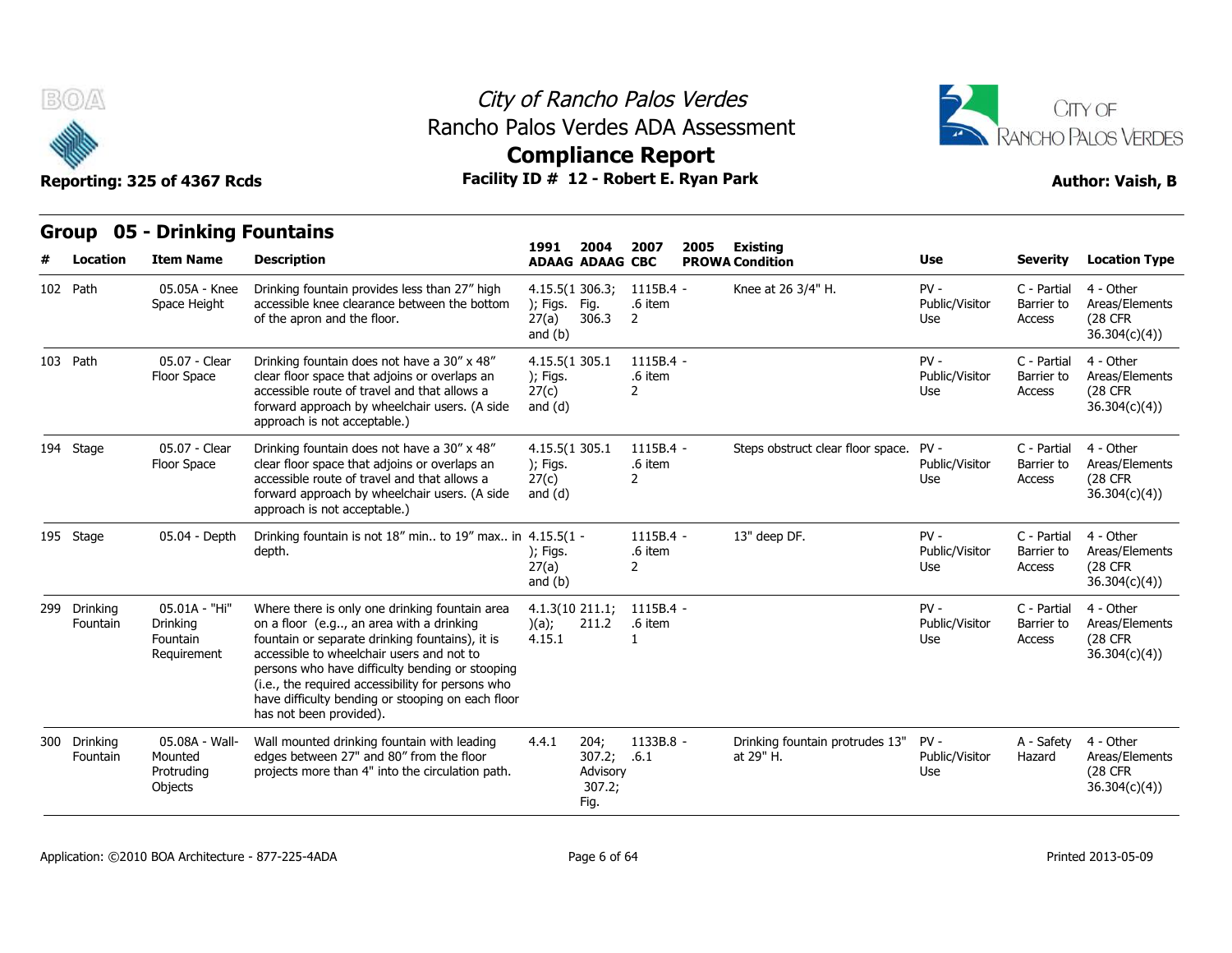## Group 05 - Drinking Fountains

| # | Location | Item Name | Description | 1991 ADAAG | 2004 ADAAG | 2007 CBC | 2005 PROWA | Existing Condition | Use | Severity | Location Type |
|---|---|---|---|---|---|---|---|---|---|---|---|
| 102 | Path | 05.05A - Knee Space Height | Drinking fountain provides less than 27" high accessible knee clearance between the bottom of the apron and the floor. | 4.15.5(1); Figs. 27(a) and (b) | 306.3; Fig. 306.3 | 1115B.4 - .6 item 2 | | Knee at 26 3/4" H. | PV - Public/Visitor Use | C - Partial Barrier to Access | 4 - Other Areas/Elements (28 CFR 36.304(c)(4)) |
| 103 | Path | 05.07 - Clear Floor Space | Drinking fountain does not have a 30" x 48" clear floor space that adjoins or overlaps an accessible route of travel and that allows a forward approach by wheelchair users. (A side approach is not acceptable.) | 4.15.5(1); Figs. 27(c) and (d) | 305.1 | 1115B.4 - .6 item 2 | | | PV - Public/Visitor Use | C - Partial Barrier to Access | 4 - Other Areas/Elements (28 CFR 36.304(c)(4)) |
| 194 | Stage | 05.07 - Clear Floor Space | Drinking fountain does not have a 30" x 48" clear floor space that adjoins or overlaps an accessible route of travel and that allows a forward approach by wheelchair users. (A side approach is not acceptable.) | 4.15.5(1); Figs. 27(c) and (d) | 305.1 | 1115B.4 - .6 item 2 | | Steps obstruct clear floor space. | PV - Public/Visitor Use | C - Partial Barrier to Access | 4 - Other Areas/Elements (28 CFR 36.304(c)(4)) |
| 195 | Stage | 05.04 - Depth | Drinking fountain is not 18" min.. to 19" max.. in depth. | 4.15.5(1); Figs. 27(a) and (b) | - | 1115B.4 - .6 item 2 | | 13" deep DF. | PV - Public/Visitor Use | C - Partial Barrier to Access | 4 - Other Areas/Elements (28 CFR 36.304(c)(4)) |
| 299 | Drinking Fountain | 05.01A - "Hi" Drinking Fountain Requirement | Where there is only one drinking fountain area on a floor (e.g.., an area with a drinking fountain or separate drinking fountains), it is accessible to wheelchair users and not to persons who have difficulty bending or stooping (i.e., the required accessibility for persons who have difficulty bending or stooping on each floor has not been provided). | 4.1.3(10)(a); 4.15.1 | 211.1; 211.2 | 1115B.4 - .6 item 1 | | | PV - Public/Visitor Use | C - Partial Barrier to Access | 4 - Other Areas/Elements (28 CFR 36.304(c)(4)) |
| 300 | Drinking Fountain | 05.08A - Wall-Mounted Protruding Objects | Wall mounted drinking fountain with leading edges between 27" and 80" from the floor projects more than 4" into the circulation path. | 4.4.1 | 204; 307.2; Advisory 307.2; Fig. | 1133B.8 - .6.1 | | Drinking fountain protrudes 13" at 29" H. | PV - Public/Visitor Use | A - Safety Hazard | 4 - Other Areas/Elements (28 CFR 36.304(c)(4)) |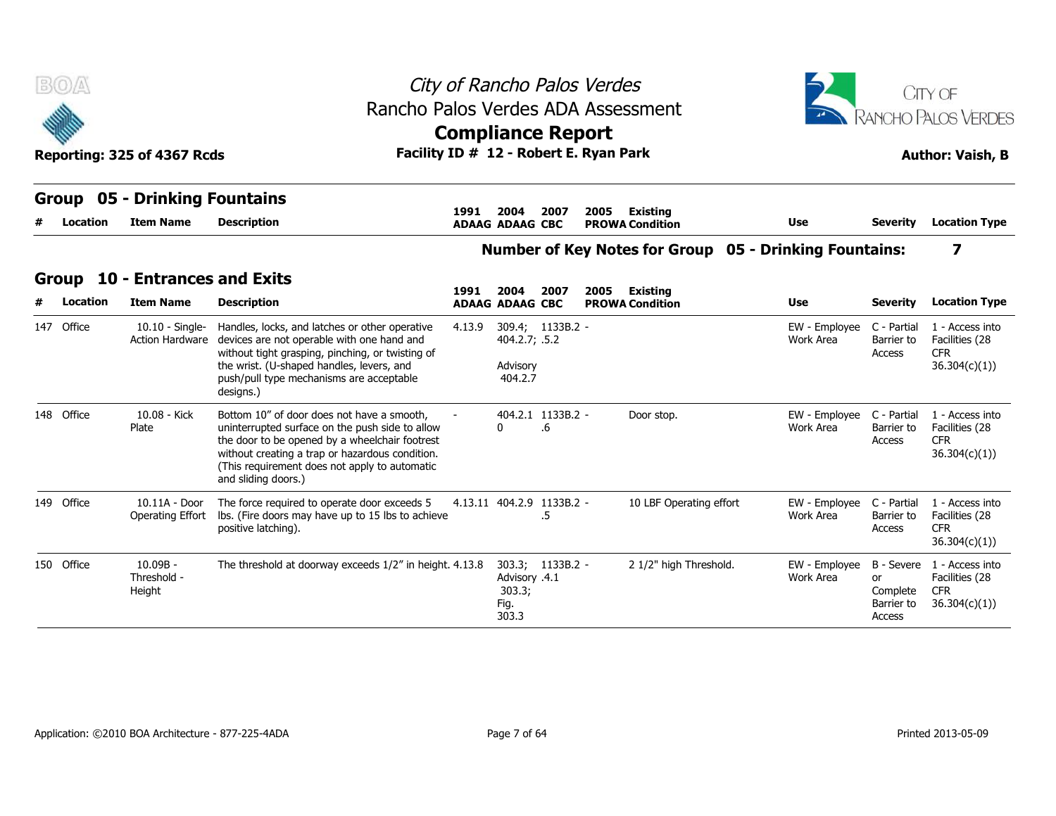## Group 05 - Drinking Fountains

| # | Location | Item Name | Description | 1991 ADAAG | 2004 ADAAG | 2007 CBC | 2005 PROWA | Existing Condition | Use | Severity | Location Type |
|---|---|---|---|---|---|---|---|---|---|---|---|

**Number of Key Notes for Group 05 - Drinking Fountains: 7**

## Group 10 - Entrances and Exits

| # | Location | Item Name | Description | 1991 ADAAG | 2004 ADAAG | 2007 CBC | 2005 PROWA | Existing Condition | Use | Severity | Location Type |
|---|---|---|---|---|---|---|---|---|---|---|---|
| 147 | Office | 10.10 - Single-Action Hardware | Handles, locks, and latches or other operative devices are not operable with one hand and without tight grasping, pinching, or twisting of the wrist. (U-shaped handles, levers, and push/pull type mechanisms are acceptable designs.) | 4.13.9 | 309.4; 404.2.7; Advisory 404.2.7 | 1133B.2.5.2 | - | | EW - Employee Work Area | C - Partial Barrier to Access | 1 - Access into Facilities (28 CFR 36.304(c)(1)) |
| 148 | Office | 10.08 - Kick Plate | Bottom 10" of door does not have a smooth, uninterrupted surface on the push side to allow the door to be opened by a wheelchair footrest without creating a trap or hazardous condition. (This requirement does not apply to automatic and sliding doors.) | - | 404.2.10 | 1133B.2.6 | - | Door stop. | EW - Employee Work Area | C - Partial Barrier to Access | 1 - Access into Facilities (28 CFR 36.304(c)(1)) |
| 149 | Office | 10.11A - Door Operating Effort | The force required to operate door exceeds 5 lbs. (Fire doors may have up to 15 lbs to achieve positive latching). | 4.13.11 | 404.2.9 | 1133B.2.5 | - | 10 LBF Operating effort | EW - Employee Work Area | C - Partial Barrier to Access | 1 - Access into Facilities (28 CFR 36.304(c)(1)) |
| 150 | Office | 10.09B - Threshold - Height | The threshold at doorway exceeds 1/2" in height. | 4.13.8 | 303.3; Advisory 303.3; Fig. 303.3 | 1133B.2.4.1 | - | 2 1/2" high Threshold. | EW - Employee Work Area | B - Severe or Complete Barrier to Access | 1 - Access into Facilities (28 CFR 36.304(c)(1)) |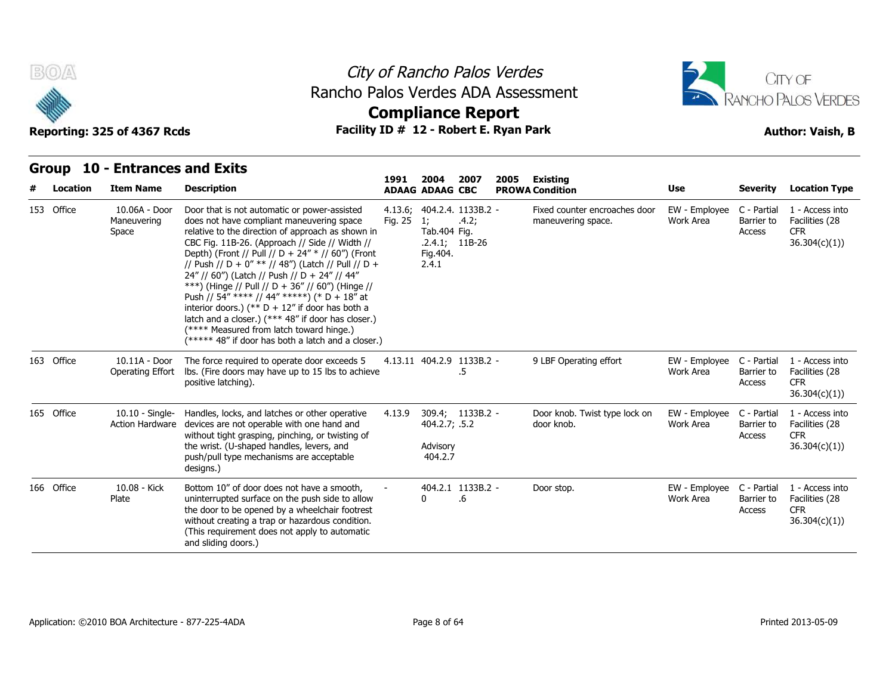# City of Rancho Palos Verdes

## Rancho Palos Verdes ADA Assessment

## Compliance Report

**Reporting: 325 of 4367 Rcds** | **Facility ID # 12 - Robert E. Ryan Park** | **Author: Vaish, B**

### Group 10 - Entrances and Exits

| # | Location | Item Name | Description | 1991 ADAAG | 2004 ADAAG | 2007 CBC | 2005 PROWA | Existing Condition | Use | Severity | Location Type |
|---|---|---|---|---|---|---|---|---|---|---|---|
| 153 | Office | 10.06A - Door Maneuvering Space | Door that is not automatic or power-assisted does not have compliant maneuvering space relative to the direction of approach as shown in CBC Fig. 11B-26. (Approach // Side // Width // Depth) (Front // Pull // D + 24" * // 60") (Front // Push // D + 0" ** // 48") (Latch // Pull // D + 24" // 60") (Latch // Push // D + 24" // 44" ***) (Hinge // Pull // D + 36" // 60") (Hinge // Push // 54" **** // 44" *****) (* D + 18" at interior doors.) (** D + 12" if door has both a latch and a closer.) (*** 48" if door has closer.) (**** Measured from latch toward hinge.) (***** 48" if door has both a latch and a closer.) | 4.13.6; Fig. 25 | 404.2.4.1; Tab.404.2.4.1; Fig.404.2.4.1 | 1133B.2 - .4.2; Fig. 11B-26 | | Fixed counter encroaches door maneuvering space. | EW - Employee Work Area | C - Partial Barrier to Access | 1 - Access into Facilities (28 CFR 36.304(c)(1)) |
| 163 | Office | 10.11A - Door Operating Effort | The force required to operate door exceeds 5 lbs. (Fire doors may have up to 15 lbs to achieve positive latching). | 4.13.11 | 404.2.9 | 1133B.2 - .5 | | 9 LBF Operating effort | EW - Employee Work Area | C - Partial Barrier to Access | 1 - Access into Facilities (28 CFR 36.304(c)(1)) |
| 165 | Office | 10.10 - Single-Action Hardware | Handles, locks, and latches or other operative devices are not operable with one hand and without tight grasping, pinching, or twisting of the wrist. (U-shaped handles, levers, and push/pull type mechanisms are acceptable designs.) | 4.13.9 | 309.4; 404.2.7; Advisory 404.2.7 | 1133B.2 - .5.2 | | Door knob. Twist type lock on door knob. | EW - Employee Work Area | C - Partial Barrier to Access | 1 - Access into Facilities (28 CFR 36.304(c)(1)) |
| 166 | Office | 10.08 - Kick Plate | Bottom 10" of door does not have a smooth, uninterrupted surface on the push side to allow the door to be opened by a wheelchair footrest without creating a trap or hazardous condition. (This requirement does not apply to automatic and sliding doors.) | - | 404.2.10 | 1133B.2 - .6 | | Door stop. | EW - Employee Work Area | C - Partial Barrier to Access | 1 - Access into Facilities (28 CFR 36.304(c)(1)) |

Application: ©2010 BOA Architecture - 877-225-4ADA | Printed 2013-05-09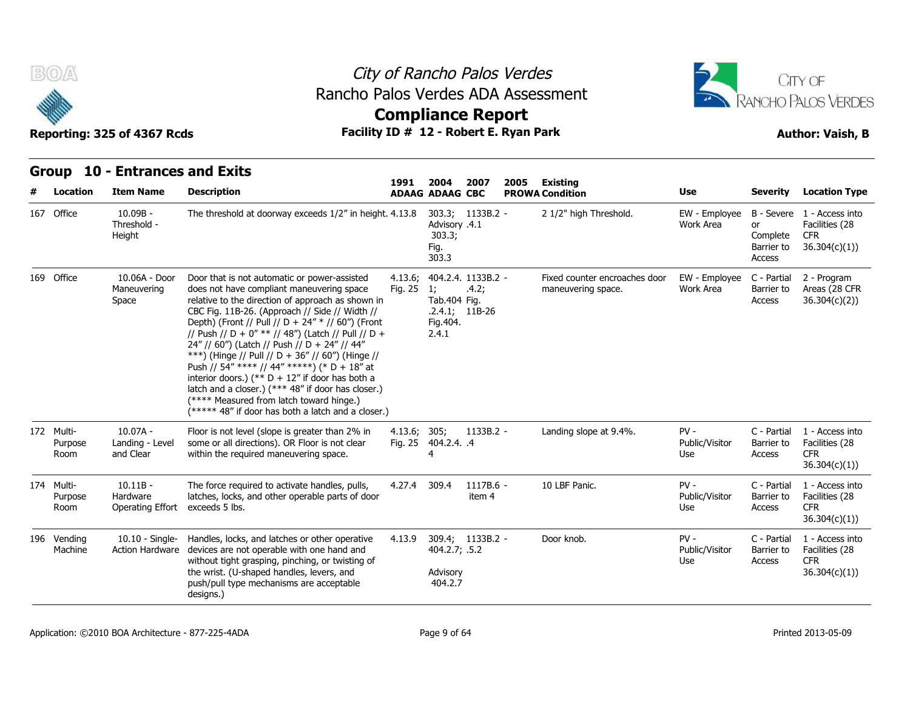# City of Rancho Palos Verdes
## Rancho Palos Verdes ADA Assessment
## Compliance Report

**Reporting: 325 of 4367 Rcds** | **Facility ID # 12 - Robert E. Ryan Park** | **Author: Vaish, B**

## Group 10 - Entrances and Exits

| # | Location | Item Name | Description | 1991 ADAAG | 2004 ADAAG | 2007 CBC | 2005 PROWA | Existing Condition | Use | Severity | Location Type |
|---|---|---|---|---|---|---|---|---|---|---|---|
| 167 | Office | 10.09B - Threshold - Height | The threshold at doorway exceeds 1/2" in height. | 4.13.8 | 303.3; Advisory 303.3; Fig. 303.3 | 1133B.2 - .4.1 | | 2 1/2" high Threshold. | EW - Employee Work Area | B - Severe or Complete Barrier to Access | 1 - Access into Facilities (28 CFR 36.304(c)(1)) |
| 169 | Office | 10.06A - Door Maneuvering Space | Door that is not automatic or power-assisted does not have compliant maneuvering space relative to the direction of approach as shown in CBC Fig. 11B-26. (Approach // Side // Width // Depth) (Front // Pull // D + 24" * // 60") (Front // Push // D + 0" ** // 48") (Latch // Pull // D + 24" // 60") (Latch // Push // D + 24" // 44" ***) (Hinge // Pull // D + 36" // 60") (Hinge // Push // 54" **** // 44" *****) (* D + 18" at interior doors.) (** D + 12" if door has both a latch and a closer.) (*** 48" if door has closer.) (**** Measured from latch toward hinge.) (***** 48" if door has both a latch and a closer.) | 4.13.6; Fig. 25 | 404.2.4. 1; Tab.404 .2.4.1; Fig.404. 2.4.1 | 1133B.2 - .4.2; Fig. 11B-26 | | Fixed counter encroaches door maneuvering space. | EW - Employee Work Area | C - Partial Barrier to Access | 2 - Program Areas (28 CFR 36.304(c)(2)) |
| 172 | Multi-Purpose Room | 10.07A - Landing - Level and Clear | Floor is not level (slope is greater than 2% in some or all directions). OR Floor is not clear within the required maneuvering space. | 4.13.6; Fig. 25 | 305; 404.2.4. 4 | 1133B.2 - .4 | | Landing slope at 9.4%. | PV - Public/Visitor Use | C - Partial Barrier to Access | 1 - Access into Facilities (28 CFR 36.304(c)(1)) |
| 174 | Multi-Purpose Room | 10.11B - Hardware Operating Effort | The force required to activate handles, pulls, latches, locks, and other operable parts of door exceeds 5 lbs. | 4.27.4 | 309.4 | 1117B.6 - item 4 | | 10 LBF Panic. | PV - Public/Visitor Use | C - Partial Barrier to Access | 1 - Access into Facilities (28 CFR 36.304(c)(1)) |
| 196 | Vending Machine | 10.10 - Single-Action Hardware | Handles, locks, and latches or other operative devices are not operable with one hand and without tight grasping, pinching, or twisting of the wrist. (U-shaped handles, levers, and push/pull type mechanisms are acceptable designs.) | 4.13.9 | 309.4; 404.2.7; Advisory 404.2.7 | 1133B.2 - .5.2 | | Door knob. | PV - Public/Visitor Use | C - Partial Barrier to Access | 1 - Access into Facilities (28 CFR 36.304(c)(1)) |

Application: ©2010 BOA Architecture - 877-225-4ADA | Printed 2013-05-09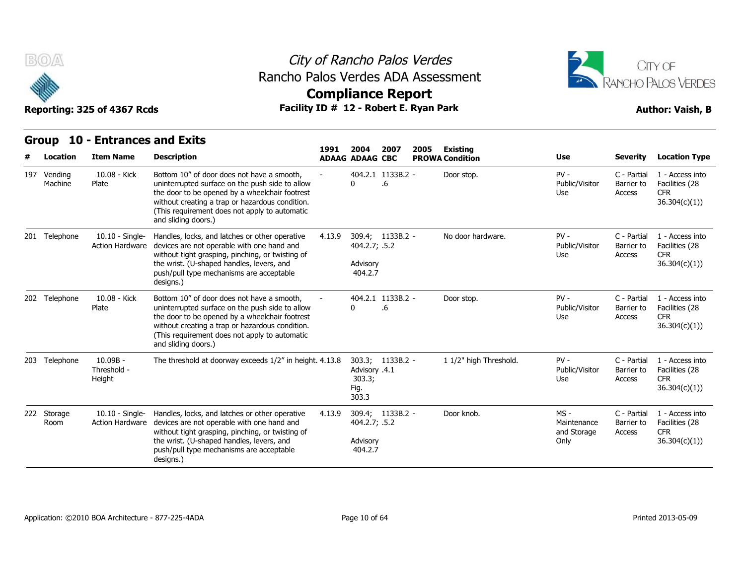City of Rancho Palos Verdes
Rancho Palos Verdes ADA Assessment
**Compliance Report**

**Reporting: 325 of 4367 Rcds** — **Facility ID # 12 - Robert E. Ryan Park** — **Author: Vaish, B**

## Group 10 - Entrances and Exits

| # | Location | Item Name | Description | 1991 ADAAG | 2004 ADAAG | 2007 CBC | 2005 PROWA | Existing Condition | Use | Severity | Location Type |
|---|---|---|---|---|---|---|---|---|---|---|---|
| 197 | Vending Machine | 10.08 - Kick Plate | Bottom 10" of door does not have a smooth, uninterrupted surface on the push side to allow the door to be opened by a wheelchair footrest without creating a trap or hazardous condition. (This requirement does not apply to automatic and sliding doors.) | - | 404.2.10 | 1133B.2.6 | - | Door stop. | PV - Public/Visitor Use | C - Partial Barrier to Access | 1 - Access into Facilities (28 CFR 36.304(c)(1)) |
| 201 | Telephone | 10.10 - Single-Action Hardware | Handles, locks, and latches or other operative devices are not operable with one hand and without tight grasping, pinching, or twisting of the wrist. (U-shaped handles, levers, and push/pull type mechanisms are acceptable designs.) | 4.13.9 | 309.4; 404.2.7; Advisory 404.2.7 | 1133B.2.5.2 | - | No door hardware. | PV - Public/Visitor Use | C - Partial Barrier to Access | 1 - Access into Facilities (28 CFR 36.304(c)(1)) |
| 202 | Telephone | 10.08 - Kick Plate | Bottom 10" of door does not have a smooth, uninterrupted surface on the push side to allow the door to be opened by a wheelchair footrest without creating a trap or hazardous condition. (This requirement does not apply to automatic and sliding doors.) | - | 404.2.10 | 1133B.2.6 | - | Door stop. | PV - Public/Visitor Use | C - Partial Barrier to Access | 1 - Access into Facilities (28 CFR 36.304(c)(1)) |
| 203 | Telephone | 10.09B - Threshold - Height | The threshold at doorway exceeds 1/2" in height. | 4.13.8 | 303.3; Advisory 303.3; Fig. 303.3 | 1133B.2.4.1 | - | 1 1/2" high Threshold. | PV - Public/Visitor Use | C - Partial Barrier to Access | 1 - Access into Facilities (28 CFR 36.304(c)(1)) |
| 222 | Storage Room | 10.10 - Single-Action Hardware | Handles, locks, and latches or other operative devices are not operable with one hand and without tight grasping, pinching, or twisting of the wrist. (U-shaped handles, levers, and push/pull type mechanisms are acceptable designs.) | 4.13.9 | 309.4; 404.2.7; Advisory 404.2.7 | 1133B.2.5.2 | - | Door knob. | MS - Maintenance and Storage Only | C - Partial Barrier to Access | 1 - Access into Facilities (28 CFR 36.304(c)(1)) |

Application: ©2010 BOA Architecture - 877-225-4ADA — Printed 2013-05-09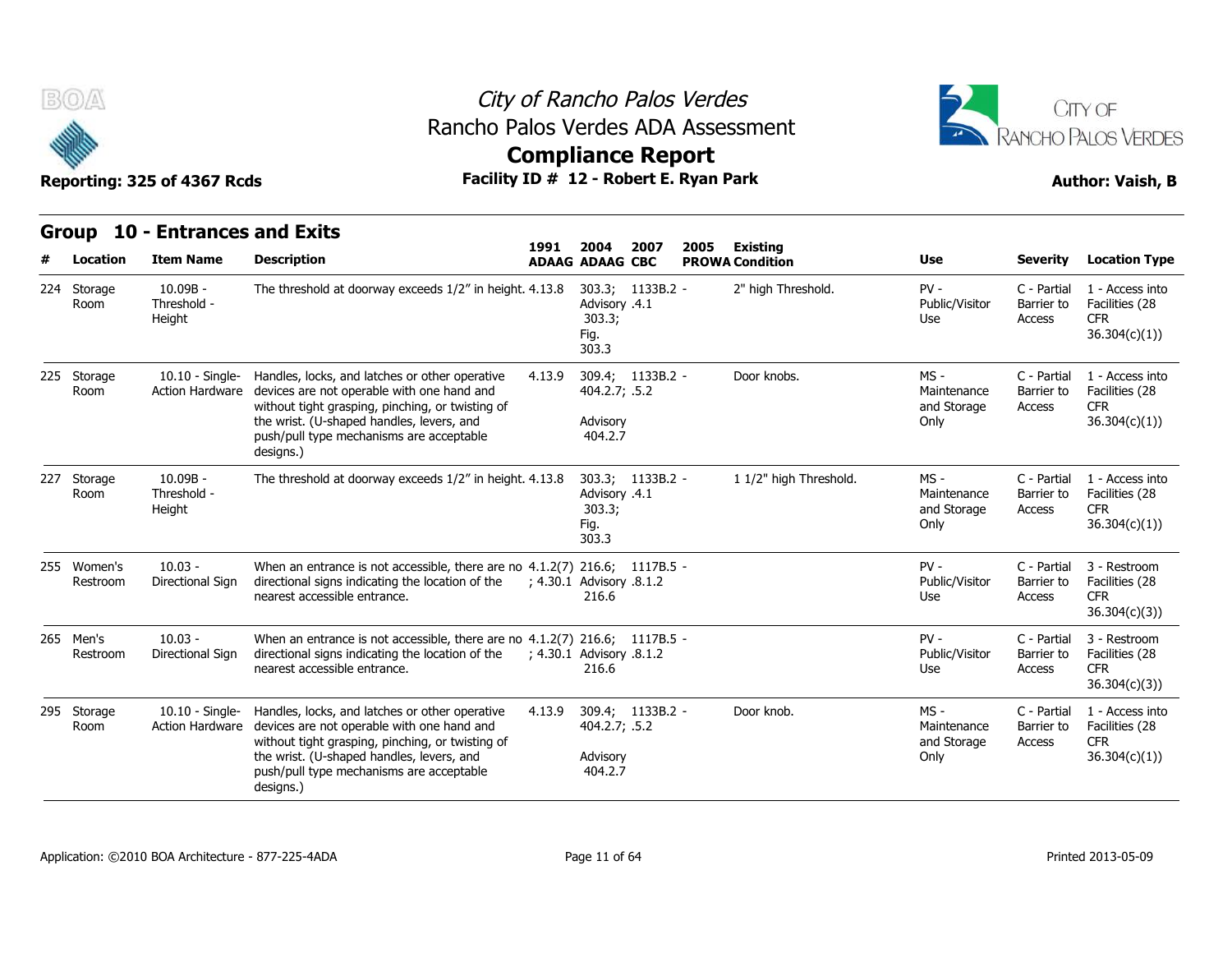## Group 10 - Entrances and Exits

| # | Location | Item Name | Description | 1991 ADAAG | 2004 ADAAG | 2007 CBC | 2005 PROWA | Existing Condition | Use | Severity | Location Type |
|---|---|---|---|---|---|---|---|---|---|---|---|
| 224 | Storage Room | 10.09B - Threshold - Height | The threshold at doorway exceeds 1/2" in height. | 4.13.8 | 303.3; Advisory 303.3; Fig. 303.3 | 1133B.2.4.1 | - | 2" high Threshold. | PV - Public/Visitor Use | C - Partial Barrier to Access | 1 - Access into Facilities (28 CFR 36.304(c)(1)) |
| 225 | Storage Room | 10.10 - Single-Action Hardware | Handles, locks, and latches or other operative devices are not operable with one hand and without tight grasping, pinching, or twisting of the wrist. (U-shaped handles, levers, and push/pull type mechanisms are acceptable designs.) | 4.13.9 | 309.4; 404.2.7; Advisory 404.2.7 | 1133B.2.5.2 | - | Door knobs. | MS - Maintenance and Storage Only | C - Partial Barrier to Access | 1 - Access into Facilities (28 CFR 36.304(c)(1)) |
| 227 | Storage Room | 10.09B - Threshold - Height | The threshold at doorway exceeds 1/2" in height. | 4.13.8 | 303.3; Advisory 303.3; Fig. 303.3 | 1133B.2.4.1 | - | 1 1/2" high Threshold. | MS - Maintenance and Storage Only | C - Partial Barrier to Access | 1 - Access into Facilities (28 CFR 36.304(c)(1)) |
| 255 | Women's Restroom | 10.03 - Directional Sign | When an entrance is not accessible, there are no directional signs indicating the location of the nearest accessible entrance. | 4.1.2(7); 4.30.1 | 216.6; Advisory 216.6 | 1117B.5.8.1.2 | - | | PV - Public/Visitor Use | C - Partial Barrier to Access | 3 - Restroom Facilities (28 CFR 36.304(c)(3)) |
| 265 | Men's Restroom | 10.03 - Directional Sign | When an entrance is not accessible, there are no directional signs indicating the location of the nearest accessible entrance. | 4.1.2(7); 4.30.1 | 216.6; Advisory 216.6 | 1117B.5.8.1.2 | - | | PV - Public/Visitor Use | C - Partial Barrier to Access | 3 - Restroom Facilities (28 CFR 36.304(c)(3)) |
| 295 | Storage Room | 10.10 - Single-Action Hardware | Handles, locks, and latches or other operative devices are not operable with one hand and without tight grasping, pinching, or twisting of the wrist. (U-shaped handles, levers, and push/pull type mechanisms are acceptable designs.) | 4.13.9 | 309.4; 404.2.7; Advisory 404.2.7 | 1133B.2.5.2 | - | Door knob. | MS - Maintenance and Storage Only | C - Partial Barrier to Access | 1 - Access into Facilities (28 CFR 36.304(c)(1)) |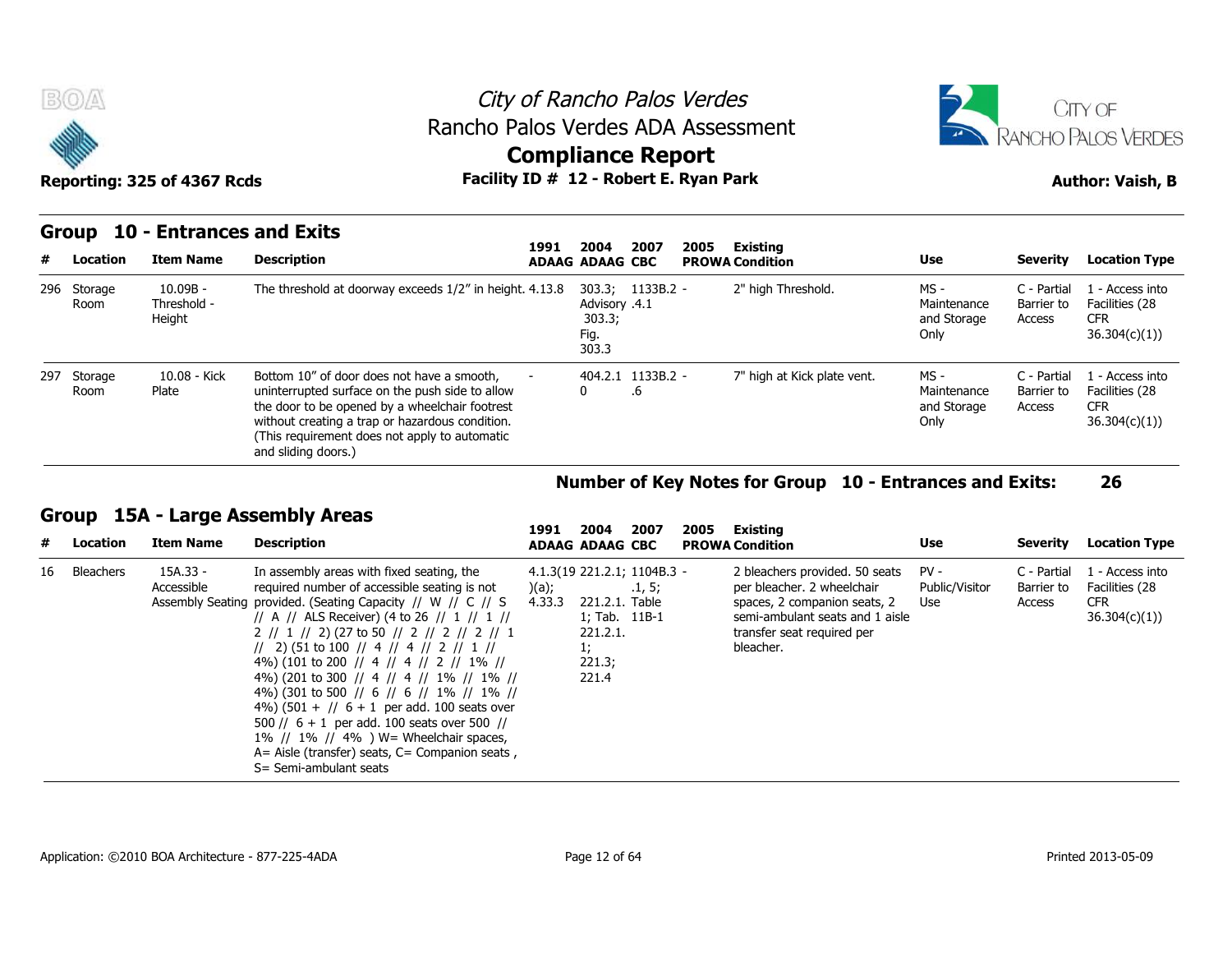# City of Rancho Palos Verdes
## Rancho Palos Verdes ADA Assessment
## Compliance Report

Reporting: 325 of 4367 Rcds | Facility ID # 12 - Robert E. Ryan Park | Author: Vaish, B

## Group 10 - Entrances and Exits

| # | Location | Item Name | Description | 1991 ADAAG | 2004 ADAAG | 2007 CBC | 2005 PROWA | Existing Condition | Use | Severity | Location Type |
|---|---|---|---|---|---|---|---|---|---|---|---|
| 296 | Storage Room | 10.09B - Threshold - Height | The threshold at doorway exceeds 1/2" in height. | 4.13.8 | 303.3; Advisory 303.3; Fig. 303.3 | 1133B.2.4.1 | - | 2" high Threshold. | MS - Maintenance and Storage Only | C - Partial Barrier to Access | 1 - Access into Facilities (28 CFR 36.304(c)(1)) |
| 297 | Storage Room | 10.08 - Kick Plate | Bottom 10" of door does not have a smooth, uninterrupted surface on the push side to allow the door to be opened by a wheelchair footrest without creating a trap or hazardous condition. (This requirement does not apply to automatic and sliding doors.) | - | 404.2.10 | 1133B.2.6 | - | 7" high at Kick plate vent. | MS - Maintenance and Storage Only | C - Partial Barrier to Access | 1 - Access into Facilities (28 CFR 36.304(c)(1)) |

**Number of Key Notes for Group 10 - Entrances and Exits: 26**

## Group 15A - Large Assembly Areas

| # | Location | Item Name | Description | 1991 ADAAG | 2004 ADAAG | 2007 CBC | 2005 PROWA | Existing Condition | Use | Severity | Location Type |
|---|---|---|---|---|---|---|---|---|---|---|---|
| 16 | Bleachers | 15A.33 - Accessible Assembly Seating | In assembly areas with fixed seating, the required number of accessible seating is not provided. (Seating Capacity // W // C // S // A // ALS Receiver) (4 to 26 // 1 // 1 // 2 // 1 // 2) (27 to 50 // 2 // 2 // 2 // 1 // 2) (51 to 100 // 4 // 4 // 2 // 1 // 4%) (101 to 200 // 4 // 4 // 2 // 1% // 4%) (201 to 300 // 4 // 4 // 1% // 1% // 4%) (301 to 500 // 6 // 6 // 1% // 1% // 4%) (501 + // 6 + 1 per add. 100 seats over 500 // 6 + 1 per add. 100 seats over 500 // 1% // 1% // 4% ) W= Wheelchair spaces, A= Aisle (transfer) seats, C= Companion seats , S= Semi-ambulant seats | 4.1.3(19)(a); 4.33.3 | 221.2.1; 221.2.1. 1; Tab. 221.2.1. 1; 221.3; 221.4 | 1104B.3.1, 5; Table 11B-1 | - | 2 bleachers provided. 50 seats per bleacher. 2 wheelchair spaces, 2 companion seats, 2 semi-ambulant seats and 1 aisle transfer seat required per bleacher. | PV - Public/Visitor Use | C - Partial Barrier to Access | 1 - Access into Facilities (28 CFR 36.304(c)(1)) |

Application: ©2010 BOA Architecture - 877-225-4ADA | Printed 2013-05-09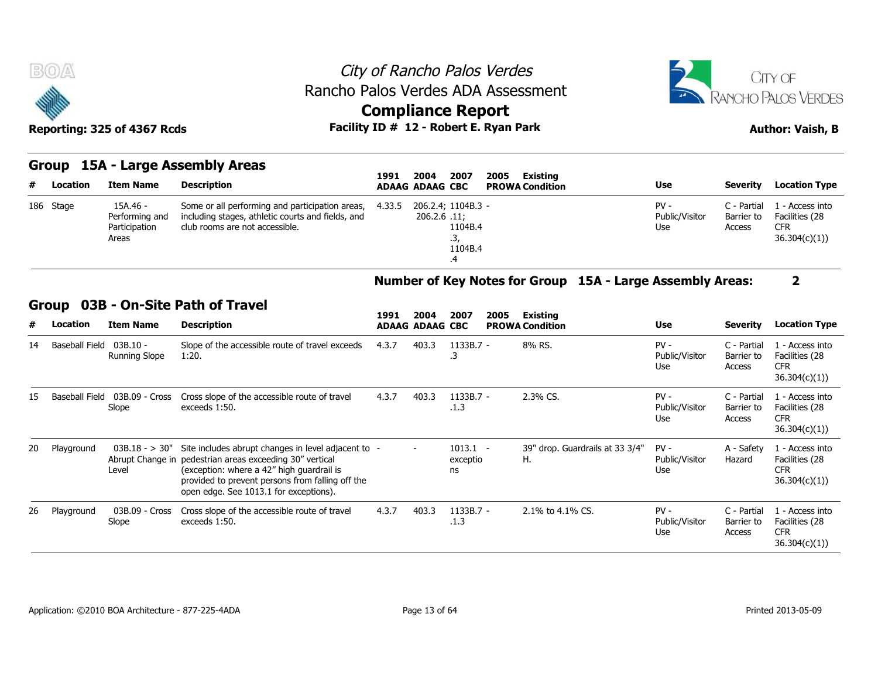City of Rancho Palos Verdes
Rancho Palos Verdes ADA Assessment
**Compliance Report**

**Reporting: 325 of 4367 Rcds** — **Facility ID # 12 - Robert E. Ryan Park** — **Author: Vaish, B**

## Group 15A - Large Assembly Areas

| # | Location | Item Name | Description | 1991 ADAAG | 2004 ADAAG | 2007 CBC | 2005 PROWA | Existing Condition | Use | Severity | Location Type |
|---|---|---|---|---|---|---|---|---|---|---|---|
| 186 | Stage | 15A.46 - Performing and Participation Areas | Some or all performing and participation areas, including stages, athletic courts and fields, and club rooms are not accessible. | 4.33.5 | 206.2.4; 206.2.6 | 1104B.3.11; 1104B.4.3, 1104B.4.4 | - | | PV - Public/Visitor Use | C - Partial Barrier to Access | 1 - Access into Facilities (28 CFR 36.304(c)(1)) |

**Number of Key Notes for Group 15A - Large Assembly Areas: 2**

## Group 03B - On-Site Path of Travel

| # | Location | Item Name | Description | 1991 ADAAG | 2004 ADAAG | 2007 CBC | 2005 PROWA | Existing Condition | Use | Severity | Location Type |
|---|---|---|---|---|---|---|---|---|---|---|---|
| 14 | Baseball Field | 03B.10 - Running Slope | Slope of the accessible route of travel exceeds 1:20. | 4.3.7 | 403.3 | 1133B.7.3 | - | 8% RS. | PV - Public/Visitor Use | C - Partial Barrier to Access | 1 - Access into Facilities (28 CFR 36.304(c)(1)) |
| 15 | Baseball Field | 03B.09 - Cross Slope | Cross slope of the accessible route of travel exceeds 1:50. | 4.3.7 | 403.3 | 1133B.7.1.3 | - | 2.3% CS. | PV - Public/Visitor Use | C - Partial Barrier to Access | 1 - Access into Facilities (28 CFR 36.304(c)(1)) |
| 20 | Playground | 03B.18 - > 30" Abrupt Change in Level | Site includes abrupt changes in level adjacent to pedestrian areas exceeding 30" vertical (exception: where a 42" high guardrail is provided to prevent persons from falling off the open edge. See 1013.1 for exceptions). | - | - | 1013.1 exceptions | - | 39" drop. Guardrails at 33 3/4" H. | PV - Public/Visitor Use | A - Safety Hazard | 1 - Access into Facilities (28 CFR 36.304(c)(1)) |
| 26 | Playground | 03B.09 - Cross Slope | Cross slope of the accessible route of travel exceeds 1:50. | 4.3.7 | 403.3 | 1133B.7.1.3 | - | 2.1% to 4.1% CS. | PV - Public/Visitor Use | C - Partial Barrier to Access | 1 - Access into Facilities (28 CFR 36.304(c)(1)) |

Application: ©2010 BOA Architecture - 877-225-4ADA — Printed 2013-05-09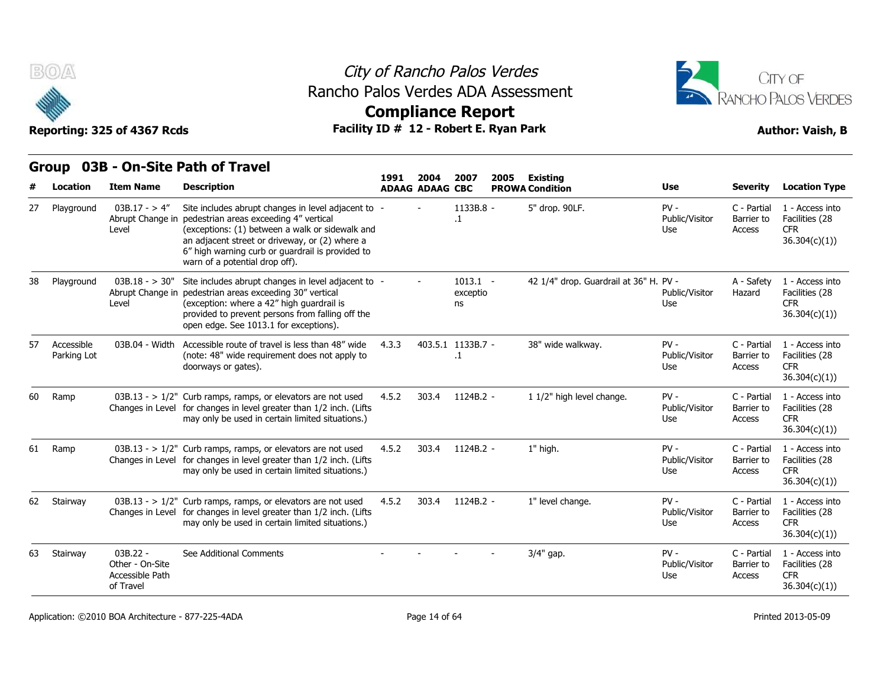# City of Rancho Palos Verdes
## Rancho Palos Verdes ADA Assessment
## Compliance Report

**Reporting: 325 of 4367 Rcds** | **Facility ID # 12 - Robert E. Ryan Park** | **Author: Vaish, B**

## Group 03B - On-Site Path of Travel

| # | Location | Item Name | Description | 1991 ADAAG | 2004 ADAAG | 2007 CBC | 2005 PROWA | Existing Condition | Use | Severity | Location Type |
|---|---|---|---|---|---|---|---|---|---|---|---|
| 27 | Playground | 03B.17 - > 4" Abrupt Change in Level | Site includes abrupt changes in level adjacent to pedestrian areas exceeding 4" vertical (exceptions: (1) between a walk or sidewalk and an adjacent street or driveway, or (2) where a 6" high warning curb or guardrail is provided to warn of a potential drop off). | - | - | 1133B.8.1 | - | 5" drop. 90LF. | PV - Public/Visitor Use | C - Partial Barrier to Access | 1 - Access into Facilities (28 CFR 36.304(c)(1)) |
| 38 | Playground | 03B.18 - > 30" Abrupt Change in Level | Site includes abrupt changes in level adjacent to pedestrian areas exceeding 30" vertical (exception: where a 42" high guardrail is provided to prevent persons from falling off the open edge. See 1013.1 for exceptions). | - | - | 1013.1 exceptions | - | 42 1/4" drop. Guardrail at 36" H. | PV - Public/Visitor Use | A - Safety Hazard | 1 - Access into Facilities (28 CFR 36.304(c)(1)) |
| 57 | Accessible Parking Lot | 03B.04 - Width | Accessible route of travel is less than 48" wide (note: 48" wide requirement does not apply to doorways or gates). | 4.3.3 | 403.5.1 | 1133B.7.1 | - | 38" wide walkway. | PV - Public/Visitor Use | C - Partial Barrier to Access | 1 - Access into Facilities (28 CFR 36.304(c)(1)) |
| 60 | Ramp | 03B.13 - > 1/2" Changes in Level | Curb ramps, ramps, or elevators are not used for changes in level greater than 1/2 inch. (Lifts may only be used in certain limited situations.) | 4.5.2 | 303.4 | 1124B.2 | - | 1 1/2" high level change. | PV - Public/Visitor Use | C - Partial Barrier to Access | 1 - Access into Facilities (28 CFR 36.304(c)(1)) |
| 61 | Ramp | 03B.13 - > 1/2" Changes in Level | Curb ramps, ramps, or elevators are not used for changes in level greater than 1/2 inch. (Lifts may only be used in certain limited situations.) | 4.5.2 | 303.4 | 1124B.2 | - | 1" high. | PV - Public/Visitor Use | C - Partial Barrier to Access | 1 - Access into Facilities (28 CFR 36.304(c)(1)) |
| 62 | Stairway | 03B.13 - > 1/2" Changes in Level | Curb ramps, ramps, or elevators are not used for changes in level greater than 1/2 inch. (Lifts may only be used in certain limited situations.) | 4.5.2 | 303.4 | 1124B.2 | - | 1" level change. | PV - Public/Visitor Use | C - Partial Barrier to Access | 1 - Access into Facilities (28 CFR 36.304(c)(1)) |
| 63 | Stairway | 03B.22 - Other - On-Site Accessible Path of Travel | See Additional Comments | - | - | - | - | 3/4" gap. | PV - Public/Visitor Use | C - Partial Barrier to Access | 1 - Access into Facilities (28 CFR 36.304(c)(1)) |

Application: ©2010 BOA Architecture - 877-225-4ADA | Printed 2013-05-09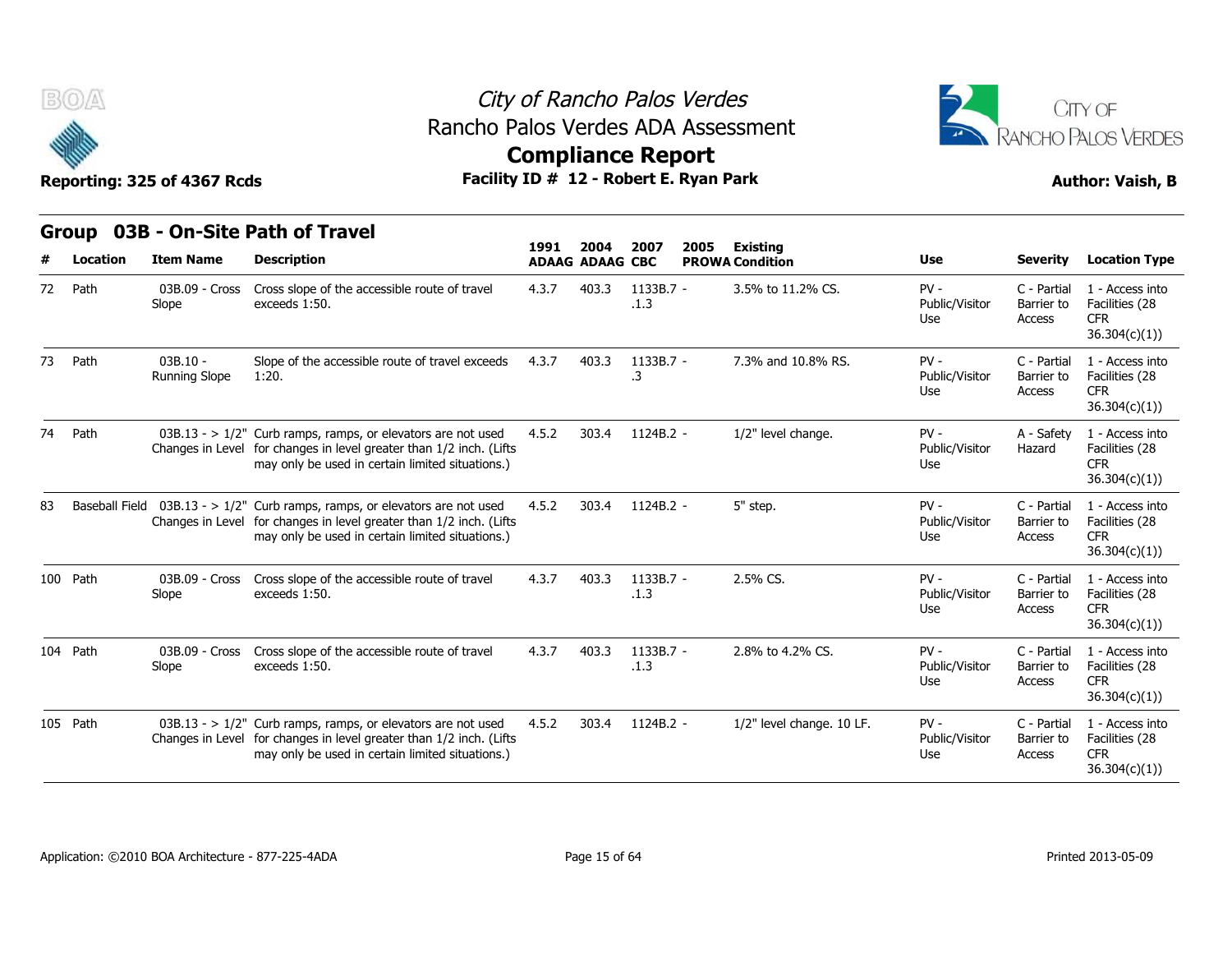City of Rancho Palos Verdes
Rancho Palos Verdes ADA Assessment
**Compliance Report**

Reporting: 325 of 4367 Rcds — Facility ID # 12 - Robert E. Ryan Park — Author: Vaish, B

## Group 03B - On-Site Path of Travel

| # | Location | Item Name | Description | 1991 ADAAG | 2004 ADAAG | 2007 CBC | 2005 PROWA | Existing Condition | Use | Severity | Location Type |
|---|---|---|---|---|---|---|---|---|---|---|---|
| 72 | Path | 03B.09 - Cross Slope | Cross slope of the accessible route of travel exceeds 1:50. | 4.3.7 | 403.3 | 1133B.7 - .1.3 | | 3.5% to 11.2% CS. | PV - Public/Visitor Use | C - Partial Barrier to Access | 1 - Access into Facilities (28 CFR 36.304(c)(1)) |
| 73 | Path | 03B.10 - Running Slope | Slope of the accessible route of travel exceeds 1:20. | 4.3.7 | 403.3 | 1133B.7 - .3 | | 7.3% and 10.8% RS. | PV - Public/Visitor Use | C - Partial Barrier to Access | 1 - Access into Facilities (28 CFR 36.304(c)(1)) |
| 74 | Path | 03B.13 - > 1/2" Changes in Level | Curb ramps, ramps, or elevators are not used for changes in level greater than 1/2 inch. (Lifts may only be used in certain limited situations.) | 4.5.2 | 303.4 | 1124B.2 - | | 1/2" level change. | PV - Public/Visitor Use | A - Safety Hazard | 1 - Access into Facilities (28 CFR 36.304(c)(1)) |
| 83 | Baseball Field | 03B.13 - > 1/2" Changes in Level | Curb ramps, ramps, or elevators are not used for changes in level greater than 1/2 inch. (Lifts may only be used in certain limited situations.) | 4.5.2 | 303.4 | 1124B.2 - | | 5" step. | PV - Public/Visitor Use | C - Partial Barrier to Access | 1 - Access into Facilities (28 CFR 36.304(c)(1)) |
| 100 | Path | 03B.09 - Cross Slope | Cross slope of the accessible route of travel exceeds 1:50. | 4.3.7 | 403.3 | 1133B.7 - .1.3 | | 2.5% CS. | PV - Public/Visitor Use | C - Partial Barrier to Access | 1 - Access into Facilities (28 CFR 36.304(c)(1)) |
| 104 | Path | 03B.09 - Cross Slope | Cross slope of the accessible route of travel exceeds 1:50. | 4.3.7 | 403.3 | 1133B.7 - .1.3 | | 2.8% to 4.2% CS. | PV - Public/Visitor Use | C - Partial Barrier to Access | 1 - Access into Facilities (28 CFR 36.304(c)(1)) |
| 105 | Path | 03B.13 - > 1/2" Changes in Level | Curb ramps, ramps, or elevators are not used for changes in level greater than 1/2 inch. (Lifts may only be used in certain limited situations.) | 4.5.2 | 303.4 | 1124B.2 - | | 1/2" level change. 10 LF. | PV - Public/Visitor Use | C - Partial Barrier to Access | 1 - Access into Facilities (28 CFR 36.304(c)(1)) |

Application: ©2010 BOA Architecture - 877-225-4ADA — Printed 2013-05-09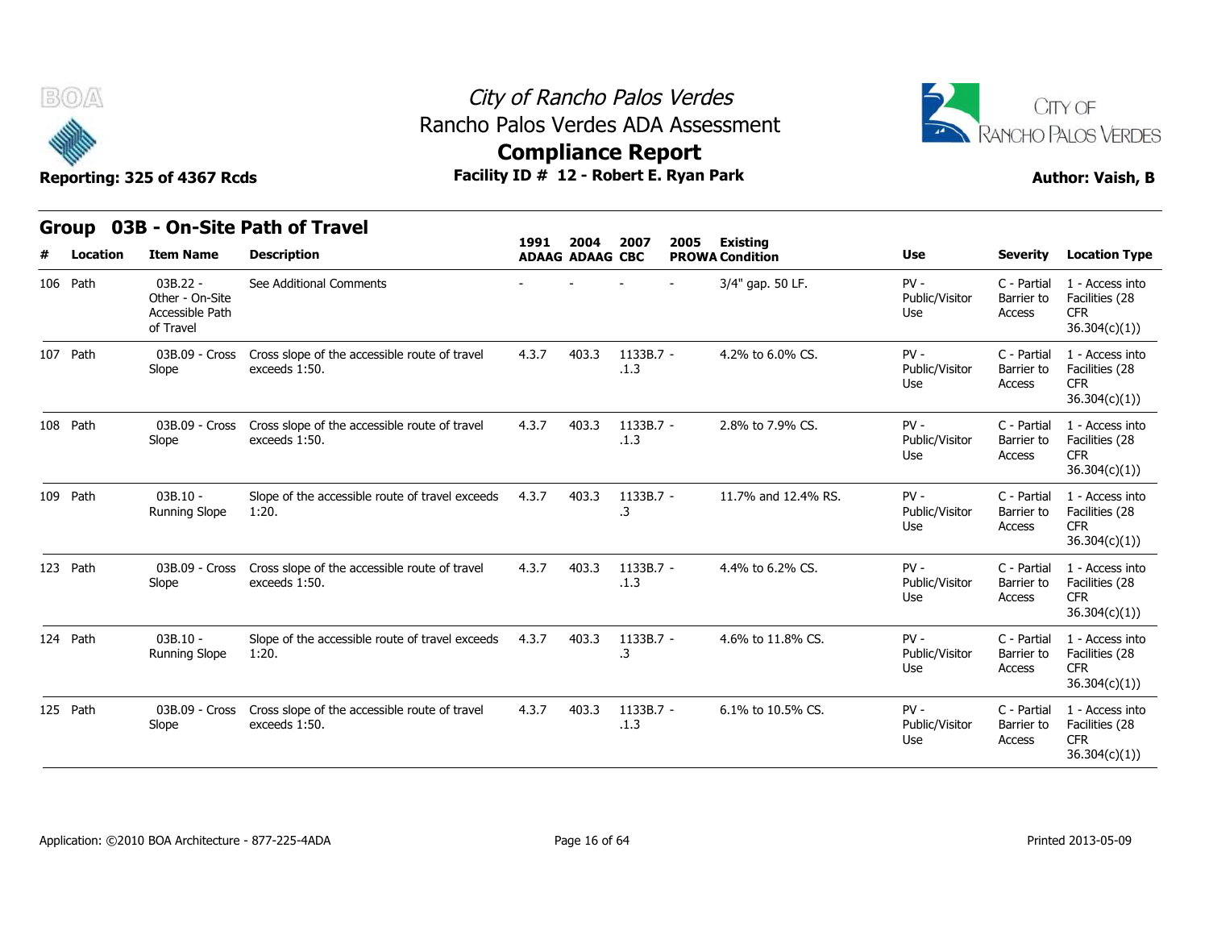# City of Rancho Palos Verdes
## Rancho Palos Verdes ADA Assessment
## Compliance Report

Reporting: 325 of 4367 Rcds | **Facility ID # 12 - Robert E. Ryan Park** | Author: Vaish, B

## Group 03B - On-Site Path of Travel

| # | Location | Item Name | Description | 1991 ADAAG | 2004 ADAAG | 2007 CBC | 2005 PROWA | Existing Condition | Use | Severity | Location Type |
|---|---|---|---|---|---|---|---|---|---|---|---|
| 106 | Path | 03B.22 - Other - On-Site Accessible Path of Travel | See Additional Comments | - | - | - | - | 3/4" gap. 50 LF. | PV - Public/Visitor Use | C - Partial Barrier to Access | 1 - Access into Facilities (28 CFR 36.304(c)(1)) |
| 107 | Path | 03B.09 - Cross Slope | Cross slope of the accessible route of travel exceeds 1:50. | 4.3.7 | 403.3 | 1133B.7 - .1.3 | | 4.2% to 6.0% CS. | PV - Public/Visitor Use | C - Partial Barrier to Access | 1 - Access into Facilities (28 CFR 36.304(c)(1)) |
| 108 | Path | 03B.09 - Cross Slope | Cross slope of the accessible route of travel exceeds 1:50. | 4.3.7 | 403.3 | 1133B.7 - .1.3 | | 2.8% to 7.9% CS. | PV - Public/Visitor Use | C - Partial Barrier to Access | 1 - Access into Facilities (28 CFR 36.304(c)(1)) |
| 109 | Path | 03B.10 - Running Slope | Slope of the accessible route of travel exceeds 1:20. | 4.3.7 | 403.3 | 1133B.7 - .3 | | 11.7% and 12.4% RS. | PV - Public/Visitor Use | C - Partial Barrier to Access | 1 - Access into Facilities (28 CFR 36.304(c)(1)) |
| 123 | Path | 03B.09 - Cross Slope | Cross slope of the accessible route of travel exceeds 1:50. | 4.3.7 | 403.3 | 1133B.7 - .1.3 | | 4.4% to 6.2% CS. | PV - Public/Visitor Use | C - Partial Barrier to Access | 1 - Access into Facilities (28 CFR 36.304(c)(1)) |
| 124 | Path | 03B.10 - Running Slope | Slope of the accessible route of travel exceeds 1:20. | 4.3.7 | 403.3 | 1133B.7 - .3 | | 4.6% to 11.8% CS. | PV - Public/Visitor Use | C - Partial Barrier to Access | 1 - Access into Facilities (28 CFR 36.304(c)(1)) |
| 125 | Path | 03B.09 - Cross Slope | Cross slope of the accessible route of travel exceeds 1:50. | 4.3.7 | 403.3 | 1133B.7 - .1.3 | | 6.1% to 10.5% CS. | PV - Public/Visitor Use | C - Partial Barrier to Access | 1 - Access into Facilities (28 CFR 36.304(c)(1)) |

Application: ©2010 BOA Architecture - 877-225-4ADA | Printed 2013-05-09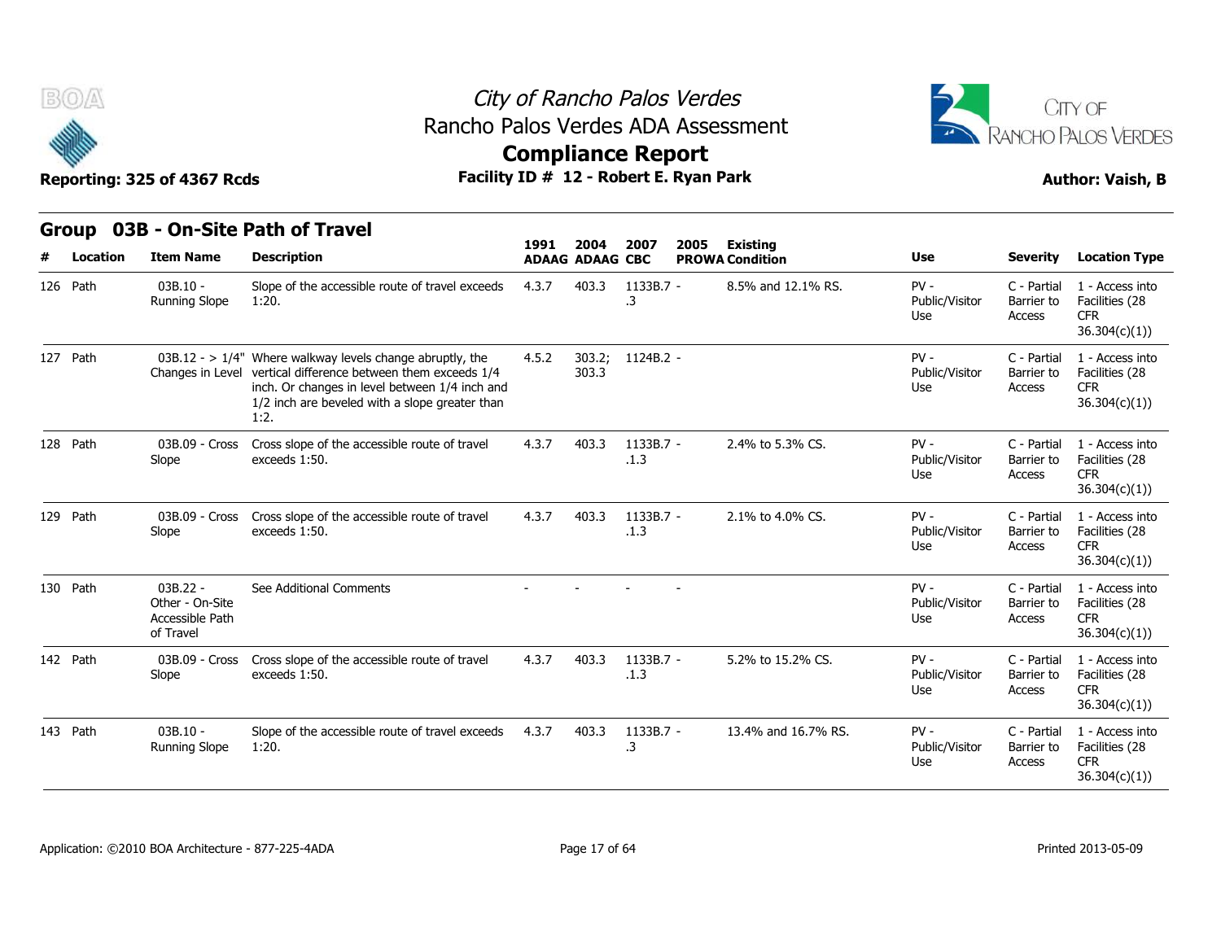# City of Rancho Palos Verdes
## Rancho Palos Verdes ADA Assessment
## Compliance Report

**Reporting: 325 of 4367 Rcds** — **Facility ID # 12 - Robert E. Ryan Park** — **Author: Vaish, B**

## Group 03B - On-Site Path of Travel

| # | Location | Item Name | Description | 1991 ADAAG | 2004 ADAAG | 2007 CBC | 2005 PROWA | Existing Condition | Use | Severity | Location Type |
|---|---|---|---|---|---|---|---|---|---|---|---|
| 126 | Path | 03B.10 - Running Slope | Slope of the accessible route of travel exceeds 1:20. | 4.3.7 | 403.3 | 1133B.7 - .3 | | 8.5% and 12.1% RS. | PV - Public/Visitor Use | C - Partial Barrier to Access | 1 - Access into Facilities (28 CFR 36.304(c)(1)) |
| 127 | Path | 03B.12 - > 1/4" Changes in Level | Where walkway levels change abruptly, the vertical difference between them exceeds 1/4 inch. Or changes in level between 1/4 inch and 1/2 inch are beveled with a slope greater than 1:2. | 4.5.2 | 303.2; 303.3 | 1124B.2 - | | | PV - Public/Visitor Use | C - Partial Barrier to Access | 1 - Access into Facilities (28 CFR 36.304(c)(1)) |
| 128 | Path | 03B.09 - Cross Slope | Cross slope of the accessible route of travel exceeds 1:50. | 4.3.7 | 403.3 | 1133B.7 - .1.3 | | 2.4% to 5.3% CS. | PV - Public/Visitor Use | C - Partial Barrier to Access | 1 - Access into Facilities (28 CFR 36.304(c)(1)) |
| 129 | Path | 03B.09 - Cross Slope | Cross slope of the accessible route of travel exceeds 1:50. | 4.3.7 | 403.3 | 1133B.7 - .1.3 | | 2.1% to 4.0% CS. | PV - Public/Visitor Use | C - Partial Barrier to Access | 1 - Access into Facilities (28 CFR 36.304(c)(1)) |
| 130 | Path | 03B.22 - Other - On-Site Accessible Path of Travel | See Additional Comments | - | - | - | - | | PV - Public/Visitor Use | C - Partial Barrier to Access | 1 - Access into Facilities (28 CFR 36.304(c)(1)) |
| 142 | Path | 03B.09 - Cross Slope | Cross slope of the accessible route of travel exceeds 1:50. | 4.3.7 | 403.3 | 1133B.7 - .1.3 | | 5.2% to 15.2% CS. | PV - Public/Visitor Use | C - Partial Barrier to Access | 1 - Access into Facilities (28 CFR 36.304(c)(1)) |
| 143 | Path | 03B.10 - Running Slope | Slope of the accessible route of travel exceeds 1:20. | 4.3.7 | 403.3 | 1133B.7 - .3 | | 13.4% and 16.7% RS. | PV - Public/Visitor Use | C - Partial Barrier to Access | 1 - Access into Facilities (28 CFR 36.304(c)(1)) |

Application: ©2010 BOA Architecture - 877-225-4ADA — Printed 2013-05-09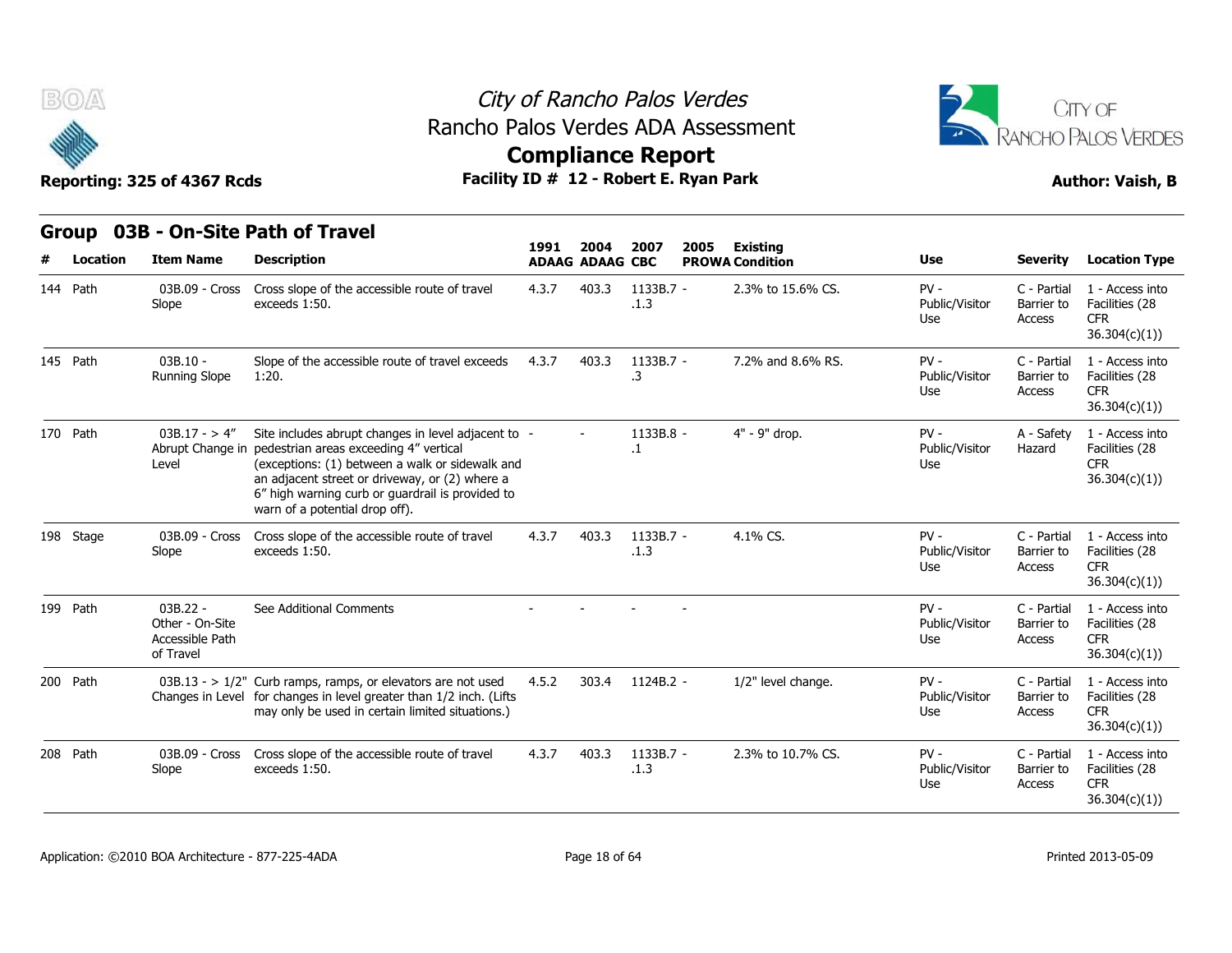## Group 03B - On-Site Path of Travel

| # | Location | Item Name | Description | 1991 ADAAG | 2004 ADAAG | 2007 CBC | 2005 PROWA | Existing Condition | Use | Severity | Location Type |
|---|---|---|---|---|---|---|---|---|---|---|---|
| 144 | Path | 03B.09 - Cross Slope | Cross slope of the accessible route of travel exceeds 1:50. | 4.3.7 | 403.3 | 1133B.7 - .1.3 | | 2.3% to 15.6% CS. | PV - Public/Visitor Use | C - Partial Barrier to Access | 1 - Access into Facilities (28 CFR 36.304(c)(1)) |
| 145 | Path | 03B.10 - Running Slope | Slope of the accessible route of travel exceeds 1:20. | 4.3.7 | 403.3 | 1133B.7 - .3 | | 7.2% and 8.6% RS. | PV - Public/Visitor Use | C - Partial Barrier to Access | 1 - Access into Facilities (28 CFR 36.304(c)(1)) |
| 170 | Path | 03B.17 - > 4" Abrupt Change in Level | Site includes abrupt changes in level adjacent to pedestrian areas exceeding 4" vertical (exceptions: (1) between a walk or sidewalk and an adjacent street or driveway, or (2) where a 6" high warning curb or guardrail is provided to warn of a potential drop off). | - | - | 1133B.8 - .1 | | 4" - 9" drop. | PV - Public/Visitor Use | A - Safety Hazard | 1 - Access into Facilities (28 CFR 36.304(c)(1)) |
| 198 | Stage | 03B.09 - Cross Slope | Cross slope of the accessible route of travel exceeds 1:50. | 4.3.7 | 403.3 | 1133B.7 - .1.3 | | 4.1% CS. | PV - Public/Visitor Use | C - Partial Barrier to Access | 1 - Access into Facilities (28 CFR 36.304(c)(1)) |
| 199 | Path | 03B.22 - Other - On-Site Accessible Path of Travel | See Additional Comments | - | - | - | - | | PV - Public/Visitor Use | C - Partial Barrier to Access | 1 - Access into Facilities (28 CFR 36.304(c)(1)) |
| 200 | Path | 03B.13 - > 1/2" Changes in Level | Curb ramps, ramps, or elevators are not used for changes in level greater than 1/2 inch. (Lifts may only be used in certain limited situations.) | 4.5.2 | 303.4 | 1124B.2 - | | 1/2" level change. | PV - Public/Visitor Use | C - Partial Barrier to Access | 1 - Access into Facilities (28 CFR 36.304(c)(1)) |
| 208 | Path | 03B.09 - Cross Slope | Cross slope of the accessible route of travel exceeds 1:50. | 4.3.7 | 403.3 | 1133B.7 - .1.3 | | 2.3% to 10.7% CS. | PV - Public/Visitor Use | C - Partial Barrier to Access | 1 - Access into Facilities (28 CFR 36.304(c)(1)) |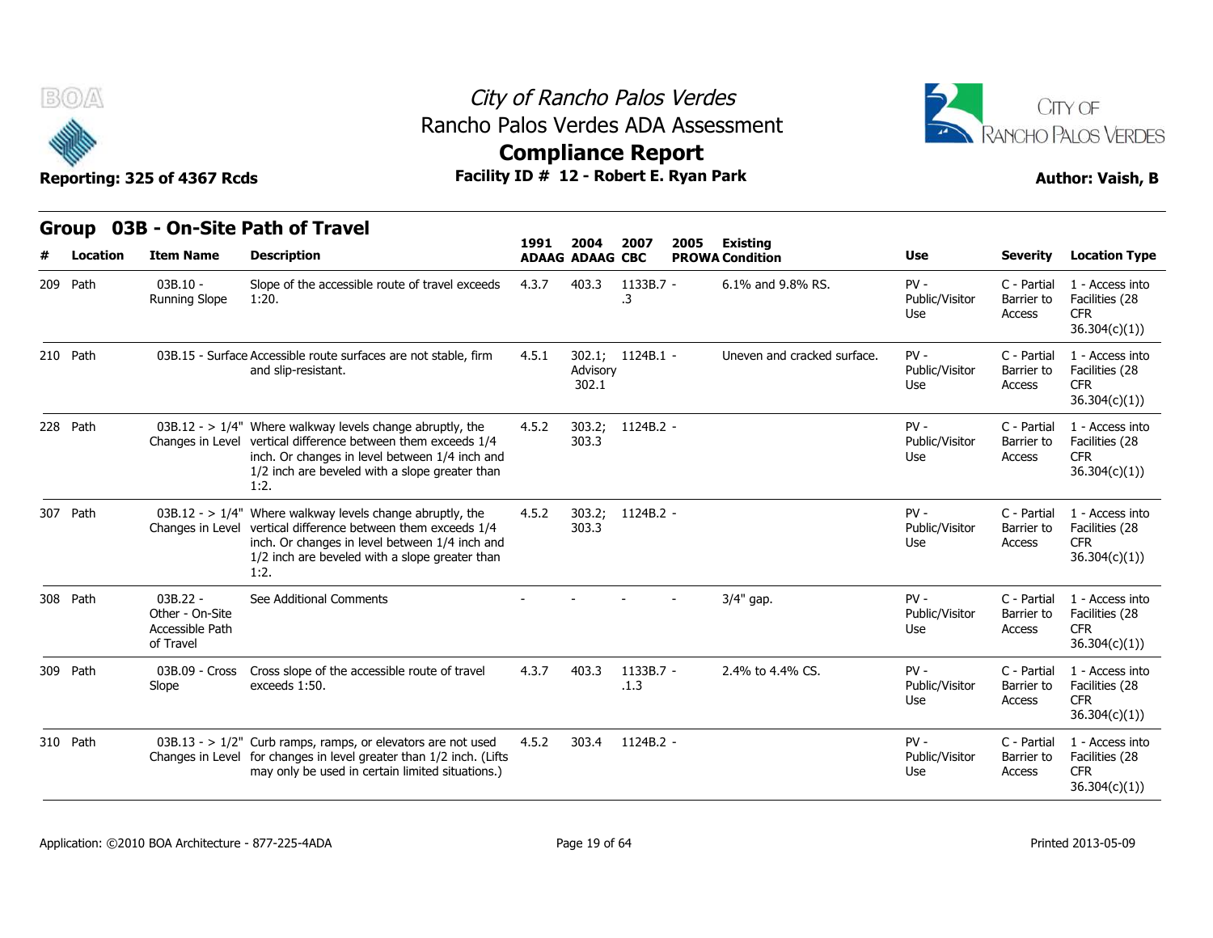# City of Rancho Palos Verdes
## Rancho Palos Verdes ADA Assessment
## Compliance Report

**Reporting: 325 of 4367 Rcds** | **Facility ID # 12 - Robert E. Ryan Park** | **Author: Vaish, B**

### Group 03B - On-Site Path of Travel

| # | Location | Item Name | Description | 1991 ADAAG | 2004 ADAAG | 2007 CBC | 2005 PROWA | Existing Condition | Use | Severity | Location Type |
|---|---|---|---|---|---|---|---|---|---|---|---|
| 209 | Path | 03B.10 - Running Slope | Slope of the accessible route of travel exceeds 1:20. | 4.3.7 | 403.3 | 1133B.7 - .3 | | 6.1% and 9.8% RS. | PV - Public/Visitor Use | C - Partial Barrier to Access | 1 - Access into Facilities (28 CFR 36.304(c)(1)) |
| 210 | Path | 03B.15 - Surface | Accessible route surfaces are not stable, firm and slip-resistant. | 4.5.1 | 302.1; Advisory 302.1 | 1124B.1 - | | Uneven and cracked surface. | PV - Public/Visitor Use | C - Partial Barrier to Access | 1 - Access into Facilities (28 CFR 36.304(c)(1)) |
| 228 | Path | 03B.12 - > 1/4" Changes in Level | Where walkway levels change abruptly, the vertical difference between them exceeds 1/4 inch. Or changes in level between 1/4 inch and 1/2 inch are beveled with a slope greater than 1:2. | 4.5.2 | 303.2; 303.3 | 1124B.2 - | | | PV - Public/Visitor Use | C - Partial Barrier to Access | 1 - Access into Facilities (28 CFR 36.304(c)(1)) |
| 307 | Path | 03B.12 - > 1/4" Changes in Level | Where walkway levels change abruptly, the vertical difference between them exceeds 1/4 inch. Or changes in level between 1/4 inch and 1/2 inch are beveled with a slope greater than 1:2. | 4.5.2 | 303.2; 303.3 | 1124B.2 - | | | PV - Public/Visitor Use | C - Partial Barrier to Access | 1 - Access into Facilities (28 CFR 36.304(c)(1)) |
| 308 | Path | 03B.22 - Other - On-Site Accessible Path of Travel | See Additional Comments | - | - | - | - | 3/4" gap. | PV - Public/Visitor Use | C - Partial Barrier to Access | 1 - Access into Facilities (28 CFR 36.304(c)(1)) |
| 309 | Path | 03B.09 - Cross Slope | Cross slope of the accessible route of travel exceeds 1:50. | 4.3.7 | 403.3 | 1133B.7 - .1.3 | | 2.4% to 4.4% CS. | PV - Public/Visitor Use | C - Partial Barrier to Access | 1 - Access into Facilities (28 CFR 36.304(c)(1)) |
| 310 | Path | 03B.13 - > 1/2" Changes in Level | Curb ramps, ramps, or elevators are not used for changes in level greater than 1/2 inch. (Lifts may only be used in certain limited situations.) | 4.5.2 | 303.4 | 1124B.2 - | | | PV - Public/Visitor Use | C - Partial Barrier to Access | 1 - Access into Facilities (28 CFR 36.304(c)(1)) |

Application: ©2010 BOA Architecture - 877-225-4ADA | Printed 2013-05-09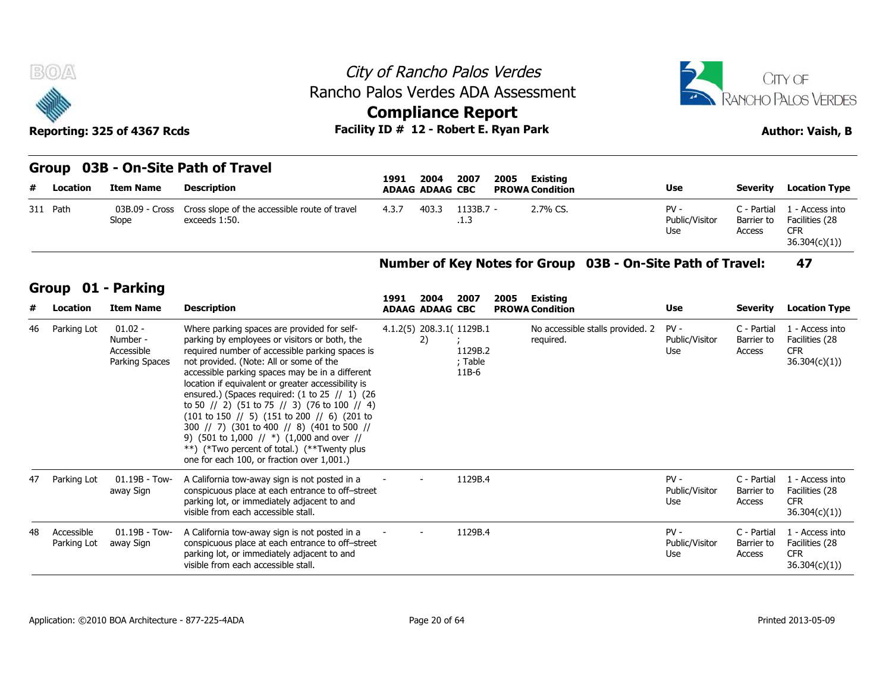# City of Rancho Palos Verdes
## Rancho Palos Verdes ADA Assessment
## Compliance Report

Reporting: 325 of 4367 Rcds

Facility ID # 12 - Robert E. Ryan Park

Author: Vaish, B

### Group 03B - On-Site Path of Travel

| # | Location | Item Name | Description | 1991 ADAAG | 2004 ADAAG | 2007 CBC | 2005 PROWA | Existing Condition | Use | Severity | Location Type |
|---|---|---|---|---|---|---|---|---|---|---|---|
| 311 | Path | 03B.09 - Cross Slope | Cross slope of the accessible route of travel exceeds 1:50. | 4.3.7 | 403.3 | 1133B.7 - .1.3 | | 2.7% CS. | PV - Public/Visitor Use | C - Partial Barrier to Access | 1 - Access into Facilities (28 CFR 36.304(c)(1)) |

**Number of Key Notes for Group 03B - On-Site Path of Travel: 47**

### Group 01 - Parking

| # | Location | Item Name | Description | 1991 ADAAG | 2004 ADAAG | 2007 CBC | 2005 PROWA | Existing Condition | Use | Severity | Location Type |
|---|---|---|---|---|---|---|---|---|---|---|---|
| 46 | Parking Lot | 01.02 - Number - Accessible Parking Spaces | Where parking spaces are provided for self-parking by employees or visitors or both, the required number of accessible parking spaces is not provided. (Note: All or some of the accessible parking spaces may be in a different location if equivalent or greater accessibility is ensured.) (Spaces required: (1 to 25 // 1) (26 to 50 // 2) (51 to 75 // 3) (76 to 100 // 4) (101 to 150 // 5) (151 to 200 // 6) (201 to 300 // 7) (301 to 400 // 8) (401 to 500 // 9) (501 to 1,000 // *) (1,000 and over // **) (*Two percent of total.) (**Twenty plus one for each 100, or fraction over 1,001.) | 4.1.2(5) | 208.3.1(2) | 1129B.1 ; 1129B.2 ; Table 11B-6 | | No accessible stalls provided. 2 required. | PV - Public/Visitor Use | C - Partial Barrier to Access | 1 - Access into Facilities (28 CFR 36.304(c)(1)) |
| 47 | Parking Lot | 01.19B - Tow-away Sign | A California tow-away sign is not posted in a conspicuous place at each entrance to off–street parking lot, or immediately adjacent to and visible from each accessible stall. | - | - | 1129B.4 | | | PV - Public/Visitor Use | C - Partial Barrier to Access | 1 - Access into Facilities (28 CFR 36.304(c)(1)) |
| 48 | Accessible Parking Lot | 01.19B - Tow-away Sign | A California tow-away sign is not posted in a conspicuous place at each entrance to off–street parking lot, or immediately adjacent to and visible from each accessible stall. | - | - | 1129B.4 | | | PV - Public/Visitor Use | C - Partial Barrier to Access | 1 - Access into Facilities (28 CFR 36.304(c)(1)) |

Application: ©2010 BOA Architecture - 877-225-4ADA

Printed 2013-05-09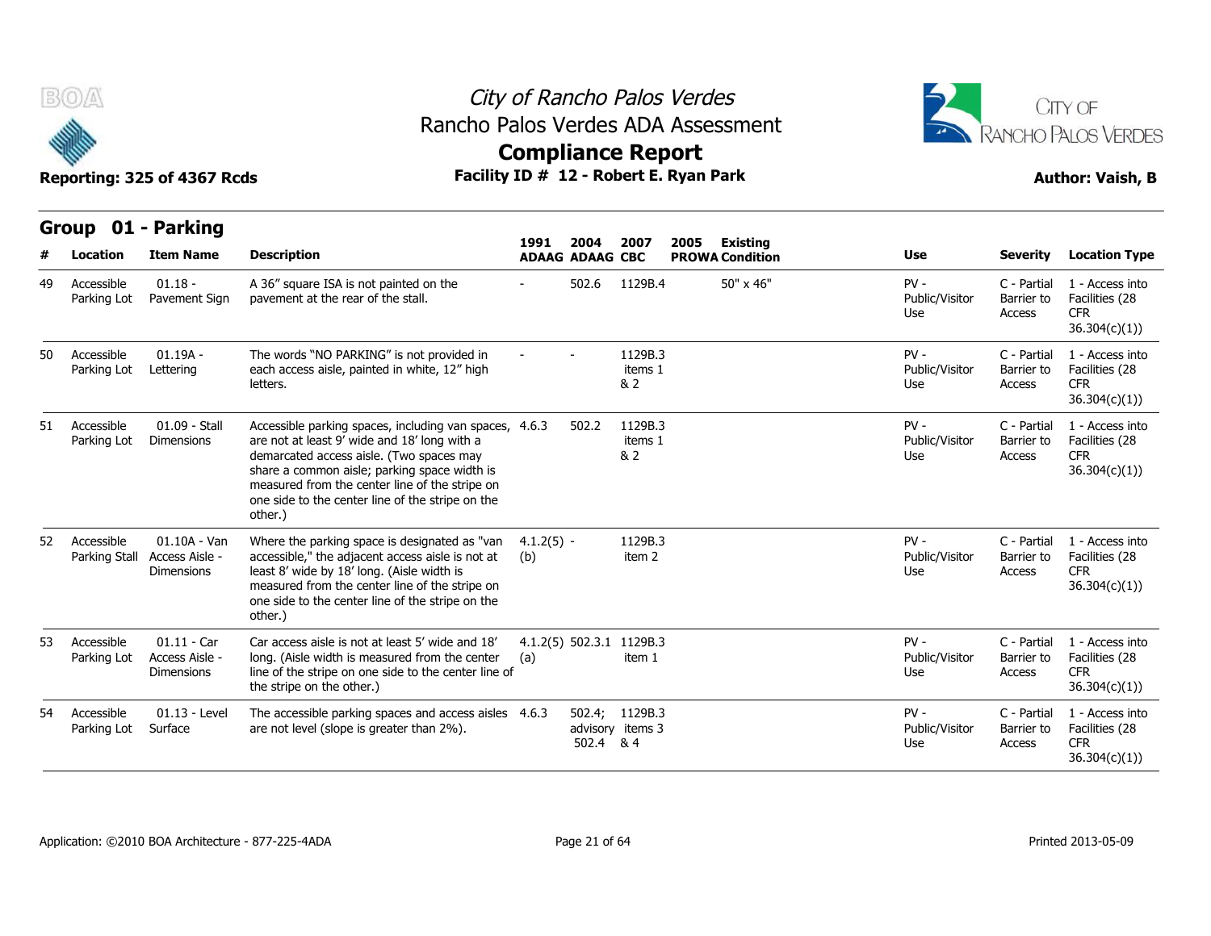# City of Rancho Palos Verdes

## Rancho Palos Verdes ADA Assessment

## Compliance Report

**Reporting: 325 of 4367 Rcds** — **Facility ID # 12 - Robert E. Ryan Park** — **Author: Vaish, B**

### Group 01 - Parking

| # | Location | Item Name | Description | 1991 ADAAG | 2004 ADAAG | 2007 CBC | 2005 PROWA | Existing Condition | Use | Severity | Location Type |
|---|---|---|---|---|---|---|---|---|---|---|---|
| 49 | Accessible Parking Lot | 01.18 - Pavement Sign | A 36" square ISA is not painted on the pavement at the rear of the stall. | - | 502.6 | 1129B.4 | | 50" x 46" | PV - Public/Visitor Use | C - Partial Barrier to Access | 1 - Access into Facilities (28 CFR 36.304(c)(1)) |
| 50 | Accessible Parking Lot | 01.19A - Lettering | The words "NO PARKING" is not provided in each access aisle, painted in white, 12" high letters. | - | - | 1129B.3 items 1 & 2 | | | PV - Public/Visitor Use | C - Partial Barrier to Access | 1 - Access into Facilities (28 CFR 36.304(c)(1)) |
| 51 | Accessible Parking Lot | 01.09 - Stall Dimensions | Accessible parking spaces, including van spaces, are not at least 9' wide and 18' long with a demarcated access aisle. (Two spaces may share a common aisle; parking space width is measured from the center line of the stripe on one side to the center line of the stripe on the other.) | 4.6.3 | 502.2 | 1129B.3 items 1 & 2 | | | PV - Public/Visitor Use | C - Partial Barrier to Access | 1 - Access into Facilities (28 CFR 36.304(c)(1)) |
| 52 | Accessible Parking Stall | 01.10A - Van Access Aisle - Dimensions | Where the parking space is designated as "van accessible," the adjacent access aisle is not at least 8' wide by 18' long. (Aisle width is measured from the center line of the stripe on one side to the center line of the stripe on the other.) | 4.1.2(5)(b) | - | 1129B.3 item 2 | | | PV - Public/Visitor Use | C - Partial Barrier to Access | 1 - Access into Facilities (28 CFR 36.304(c)(1)) |
| 53 | Accessible Parking Lot | 01.11 - Car Access Aisle - Dimensions | Car access aisle is not at least 5' wide and 18' long. (Aisle width is measured from the center line of the stripe on one side to the center line of the stripe on the other.) | 4.1.2(5)(a) | 502.3.1 | 1129B.3 item 1 | | | PV - Public/Visitor Use | C - Partial Barrier to Access | 1 - Access into Facilities (28 CFR 36.304(c)(1)) |
| 54 | Accessible Parking Lot | 01.13 - Level Surface | The accessible parking spaces and access aisles are not level (slope is greater than 2%). | 4.6.3 | 502.4; advisory 502.4 | 1129B.3 items 3 & 4 | | | PV - Public/Visitor Use | C - Partial Barrier to Access | 1 - Access into Facilities (28 CFR 36.304(c)(1)) |

Application: ©2010 BOA Architecture - 877-225-4ADA — Printed 2013-05-09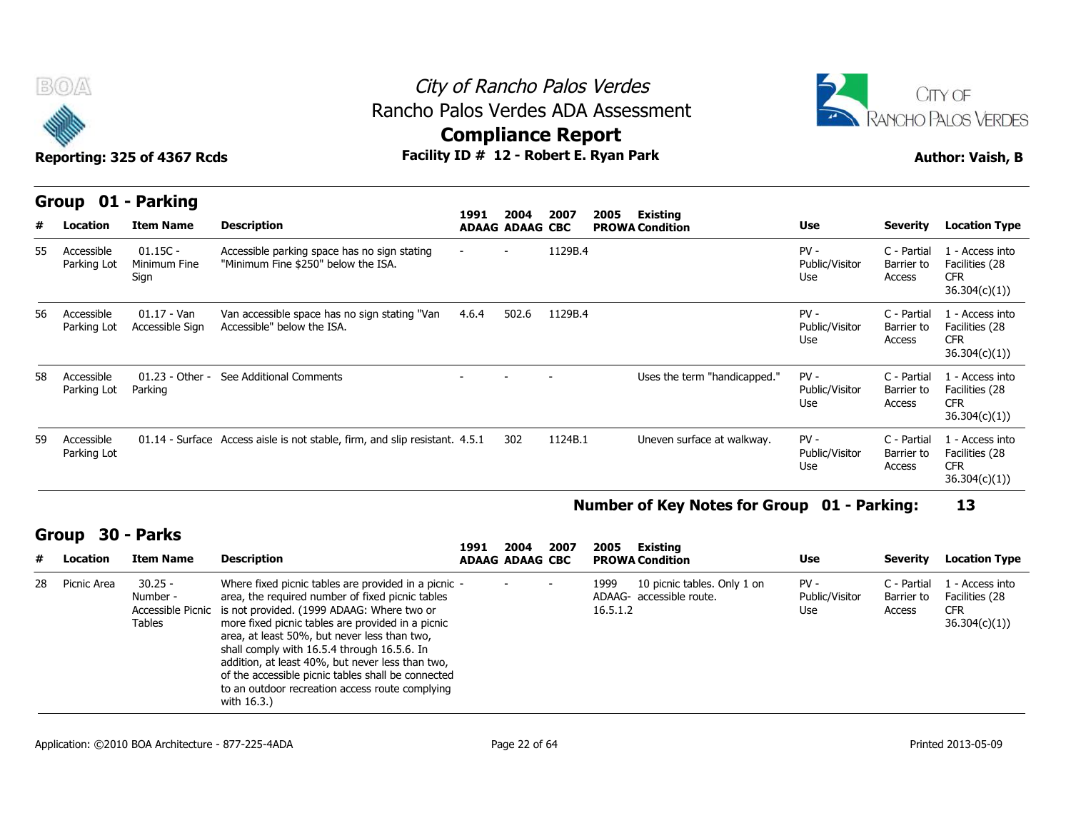# City of Rancho Palos Verdes
## Rancho Palos Verdes ADA Assessment
## Compliance Report

**Reporting: 325 of 4367 Rcds** — **Facility ID # 12 - Robert E. Ryan Park** — **Author: Vaish, B**

## Group 01 - Parking

| # | Location | Item Name | Description | 1991 ADAAG | 2004 ADAAG | 2007 CBC | 2005 PROWA | Existing Condition | Use | Severity | Location Type |
|---|---|---|---|---|---|---|---|---|---|---|---|
| 55 | Accessible Parking Lot | 01.15C - Minimum Fine Sign | Accessible parking space has no sign stating "Minimum Fine $250" below the ISA. | - | - | 1129B.4 | | | PV - Public/Visitor Use | C - Partial Barrier to Access | 1 - Access into Facilities (28 CFR 36.304(c)(1)) |
| 56 | Accessible Parking Lot | 01.17 - Van Accessible Sign | Van accessible space has no sign stating "Van Accessible" below the ISA. | 4.6.4 | 502.6 | 1129B.4 | | | PV - Public/Visitor Use | C - Partial Barrier to Access | 1 - Access into Facilities (28 CFR 36.304(c)(1)) |
| 58 | Accessible Parking Lot | 01.23 - Other - Parking | See Additional Comments | - | - | - | | Uses the term "handicapped." | PV - Public/Visitor Use | C - Partial Barrier to Access | 1 - Access into Facilities (28 CFR 36.304(c)(1)) |
| 59 | Accessible Parking Lot | 01.14 - Surface | Access aisle is not stable, firm, and slip resistant. | 4.5.1 | 302 | 1124B.1 | | Uneven surface at walkway. | PV - Public/Visitor Use | C - Partial Barrier to Access | 1 - Access into Facilities (28 CFR 36.304(c)(1)) |

**Number of Key Notes for Group 01 - Parking: 13**

## Group 30 - Parks

| # | Location | Item Name | Description | 1991 ADAAG | 2004 ADAAG | 2007 CBC | 2005 PROWA | Existing Condition | Use | Severity | Location Type |
|---|---|---|---|---|---|---|---|---|---|---|---|
| 28 | Picnic Area | 30.25 - Number - Accessible Picnic Tables | Where fixed picnic tables are provided in a picnic area, the required number of fixed picnic tables is not provided. (1999 ADAAG: Where two or more fixed picnic tables are provided in a picnic area, at least 50%, but never less than two, shall comply with 16.5.4 through 16.5.6. In addition, at least 40%, but never less than two, of the accessible picnic tables shall be connected to an outdoor recreation access route complying with 16.3.) | - | - | - | 1999 ADAAG- 16.5.1.2 | 10 picnic tables. Only 1 on accessible route. | PV - Public/Visitor Use | C - Partial Barrier to Access | 1 - Access into Facilities (28 CFR 36.304(c)(1)) |

Application: ©2010 BOA Architecture - 877-225-4ADA — Printed 2013-05-09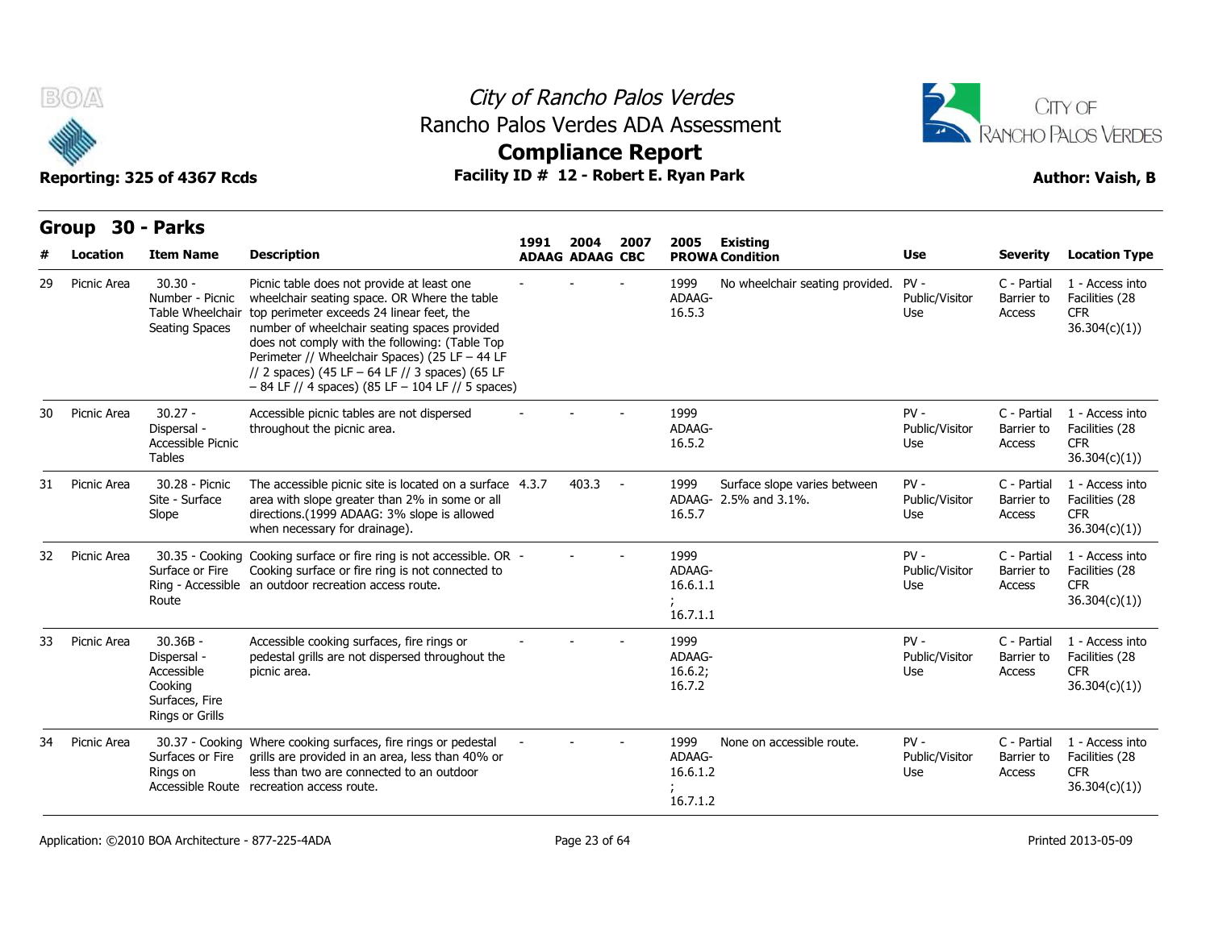# City of Rancho Palos Verdes
## Rancho Palos Verdes ADA Assessment
## Compliance Report

**Reporting: 325 of 4367 Rcds** — **Facility ID # 12 - Robert E. Ryan Park** — **Author: Vaish, B**

## Group 30 - Parks

| # | Location | Item Name | Description | 1991 ADAAG | 2004 ADAAG | 2007 CBC | 2005 PROWA | Existing Condition | Use | Severity | Location Type |
|---|---|---|---|---|---|---|---|---|---|---|---|
| 29 | Picnic Area | 30.30 - Number - Picnic Table Wheelchair Seating Spaces | Picnic table does not provide at least one wheelchair seating space. OR Where the table top perimeter exceeds 24 linear feet, the number of wheelchair seating spaces provided does not comply with the following: (Table Top Perimeter // Wheelchair Spaces) (25 LF – 44 LF // 2 spaces) (45 LF – 64 LF // 3 spaces) (65 LF – 84 LF // 4 spaces) (85 LF – 104 LF // 5 spaces) | - | - | - | 1999 ADAAG-16.5.3 | No wheelchair seating provided. | PV - Public/Visitor Use | C - Partial Barrier to Access | 1 - Access into Facilities (28 CFR 36.304(c)(1)) |
| 30 | Picnic Area | 30.27 - Dispersal - Accessible Picnic Tables | Accessible picnic tables are not dispersed throughout the picnic area. | - | - | - | 1999 ADAAG-16.5.2 | | PV - Public/Visitor Use | C - Partial Barrier to Access | 1 - Access into Facilities (28 CFR 36.304(c)(1)) |
| 31 | Picnic Area | 30.28 - Picnic Site - Surface Slope | The accessible picnic site is located on a surface area with slope greater than 2% in some or all directions.(1999 ADAAG: 3% slope is allowed when necessary for drainage). | 4.3.7 | 403.3 | - | 1999 ADAAG-16.5.7 | Surface slope varies between 2.5% and 3.1%. | PV - Public/Visitor Use | C - Partial Barrier to Access | 1 - Access into Facilities (28 CFR 36.304(c)(1)) |
| 32 | Picnic Area | 30.35 - Cooking Surface or Fire Ring - Accessible Route | Cooking surface or fire ring is not accessible. OR Cooking surface or fire ring is not connected to an outdoor recreation access route. | - | - | - | 1999 ADAAG-16.6.1.1 ; 16.7.1.1 | | PV - Public/Visitor Use | C - Partial Barrier to Access | 1 - Access into Facilities (28 CFR 36.304(c)(1)) |
| 33 | Picnic Area | 30.36B - Dispersal - Accessible Cooking Surfaces, Fire Rings or Grills | Accessible cooking surfaces, fire rings or pedestal grills are not dispersed throughout the picnic area. | - | - | - | 1999 ADAAG-16.6.2; 16.7.2 | | PV - Public/Visitor Use | C - Partial Barrier to Access | 1 - Access into Facilities (28 CFR 36.304(c)(1)) |
| 34 | Picnic Area | 30.37 - Cooking Surfaces or Fire Rings on Accessible Route | Where cooking surfaces, fire rings or pedestal grills are provided in an area, less than 40% or less than two are connected to an outdoor recreation access route. | - | - | - | 1999 ADAAG-16.6.1.2 ; 16.7.1.2 | None on accessible route. | PV - Public/Visitor Use | C - Partial Barrier to Access | 1 - Access into Facilities (28 CFR 36.304(c)(1)) |

Application: ©2010 BOA Architecture - 877-225-4ADA — Printed 2013-05-09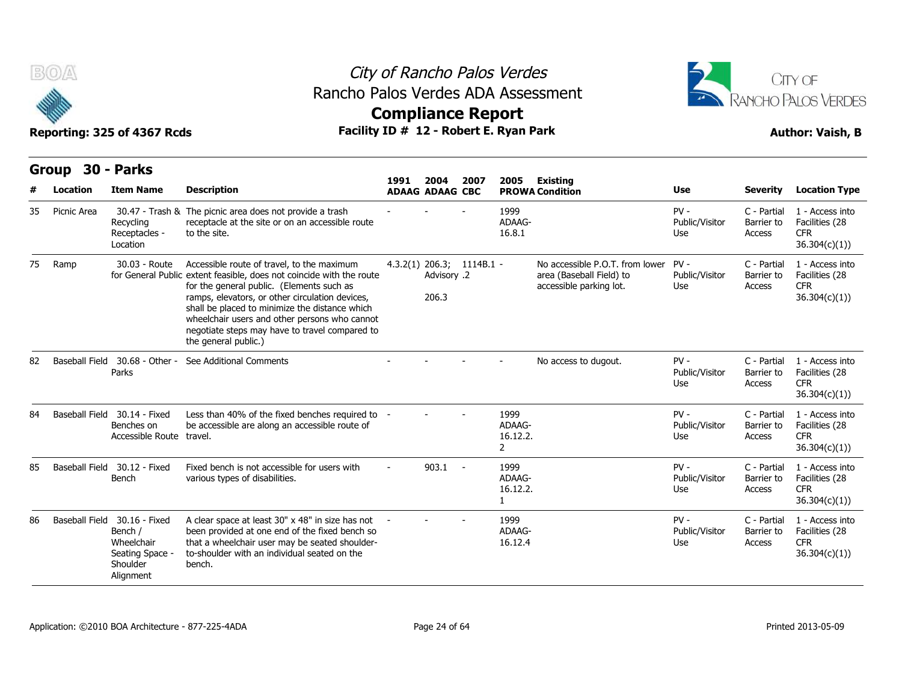# City of Rancho Palos Verdes
## Rancho Palos Verdes ADA Assessment
## Compliance Report

**Reporting: 325 of 4367 Rcds** | **Facility ID # 12 - Robert E. Ryan Park** | **Author: Vaish, B**

## Group 30 - Parks

| # | Location | Item Name | Description | 1991 ADAAG | 2004 ADAAG | 2007 CBC | 2005 PROWA | Existing Condition | Use | Severity | Location Type |
|---|---|---|---|---|---|---|---|---|---|---|---|
| 35 | Picnic Area | 30.47 - Trash & Recycling Receptacles - Location | The picnic area does not provide a trash receptacle at the site or on an accessible route to the site. | - | - | - | 1999 ADAAG-16.8.1 | | PV - Public/Visitor Use | C - Partial Barrier to Access | 1 - Access into Facilities (28 CFR 36.304(c)(1)) |
| 75 | Ramp | 30.03 - Route for General Public | Accessible route of travel, to the maximum extent feasible, does not coincide with the route for the general public. (Elements such as ramps, elevators, or other circulation devices, shall be placed to minimize the distance which wheelchair users and other persons who cannot negotiate steps may have to travel compared to the general public.) | 4.3.2(1) | 206.3; Advisory 206.3 | 1114B.1 .2 | - | No accessible P.O.T. from lower area (Baseball Field) to accessible parking lot. | PV - Public/Visitor Use | C - Partial Barrier to Access | 1 - Access into Facilities (28 CFR 36.304(c)(1)) |
| 82 | Baseball Field | 30.68 - Other - Parks | See Additional Comments | - | - | - | - | No access to dugout. | PV - Public/Visitor Use | C - Partial Barrier to Access | 1 - Access into Facilities (28 CFR 36.304(c)(1)) |
| 84 | Baseball Field | 30.14 - Fixed Benches on Accessible Route | Less than 40% of the fixed benches required to be accessible are along an accessible route of travel. | - | - | - | 1999 ADAAG-16.12.2.2 | | PV - Public/Visitor Use | C - Partial Barrier to Access | 1 - Access into Facilities (28 CFR 36.304(c)(1)) |
| 85 | Baseball Field | 30.12 - Fixed Bench | Fixed bench is not accessible for users with various types of disabilities. | - | 903.1 | - | 1999 ADAAG-16.12.2.1 | | PV - Public/Visitor Use | C - Partial Barrier to Access | 1 - Access into Facilities (28 CFR 36.304(c)(1)) |
| 86 | Baseball Field | 30.16 - Fixed Bench / Wheelchair Seating Space - Shoulder Alignment | A clear space at least 30" x 48" in size has not been provided at one end of the fixed bench so that a wheelchair user may be seated shoulder-to-shoulder with an individual seated on the bench. | - | - | - | 1999 ADAAG-16.12.4 | | PV - Public/Visitor Use | C - Partial Barrier to Access | 1 - Access into Facilities (28 CFR 36.304(c)(1)) |

Application: ©2010 BOA Architecture - 877-225-4ADA

Printed 2013-05-09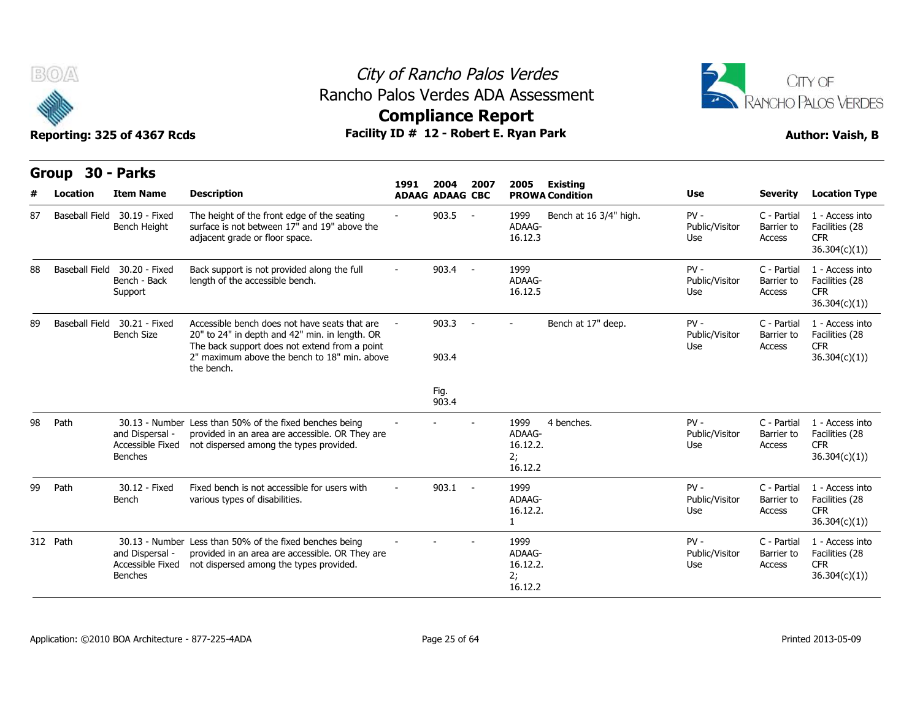# City of Rancho Palos Verdes
## Rancho Palos Verdes ADA Assessment
## Compliance Report

Reporting: 325 of 4367 Rcds — Facility ID # 12 - Robert E. Ryan Park — Author: Vaish, B

### Group 30 - Parks

| # | Location | Item Name | Description | 1991 ADAAG | 2004 ADAAG | 2007 CBC | 2005 PROWA | Existing Condition | Use | Severity | Location Type |
|---|---|---|---|---|---|---|---|---|---|---|---|
| 87 | Baseball Field | 30.19 - Fixed Bench Height | The height of the front edge of the seating surface is not between 17" and 19" above the adjacent grade or floor space. | - | 903.5 | - | 1999 ADAAG-16.12.3 | Bench at 16 3/4" high. | PV - Public/Visitor Use | C - Partial Barrier to Access | 1 - Access into Facilities (28 CFR 36.304(c)(1)) |
| 88 | Baseball Field | 30.20 - Fixed Bench - Back Support | Back support is not provided along the full length of the accessible bench. | - | 903.4 | - | 1999 ADAAG-16.12.5 | | PV - Public/Visitor Use | C - Partial Barrier to Access | 1 - Access into Facilities (28 CFR 36.304(c)(1)) |
| 89 | Baseball Field | 30.21 - Fixed Bench Size | Accessible bench does not have seats that are 20" to 24" in depth and 42" min. in length. OR The back support does not extend from a point 2" maximum above the bench to 18" min. above the bench. | - | 903.3 903.4 Fig. 903.4 | - | - | Bench at 17" deep. | PV - Public/Visitor Use | C - Partial Barrier to Access | 1 - Access into Facilities (28 CFR 36.304(c)(1)) |
| 98 | Path | 30.13 - Number and Dispersal - Accessible Fixed Benches | Less than 50% of the fixed benches being provided in an area are accessible. OR They are not dispersed among the types provided. | - | - | - | 1999 ADAAG-16.12.2. 2; 16.12.2 | 4 benches. | PV - Public/Visitor Use | C - Partial Barrier to Access | 1 - Access into Facilities (28 CFR 36.304(c)(1)) |
| 99 | Path | 30.12 - Fixed Bench | Fixed bench is not accessible for users with various types of disabilities. | - | 903.1 | - | 1999 ADAAG-16.12.2. 1 | | PV - Public/Visitor Use | C - Partial Barrier to Access | 1 - Access into Facilities (28 CFR 36.304(c)(1)) |
| 312 | Path | 30.13 - Number and Dispersal - Accessible Fixed Benches | Less than 50% of the fixed benches being provided in an area are accessible. OR They are not dispersed among the types provided. | - | - | - | 1999 ADAAG-16.12.2. 2; 16.12.2 | | PV - Public/Visitor Use | C - Partial Barrier to Access | 1 - Access into Facilities (28 CFR 36.304(c)(1)) |

Application: ©2010 BOA Architecture - 877-225-4ADA — Printed 2013-05-09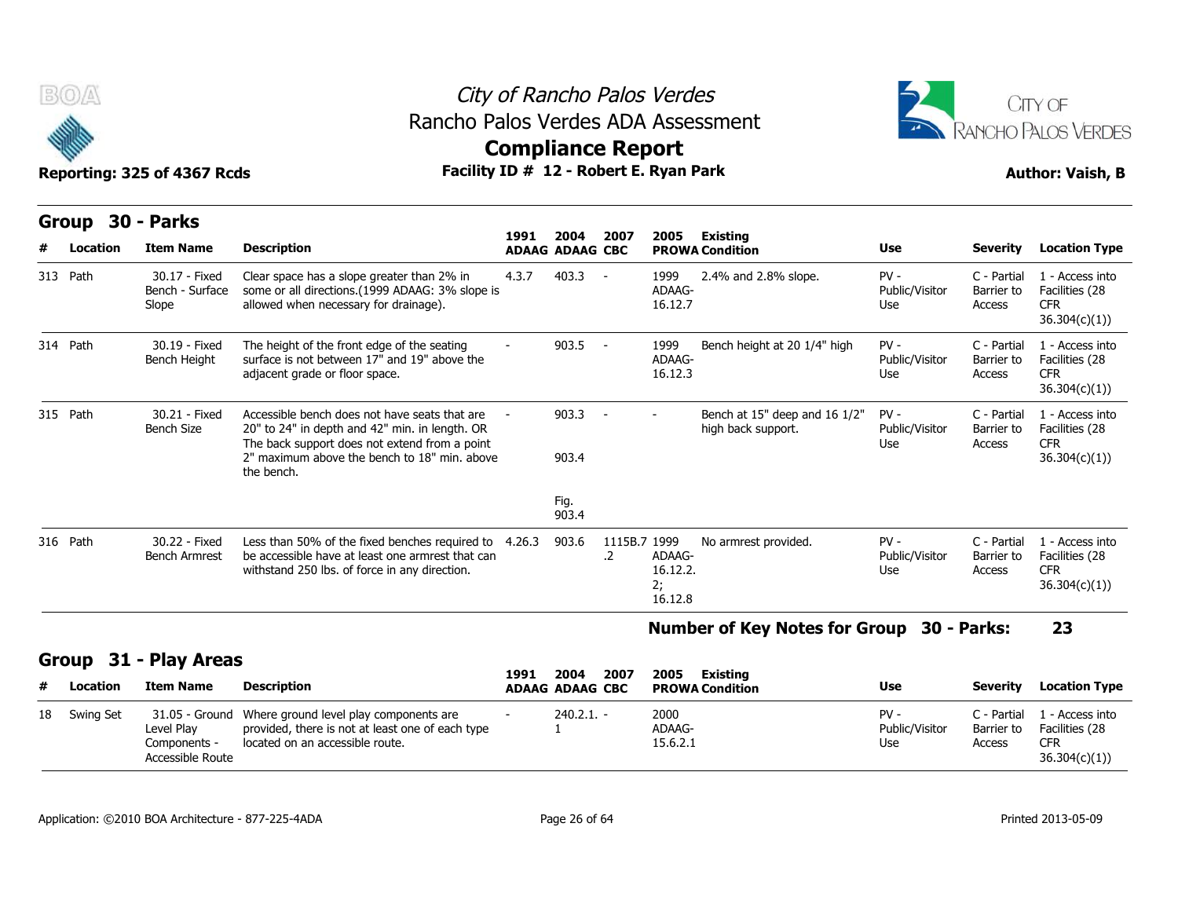# City of Rancho Palos Verdes
## Rancho Palos Verdes ADA Assessment
## Compliance Report

**Reporting: 325 of 4367 Rcds** | **Facility ID # 12 - Robert E. Ryan Park** | **Author: Vaish, B**

## Group 30 - Parks

| # | Location | Item Name | Description | 1991 ADAAG | 2004 ADAAG | 2007 CBC | 2005 PROWA | Existing Condition | Use | Severity | Location Type |
|---|---|---|---|---|---|---|---|---|---|---|---|
| 313 | Path | 30.17 - Fixed Bench - Surface Slope | Clear space has a slope greater than 2% in some or all directions.(1999 ADAAG: 3% slope is allowed when necessary for drainage). | 4.3.7 | 403.3 | - | 1999 ADAAG-16.12.7 | 2.4% and 2.8% slope. | PV - Public/Visitor Use | C - Partial Barrier to Access | 1 - Access into Facilities (28 CFR 36.304(c)(1)) |
| 314 | Path | 30.19 - Fixed Bench Height | The height of the front edge of the seating surface is not between 17" and 19" above the adjacent grade or floor space. | - | 903.5 | - | 1999 ADAAG-16.12.3 | Bench height at 20 1/4" high | PV - Public/Visitor Use | C - Partial Barrier to Access | 1 - Access into Facilities (28 CFR 36.304(c)(1)) |
| 315 | Path | 30.21 - Fixed Bench Size | Accessible bench does not have seats that are 20" to 24" in depth and 42" min. in length. OR The back support does not extend from a point 2" maximum above the bench to 18" min. above the bench. | - | 903.3 903.4 Fig. 903.4 | - | - | Bench at 15" deep and 16 1/2" high back support. | PV - Public/Visitor Use | C - Partial Barrier to Access | 1 - Access into Facilities (28 CFR 36.304(c)(1)) |
| 316 | Path | 30.22 - Fixed Bench Armrest | Less than 50% of the fixed benches required to be accessible have at least one armrest that can withstand 250 lbs. of force in any direction. | 4.26.3 | 903.6 | 1115B.7.2 | 1999 ADAAG-16.12.2.2; 16.12.8 | No armrest provided. | PV - Public/Visitor Use | C - Partial Barrier to Access | 1 - Access into Facilities (28 CFR 36.304(c)(1)) |

**Number of Key Notes for Group 30 - Parks: 23**

## Group 31 - Play Areas

| # | Location | Item Name | Description | 1991 ADAAG | 2004 ADAAG | 2007 CBC | 2005 PROWA | Existing Condition | Use | Severity | Location Type |
|---|---|---|---|---|---|---|---|---|---|---|---|
| 18 | Swing Set | 31.05 - Ground Level Play Components - Accessible Route | Where ground level play components are provided, there is not at least one of each type located on an accessible route. | - | 240.2.1.1 | - | 2000 ADAAG-15.6.2.1 | | PV - Public/Visitor Use | C - Partial Barrier to Access | 1 - Access into Facilities (28 CFR 36.304(c)(1)) |

Application: ©2010 BOA Architecture - 877-225-4ADA | Printed 2013-05-09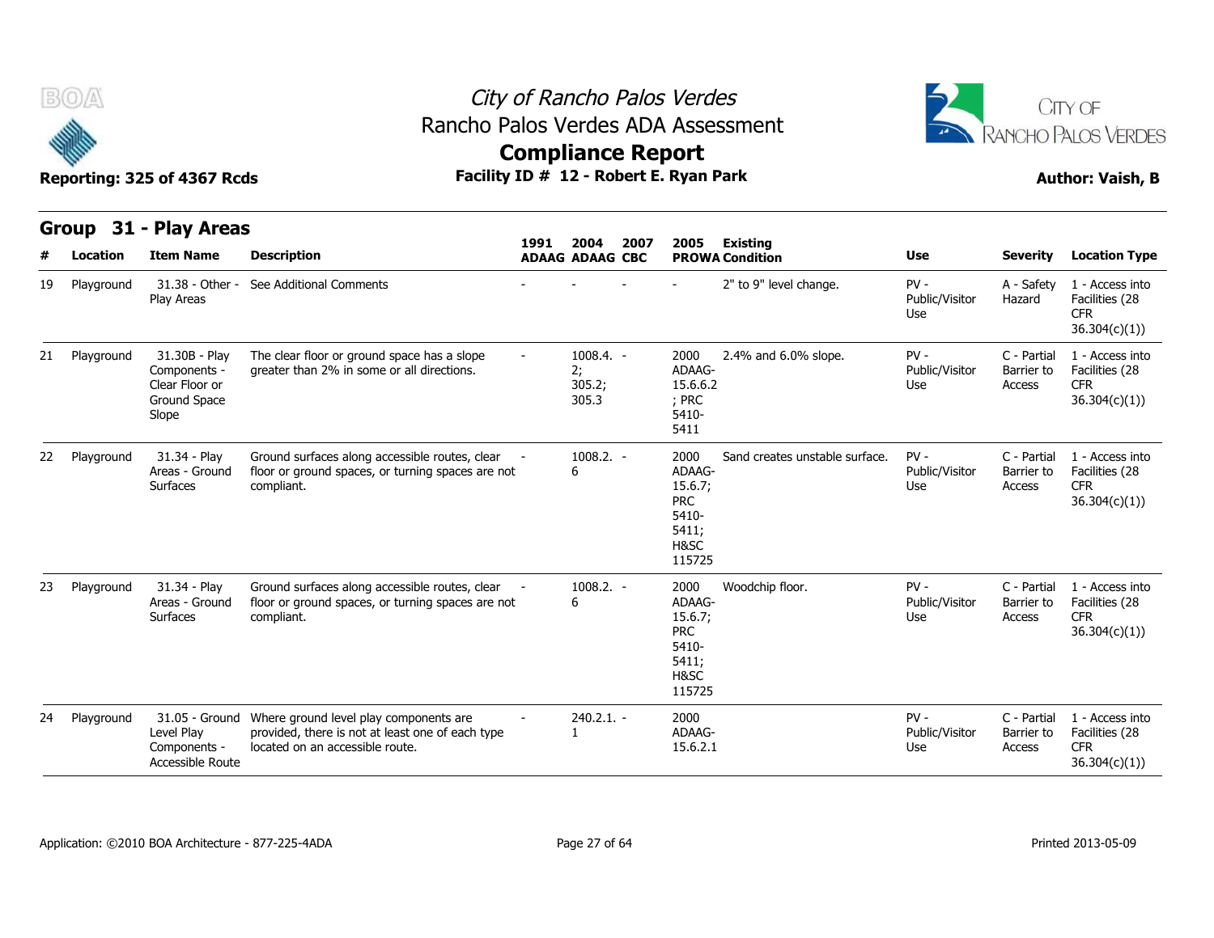# City of Rancho Palos Verdes

## Rancho Palos Verdes ADA Assessment

## Compliance Report

**Reporting: 325 of 4367 Rcds** | **Facility ID # 12 - Robert E. Ryan Park** | **Author: Vaish, B**

## Group 31 - Play Areas

| # | Location | Item Name | Description | 1991 ADAAG | 2004 ADAAG | 2007 CBC | 2005 PROWA | Existing Condition | Use | Severity | Location Type |
|---|---|---|---|---|---|---|---|---|---|---|---|
| 19 | Playground | 31.38 - Other - Play Areas | See Additional Comments | - | - | - | - | 2" to 9" level change. | PV - Public/Visitor Use | A - Safety Hazard | 1 - Access into Facilities (28 CFR 36.304(c)(1)) |
| 21 | Playground | 31.30B - Play Components - Clear Floor or Ground Space Slope | The clear floor or ground space has a slope greater than 2% in some or all directions. | - | 1008.4.2; 305.2; 305.3 | - | 2000 ADAAG-15.6.6.2; PRC 5410-5411 | 2.4% and 6.0% slope. | PV - Public/Visitor Use | C - Partial Barrier to Access | 1 - Access into Facilities (28 CFR 36.304(c)(1)) |
| 22 | Playground | 31.34 - Play Areas - Ground Surfaces | Ground surfaces along accessible routes, clear floor or ground spaces, or turning spaces are not compliant. | - | 1008.2.6 | - | 2000 ADAAG-15.6.7; PRC 5410-5411; H&SC 115725 | Sand creates unstable surface. | PV - Public/Visitor Use | C - Partial Barrier to Access | 1 - Access into Facilities (28 CFR 36.304(c)(1)) |
| 23 | Playground | 31.34 - Play Areas - Ground Surfaces | Ground surfaces along accessible routes, clear floor or ground spaces, or turning spaces are not compliant. | - | 1008.2.6 | - | 2000 ADAAG-15.6.7; PRC 5410-5411; H&SC 115725 | Woodchip floor. | PV - Public/Visitor Use | C - Partial Barrier to Access | 1 - Access into Facilities (28 CFR 36.304(c)(1)) |
| 24 | Playground | 31.05 - Ground Level Play Components - Accessible Route | Where ground level play components are provided, there is not at least one of each type located on an accessible route. | - | 240.2.1.1 | - | 2000 ADAAG-15.6.2.1 | | PV - Public/Visitor Use | C - Partial Barrier to Access | 1 - Access into Facilities (28 CFR 36.304(c)(1)) |

Application: ©2010 BOA Architecture - 877-225-4ADA | Printed 2013-05-09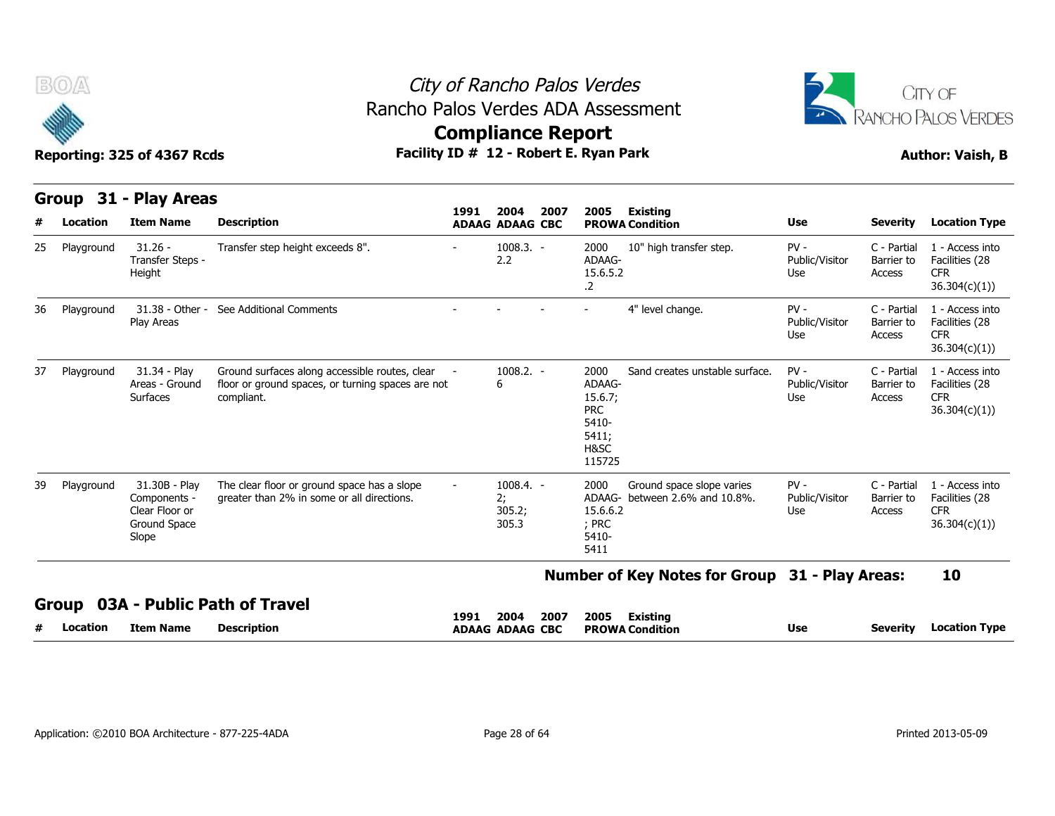# City of Rancho Palos Verdes
## Rancho Palos Verdes ADA Assessment
## Compliance Report

Reporting: 325 of 4367 Rcds

Facility ID # 12 - Robert E. Ryan Park

Author: Vaish, B

## Group 31 - Play Areas

| # | Location | Item Name | Description | 1991 ADAAG | 2004 ADAAG | 2007 CBC | 2005 PROWA | Existing Condition | Use | Severity | Location Type |
|---|---|---|---|---|---|---|---|---|---|---|---|
| 25 | Playground | 31.26 - Transfer Steps - Height | Transfer step height exceeds 8". | - | 1008.3.2.2 | - | 2000 ADAAG-15.6.5.2.2 | 10" high transfer step. | PV - Public/Visitor Use | C - Partial Barrier to Access | 1 - Access into Facilities (28 CFR 36.304(c)(1)) |
| 36 | Playground | 31.38 - Other - Play Areas | See Additional Comments | - | - | - | - | 4" level change. | PV - Public/Visitor Use | C - Partial Barrier to Access | 1 - Access into Facilities (28 CFR 36.304(c)(1)) |
| 37 | Playground | 31.34 - Play Areas - Ground Surfaces | Ground surfaces along accessible routes, clear floor or ground spaces, or turning spaces are not compliant. | - | 1008.2.6 | - | 2000 ADAAG-15.6.7; PRC 5410-5411; H&SC 115725 | Sand creates unstable surface. | PV - Public/Visitor Use | C - Partial Barrier to Access | 1 - Access into Facilities (28 CFR 36.304(c)(1)) |
| 39 | Playground | 31.30B - Play Components - Clear Floor or Ground Space Slope | The clear floor or ground space has a slope greater than 2% in some or all directions. | - | 1008.4.2; 305.2; 305.3 | - | 2000 ADAAG-15.6.6.2; PRC 5410-5411 | Ground space slope varies between 2.6% and 10.8%. | PV - Public/Visitor Use | C - Partial Barrier to Access | 1 - Access into Facilities (28 CFR 36.304(c)(1)) |

**Number of Key Notes for Group 31 - Play Areas: 10**

## Group 03A - Public Path of Travel

| # | Location | Item Name | Description | 1991 ADAAG | 2004 ADAAG | 2007 CBC | 2005 PROWA | Existing Condition | Use | Severity | Location Type |
|---|---|---|---|---|---|---|---|---|---|---|---|

Application: ©2010 BOA Architecture - 877-225-4ADA

Printed 2013-05-09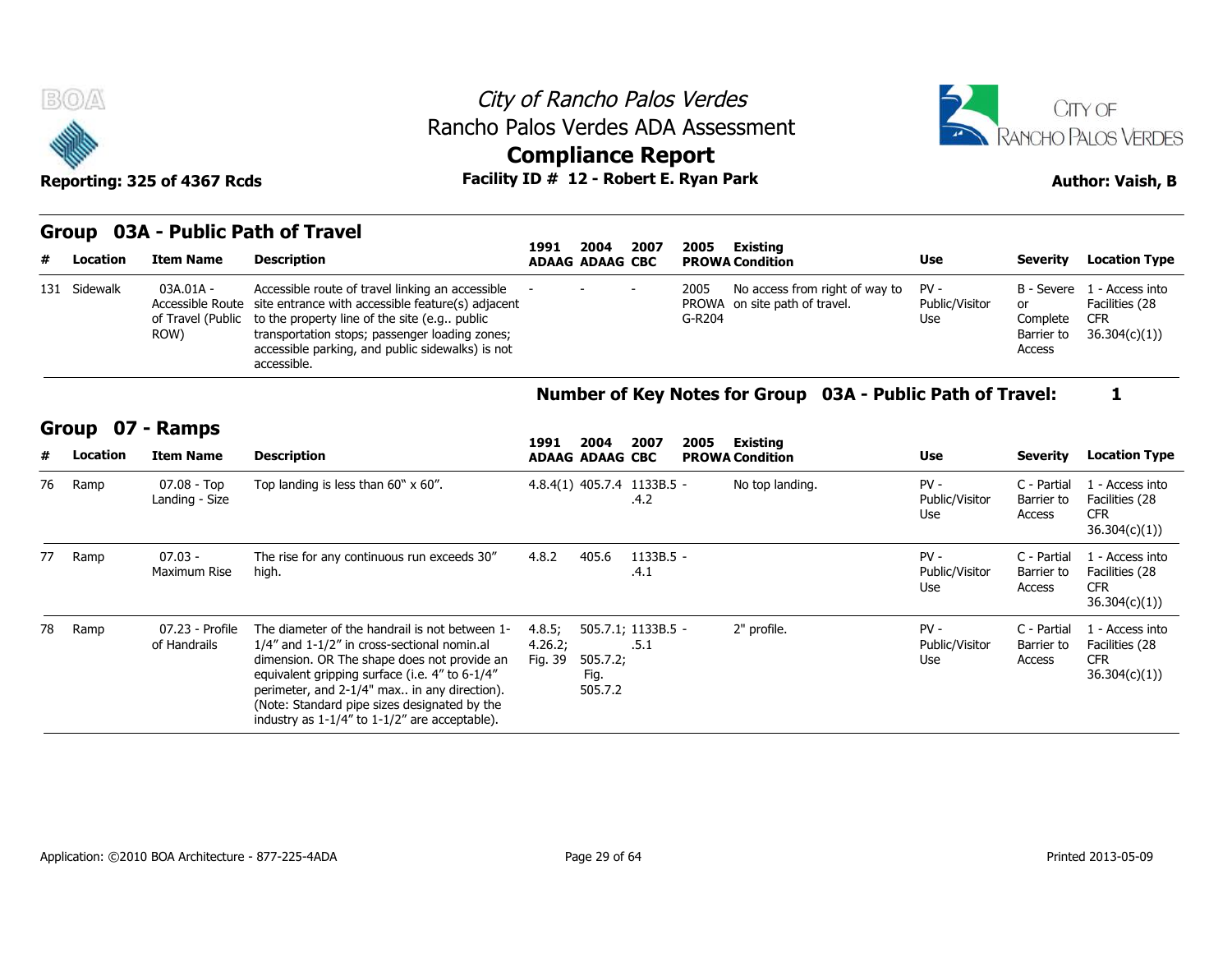# City of Rancho Palos Verdes
## Rancho Palos Verdes ADA Assessment
## Compliance Report

**Reporting: 325 of 4367 Rcds** | **Facility ID # 12 - Robert E. Ryan Park** | **Author: Vaish, B**

## Group 03A - Public Path of Travel

| # | Location | Item Name | Description | 1991 ADAAG | 2004 ADAAG | 2007 CBC | 2005 PROWA | Existing Condition | Use | Severity | Location Type |
|---|---|---|---|---|---|---|---|---|---|---|---|
| 131 | Sidewalk | 03A.01A - Accessible Route of Travel (Public ROW) | Accessible route of travel linking an accessible site entrance with accessible feature(s) adjacent to the property line of the site (e.g.. public transportation stops; passenger loading zones; accessible parking, and public sidewalks) is not accessible. | - | - | - | 2005 PROWA G-R204 | No access from right of way to on site path of travel. | PV - Public/Visitor Use | B - Severe or Complete Barrier to Access | 1 - Access into Facilities (28 CFR 36.304(c)(1)) |

**Number of Key Notes for Group 03A - Public Path of Travel: 1**

## Group 07 - Ramps

| # | Location | Item Name | Description | 1991 ADAAG | 2004 ADAAG | 2007 CBC | 2005 PROWA | Existing Condition | Use | Severity | Location Type |
|---|---|---|---|---|---|---|---|---|---|---|---|
| 76 | Ramp | 07.08 - Top Landing - Size | Top landing is less than 60" x 60". | 4.8.4(1) | 405.7.4 | 1133B.5 - .4.2 | | No top landing. | PV - Public/Visitor Use | C - Partial Barrier to Access | 1 - Access into Facilities (28 CFR 36.304(c)(1)) |
| 77 | Ramp | 07.03 - Maximum Rise | The rise for any continuous run exceeds 30" high. | 4.8.2 | 405.6 | 1133B.5 - .4.1 | | | PV - Public/Visitor Use | C - Partial Barrier to Access | 1 - Access into Facilities (28 CFR 36.304(c)(1)) |
| 78 | Ramp | 07.23 - Profile of Handrails | The diameter of the handrail is not between 1-1/4" and 1-1/2" in cross-sectional nomin.al dimension. OR The shape does not provide an equivalent gripping surface (i.e. 4" to 6-1/4" perimeter, and 2-1/4" max.. in any direction). (Note: Standard pipe sizes designated by the industry as 1-1/4" to 1-1/2" are acceptable). | 4.8.5; 4.26.2; Fig. 39 | 505.7.1; 505.7.2; Fig. 505.7.2 | 1133B.5 - .5.1 | | 2" profile. | PV - Public/Visitor Use | C - Partial Barrier to Access | 1 - Access into Facilities (28 CFR 36.304(c)(1)) |

Application: ©2010 BOA Architecture - 877-225-4ADA | Printed 2013-05-09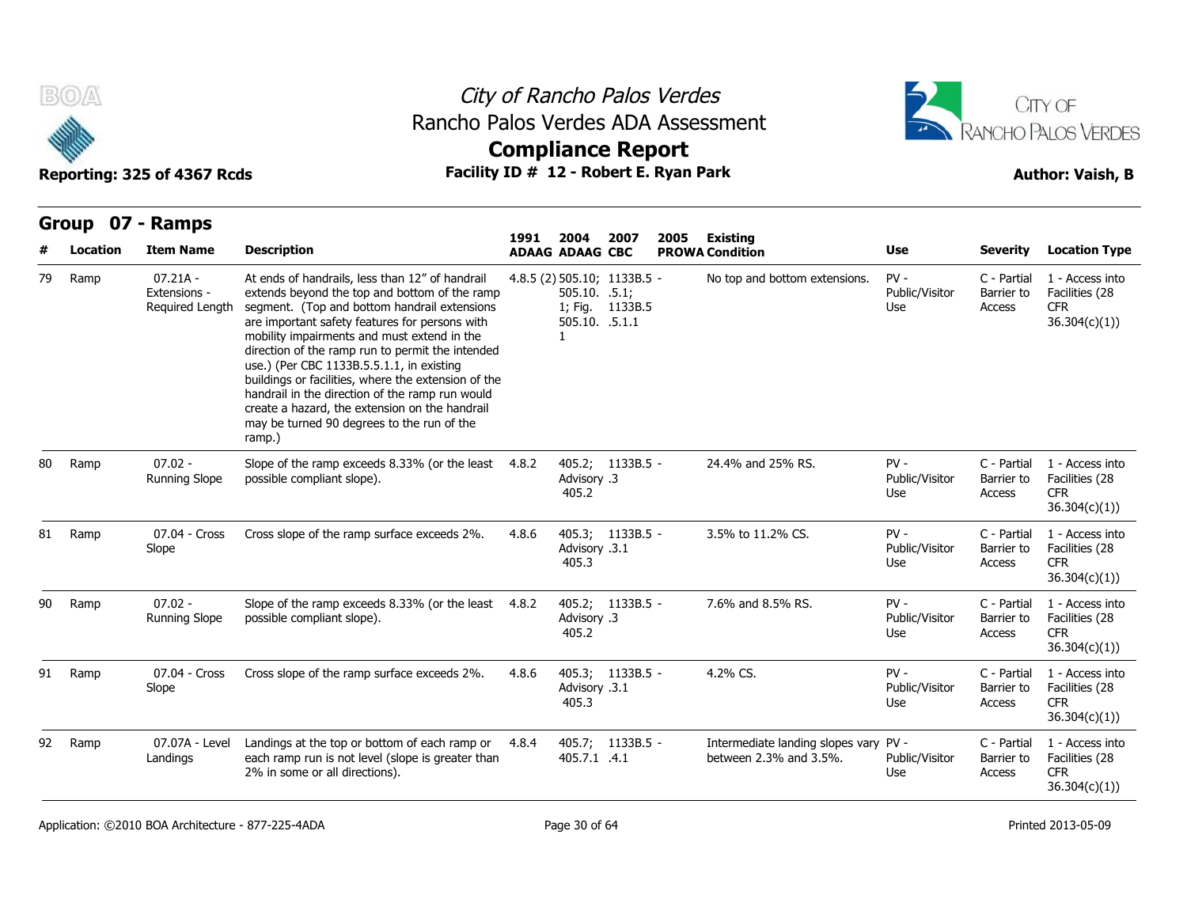# City of Rancho Palos Verdes

## Rancho Palos Verdes ADA Assessment

## Compliance Report

**Reporting: 325 of 4367 Rcds** | **Facility ID # 12 - Robert E. Ryan Park** | **Author: Vaish, B**

## Group 07 - Ramps

| # | Location | Item Name | Description | 1991 ADAAG | 2004 ADAAG | 2007 CBC | 2005 PROWA | Existing Condition | Use | Severity | Location Type |
|---|---|---|---|---|---|---|---|---|---|---|---|
| 79 | Ramp | 07.21A - Extensions - Required Length | At ends of handrails, less than 12" of handrail extends beyond the top and bottom of the ramp segment. (Top and bottom handrail extensions are important safety features for persons with mobility impairments and must extend in the direction of the ramp run to permit the intended use.) (Per CBC 1133B.5.5.1.1, in existing buildings or facilities, where the extension of the handrail in the direction of the ramp run would create a hazard, the extension on the handrail may be turned 90 degrees to the run of the ramp.) | 4.8.5 (2) | 505.10; 505.10.1; Fig. 505.10.1 | 1133B.5.5.1; 1133B.5.5.1.1 | - | No top and bottom extensions. | PV - Public/Visitor Use | C - Partial Barrier to Access | 1 - Access into Facilities (28 CFR 36.304(c)(1)) |
| 80 | Ramp | 07.02 - Running Slope | Slope of the ramp exceeds 8.33% (or the least possible compliant slope). | 4.8.2 | 405.2; Advisory 405.2 | 1133B.5.3 | - | 24.4% and 25% RS. | PV - Public/Visitor Use | C - Partial Barrier to Access | 1 - Access into Facilities (28 CFR 36.304(c)(1)) |
| 81 | Ramp | 07.04 - Cross Slope | Cross slope of the ramp surface exceeds 2%. | 4.8.6 | 405.3; Advisory 405.3 | 1133B.5.3.1 | - | 3.5% to 11.2% CS. | PV - Public/Visitor Use | C - Partial Barrier to Access | 1 - Access into Facilities (28 CFR 36.304(c)(1)) |
| 90 | Ramp | 07.02 - Running Slope | Slope of the ramp exceeds 8.33% (or the least possible compliant slope). | 4.8.2 | 405.2; Advisory 405.2 | 1133B.5.3 | - | 7.6% and 8.5% RS. | PV - Public/Visitor Use | C - Partial Barrier to Access | 1 - Access into Facilities (28 CFR 36.304(c)(1)) |
| 91 | Ramp | 07.04 - Cross Slope | Cross slope of the ramp surface exceeds 2%. | 4.8.6 | 405.3; Advisory 405.3 | 1133B.5.3.1 | - | 4.2% CS. | PV - Public/Visitor Use | C - Partial Barrier to Access | 1 - Access into Facilities (28 CFR 36.304(c)(1)) |
| 92 | Ramp | 07.07A - Level Landings | Landings at the top or bottom of each ramp or each ramp run is not level (slope is greater than 2% in some or all directions). | 4.8.4 | 405.7; 405.7.1 | 1133B.5.4.1 | - | Intermediate landing slopes vary between 2.3% and 3.5%. | PV - Public/Visitor Use | C - Partial Barrier to Access | 1 - Access into Facilities (28 CFR 36.304(c)(1)) |

Application: ©2010 BOA Architecture - 877-225-4ADA | Printed 2013-05-09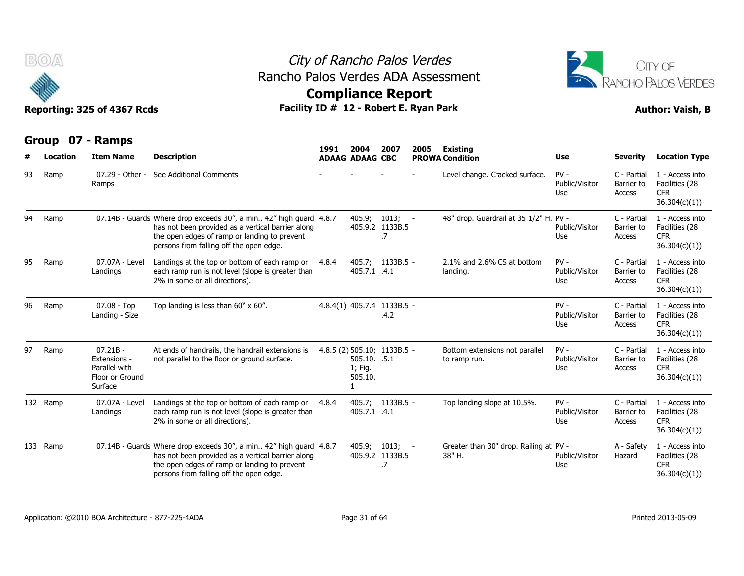# City of Rancho Palos Verdes
## Rancho Palos Verdes ADA Assessment
## Compliance Report

**Reporting: 325 of 4367 Rcds** | **Facility ID # 12 - Robert E. Ryan Park** | **Author: Vaish, B**

## Group 07 - Ramps

| # | Location | Item Name | Description | 1991 ADAAG | 2004 ADAAG | 2007 CBC | 2005 PROWA | Existing Condition | Use | Severity | Location Type |
|---|---|---|---|---|---|---|---|---|---|---|---|
| 93 | Ramp | 07.29 - Other - Ramps | See Additional Comments | - | - | - | - | Level change. Cracked surface. | PV - Public/Visitor Use | C - Partial Barrier to Access | 1 - Access into Facilities (28 CFR 36.304(c)(1)) |
| 94 | Ramp | 07.14B - Guards | Where drop exceeds 30", a min.. 42" high guard has not been provided as a vertical barrier along the open edges of ramp or landing to prevent persons from falling off the open edge. | 4.8.7 | 405.9; 405.9.2 | 1013; 1133B.5 .7 | - | 48" drop. Guardrail at 35 1/2" H. | PV - Public/Visitor Use | C - Partial Barrier to Access | 1 - Access into Facilities (28 CFR 36.304(c)(1)) |
| 95 | Ramp | 07.07A - Level Landings | Landings at the top or bottom of each ramp or each ramp run is not level (slope is greater than 2% in some or all directions). | 4.8.4 | 405.7; 405.7.1 | 1133B.5 .4.1 | - | 2.1% and 2.6% CS at bottom landing. | PV - Public/Visitor Use | C - Partial Barrier to Access | 1 - Access into Facilities (28 CFR 36.304(c)(1)) |
| 96 | Ramp | 07.08 - Top Landing - Size | Top landing is less than 60" x 60". | 4.8.4(1) | 405.7.4 | 1133B.5 .4.2 | - | | PV - Public/Visitor Use | C - Partial Barrier to Access | 1 - Access into Facilities (28 CFR 36.304(c)(1)) |
| 97 | Ramp | 07.21B - Extensions - Parallel with Floor or Ground Surface | At ends of handrails, the handrail extensions is not parallel to the floor or ground surface. | 4.8.5 (2) | 505.10; 505.10. 1; Fig. 505.10. 1 | 1133B.5 .5.1 | - | Bottom extensions not parallel to ramp run. | PV - Public/Visitor Use | C - Partial Barrier to Access | 1 - Access into Facilities (28 CFR 36.304(c)(1)) |
| 132 | Ramp | 07.07A - Level Landings | Landings at the top or bottom of each ramp or each ramp run is not level (slope is greater than 2% in some or all directions). | 4.8.4 | 405.7; 405.7.1 | 1133B.5 .4.1 | - | Top landing slope at 10.5%. | PV - Public/Visitor Use | C - Partial Barrier to Access | 1 - Access into Facilities (28 CFR 36.304(c)(1)) |
| 133 | Ramp | 07.14B - Guards | Where drop exceeds 30", a min.. 42" high guard has not been provided as a vertical barrier along the open edges of ramp or landing to prevent persons from falling off the open edge. | 4.8.7 | 405.9; 405.9.2 | 1013; 1133B.5 .7 | - | Greater than 30" drop. Railing at 38" H. | PV - Public/Visitor Use | A - Safety Hazard | 1 - Access into Facilities (28 CFR 36.304(c)(1)) |

Application: ©2010 BOA Architecture - 877-225-4ADA | Printed 2013-05-09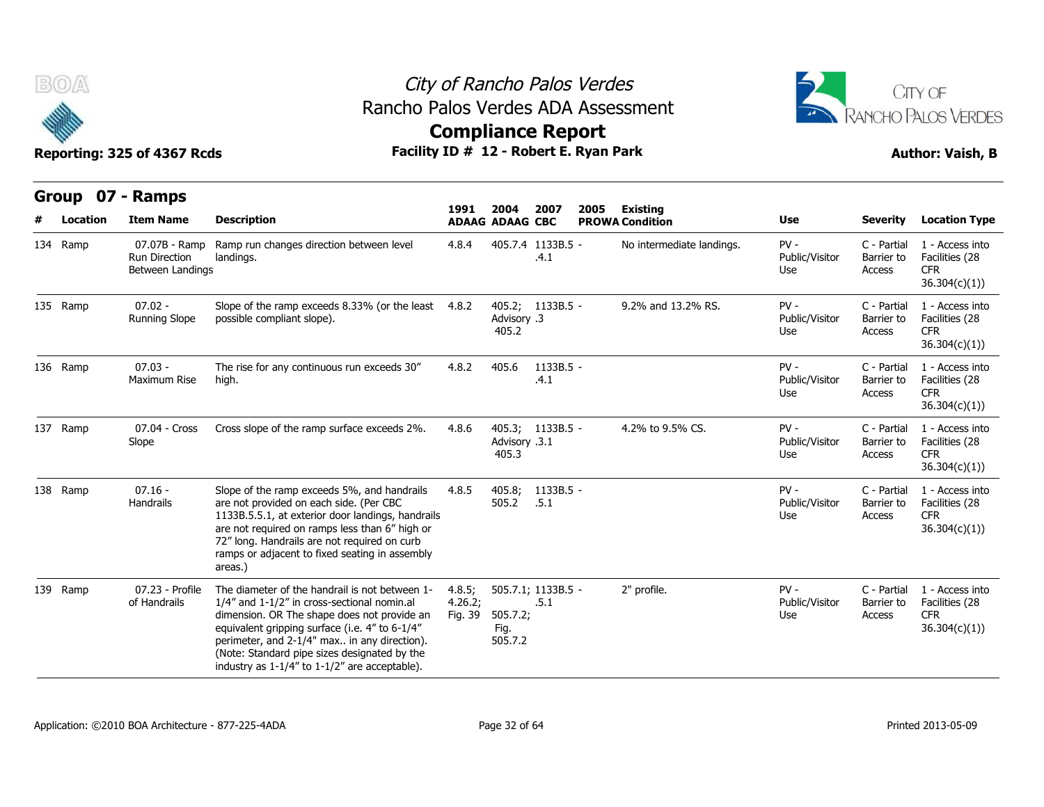# City of Rancho Palos Verdes

## Rancho Palos Verdes ADA Assessment

## Compliance Report

**Reporting: 325 of 4367 Rcds** | **Facility ID # 12 - Robert E. Ryan Park** | **Author: Vaish, B**

## Group 07 - Ramps

| # | Location | Item Name | Description | 1991 ADAAG | 2004 ADAAG | 2007 CBC | 2005 PROWA | Existing Condition | Use | Severity | Location Type |
|---|---|---|---|---|---|---|---|---|---|---|---|
| 134 | Ramp | 07.07B - Ramp Run Direction Between Landings | Ramp run changes direction between level landings. | 4.8.4 | 405.7.4 | 1133B.5 - .4.1 | | No intermediate landings. | PV - Public/Visitor Use | C - Partial Barrier to Access | 1 - Access into Facilities (28 CFR 36.304(c)(1)) |
| 135 | Ramp | 07.02 - Running Slope | Slope of the ramp exceeds 8.33% (or the least possible compliant slope). | 4.8.2 | 405.2; Advisory 405.2 | 1133B.5 - .3 | | 9.2% and 13.2% RS. | PV - Public/Visitor Use | C - Partial Barrier to Access | 1 - Access into Facilities (28 CFR 36.304(c)(1)) |
| 136 | Ramp | 07.03 - Maximum Rise | The rise for any continuous run exceeds 30" high. | 4.8.2 | 405.6 | 1133B.5 - .4.1 | | | PV - Public/Visitor Use | C - Partial Barrier to Access | 1 - Access into Facilities (28 CFR 36.304(c)(1)) |
| 137 | Ramp | 07.04 - Cross Slope | Cross slope of the ramp surface exceeds 2%. | 4.8.6 | 405.3; Advisory 405.3 | 1133B.5 - .3.1 | | 4.2% to 9.5% CS. | PV - Public/Visitor Use | C - Partial Barrier to Access | 1 - Access into Facilities (28 CFR 36.304(c)(1)) |
| 138 | Ramp | 07.16 - Handrails | Slope of the ramp exceeds 5%, and handrails are not provided on each side. (Per CBC 1133B.5.5.1, at exterior door landings, handrails are not required on ramps less than 6" high or 72" long. Handrails are not required on curb ramps or adjacent to fixed seating in assembly areas.) | 4.8.5 | 405.8; 505.2 | 1133B.5 - .5.1 | | | PV - Public/Visitor Use | C - Partial Barrier to Access | 1 - Access into Facilities (28 CFR 36.304(c)(1)) |
| 139 | Ramp | 07.23 - Profile of Handrails | The diameter of the handrail is not between 1-1/4" and 1-1/2" in cross-sectional nomin.al dimension. OR The shape does not provide an equivalent gripping surface (i.e. 4" to 6-1/4" perimeter, and 2-1/4" max.. in any direction). (Note: Standard pipe sizes designated by the industry as 1-1/4" to 1-1/2" are acceptable). | 4.8.5; 4.26.2; Fig. 39 | 505.7.1; 505.7.2; Fig. 505.7.2 | 1133B.5 - .5.1 | | 2" profile. | PV - Public/Visitor Use | C - Partial Barrier to Access | 1 - Access into Facilities (28 CFR 36.304(c)(1)) |

Application: ©2010 BOA Architecture - 877-225-4ADA | Printed 2013-05-09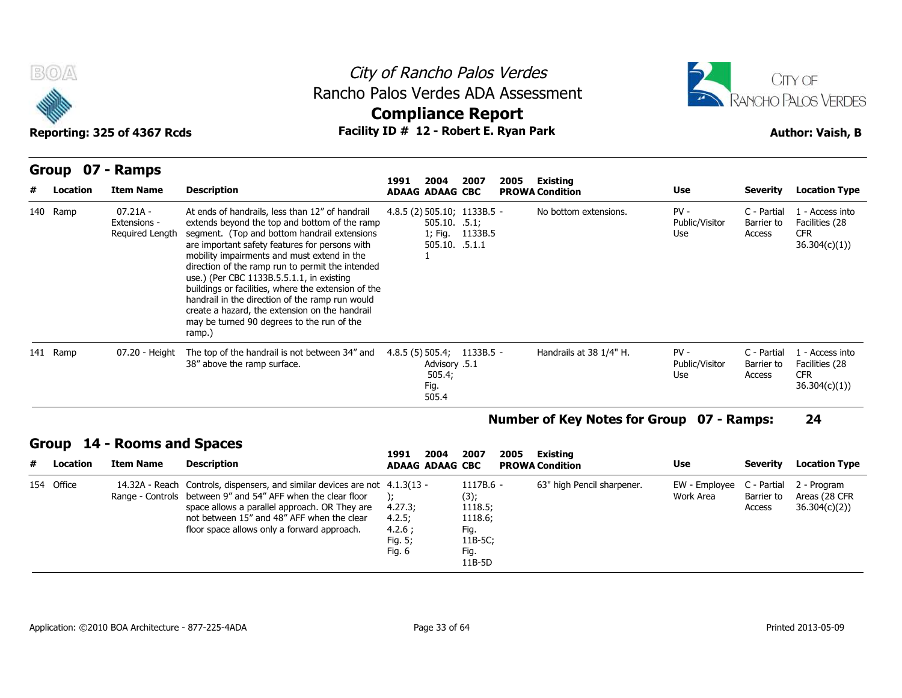## Group 07 - Ramps

| # | Location | Item Name | Description | 1991 ADAAG | 2004 ADAAG | 2007 CBC | 2005 PROWA | Existing Condition | Use | Severity | Location Type |
|---|---|---|---|---|---|---|---|---|---|---|---|
| 140 | Ramp | 07.21A - Extensions - Required Length | At ends of handrails, less than 12" of handrail extends beyond the top and bottom of the ramp segment. (Top and bottom handrail extensions are important safety features for persons with mobility impairments and must extend in the direction of the ramp run to permit the intended use.) (Per CBC 1133B.5.5.1.1, in existing buildings or facilities, where the extension of the handrail in the direction of the ramp run would create a hazard, the extension on the handrail may be turned 90 degrees to the run of the ramp.) | 4.8.5 (2) | 505.10; 505.10.1; Fig. 505.10.1 | 1133B.5.5.1; 1133B.5.5.1.1 | - | No bottom extensions. | PV - Public/Visitor Use | C - Partial Barrier to Access | 1 - Access into Facilities (28 CFR 36.304(c)(1)) |
| 141 | Ramp | 07.20 - Height | The top of the handrail is not between 34" and 38" above the ramp surface. | 4.8.5 (5) | 505.4; Advisory 505.4; Fig. 505.4 | 1133B.5.5.1 | - | Handrails at 38 1/4" H. | PV - Public/Visitor Use | C - Partial Barrier to Access | 1 - Access into Facilities (28 CFR 36.304(c)(1)) |

**Number of Key Notes for Group 07 - Ramps: 24**

## Group 14 - Rooms and Spaces

| # | Location | Item Name | Description | 1991 ADAAG | 2004 ADAAG | 2007 CBC | 2005 PROWA | Existing Condition | Use | Severity | Location Type |
|---|---|---|---|---|---|---|---|---|---|---|---|
| 154 | Office | 14.32A - Reach Range - Controls | Controls, dispensers, and similar devices are not between 9" and 54" AFF when the clear floor space allows a parallel approach. OR They are not between 15" and 48" AFF when the clear floor space allows only a forward approach. | 4.1.3(13); 4.27.3; 4.2.5; 4.2.6 ; Fig. 5; Fig. 6 | - | 1117B.6 (3); 1118.5; 1118.6; Fig. 11B-5C; Fig. 11B-5D | - | 63" high Pencil sharpener. | EW - Employee Work Area | C - Partial Barrier to Access | 2 - Program Areas (28 CFR 36.304(c)(2)) |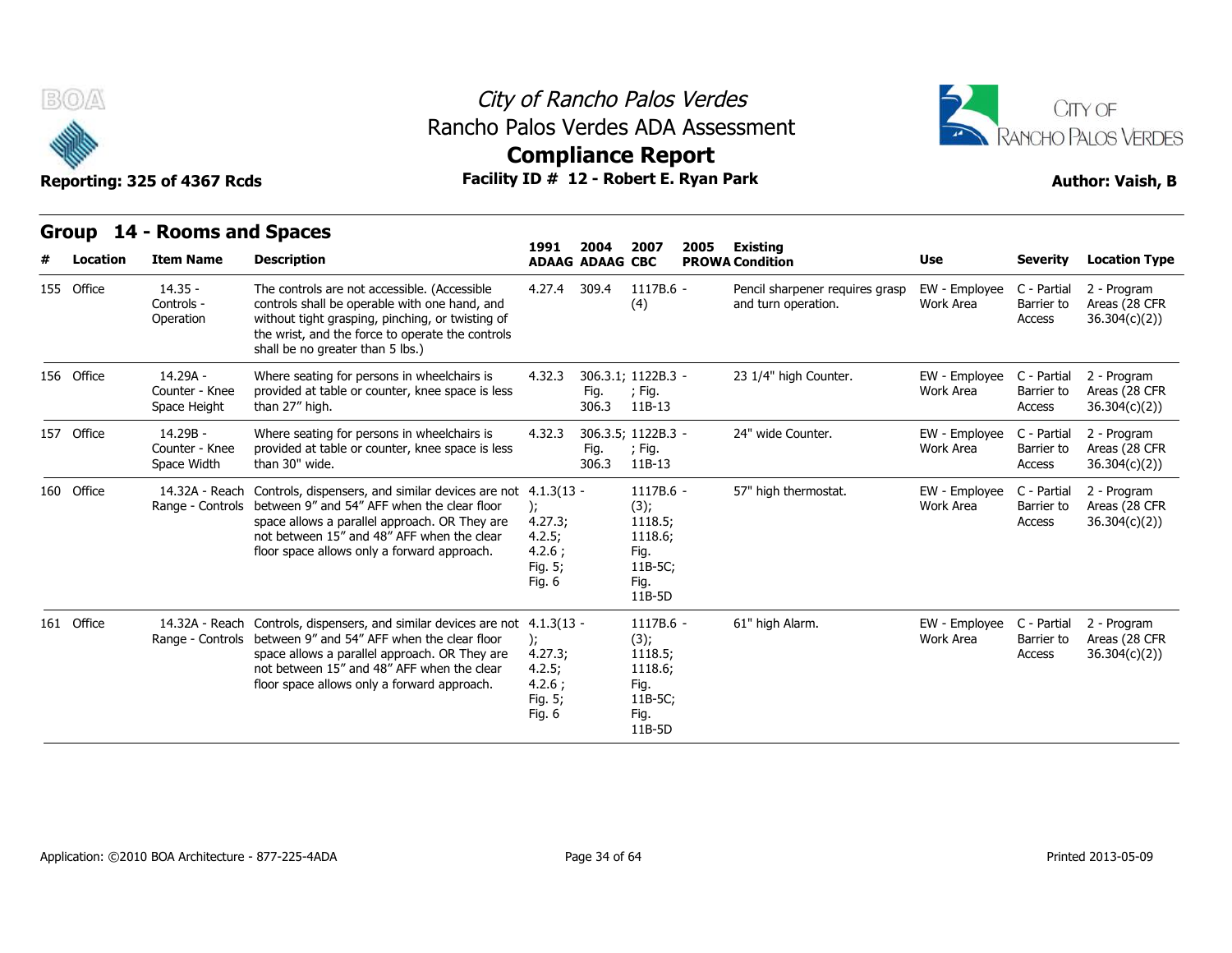## Group 14 - Rooms and Spaces

| # | Location | Item Name | Description | 1991 ADAAG | 2004 ADAAG | 2007 CBC | 2005 PROWA | Existing Condition | Use | Severity | Location Type |
|---|---|---|---|---|---|---|---|---|---|---|---|
| 155 | Office | 14.35 - Controls - Operation | The controls are not accessible. (Accessible controls shall be operable with one hand, and without tight grasping, pinching, or twisting of the wrist, and the force to operate the controls shall be no greater than 5 lbs.) | 4.27.4 | 309.4 | 1117B.6 - (4) | | Pencil sharpener requires grasp and turn operation. | EW - Employee Work Area | C - Partial Barrier to Access | 2 - Program Areas (28 CFR 36.304(c)(2)) |
| 156 | Office | 14.29A - Counter - Knee Space Height | Where seating for persons in wheelchairs is provided at table or counter, knee space is less than 27" high. | 4.32.3 | 306.3.1; Fig. 306.3 | 1122B.3 - ; Fig. 11B-13 | | 23 1/4" high Counter. | EW - Employee Work Area | C - Partial Barrier to Access | 2 - Program Areas (28 CFR 36.304(c)(2)) |
| 157 | Office | 14.29B - Counter - Knee Space Width | Where seating for persons in wheelchairs is provided at table or counter, knee space is less than 30" wide. | 4.32.3 | 306.3.5; Fig. 306.3 | 1122B.3 - ; Fig. 11B-13 | | 24" wide Counter. | EW - Employee Work Area | C - Partial Barrier to Access | 2 - Program Areas (28 CFR 36.304(c)(2)) |
| 160 | Office | 14.32A - Reach Range - Controls | Controls, dispensers, and similar devices are not between 9" and 54" AFF when the clear floor space allows a parallel approach. OR They are not between 15" and 48" AFF when the clear floor space allows only a forward approach. | 4.1.3(13 - ); 4.27.3; 4.2.5; 4.2.6 ; Fig. 5; Fig. 6 | | 1117B.6 - (3); 1118.5; 1118.6; Fig. 11B-5C; Fig. 11B-5D | | 57" high thermostat. | EW - Employee Work Area | C - Partial Barrier to Access | 2 - Program Areas (28 CFR 36.304(c)(2)) |
| 161 | Office | 14.32A - Reach Range - Controls | Controls, dispensers, and similar devices are not between 9" and 54" AFF when the clear floor space allows a parallel approach. OR They are not between 15" and 48" AFF when the clear floor space allows only a forward approach. | 4.1.3(13 - ); 4.27.3; 4.2.5; 4.2.6 ; Fig. 5; Fig. 6 | | 1117B.6 - (3); 1118.5; 1118.6; Fig. 11B-5C; Fig. 11B-5D | | 61" high Alarm. | EW - Employee Work Area | C - Partial Barrier to Access | 2 - Program Areas (28 CFR 36.304(c)(2)) |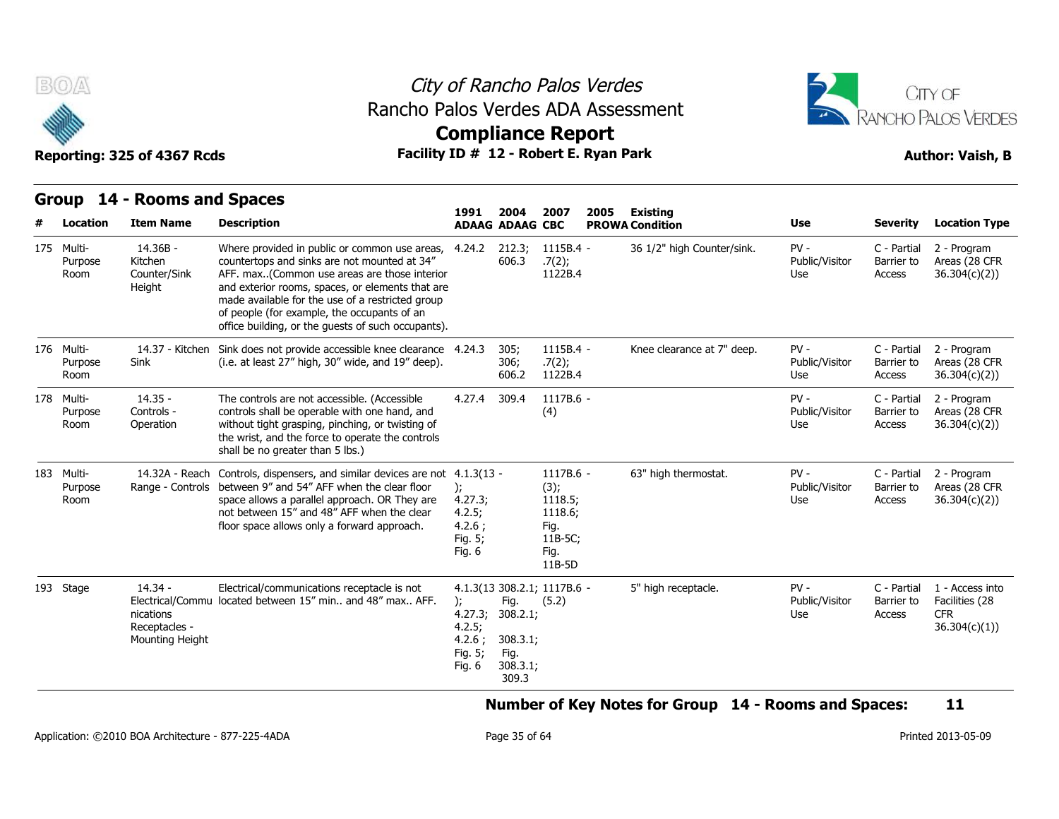# City of Rancho Palos Verdes
## Rancho Palos Verdes ADA Assessment
## Compliance Report

**Reporting: 325 of 4367 Rcds** | **Facility ID # 12 - Robert E. Ryan Park** | **Author: Vaish, B**

## Group 14 - Rooms and Spaces

| # | Location | Item Name | Description | 1991 ADAAG | 2004 ADAAG | 2007 CBC | 2005 PROWA | Existing Condition | Use | Severity | Location Type |
|---|---|---|---|---|---|---|---|---|---|---|---|
| 175 | Multi-Purpose Room | 14.36B - Kitchen Counter/Sink Height | Where provided in public or common use areas, countertops and sinks are not mounted at 34" AFF. max..(Common use areas are those interior and exterior rooms, spaces, or elements that are made available for the use of a restricted group of people (for example, the occupants of an office building, or the guests of such occupants). | 4.24.2 | 212.3; 606.3 | 1115B.4 - .7(2); 1122B.4 | | 36 1/2" high Counter/sink. | PV - Public/Visitor Use | C - Partial Barrier to Access | 2 - Program Areas (28 CFR 36.304(c)(2)) |
| 176 | Multi-Purpose Room | 14.37 - Kitchen Sink | Sink does not provide accessible knee clearance (i.e. at least 27" high, 30" wide, and 19" deep). | 4.24.3 | 305; 306; 606.2 | 1115B.4 - .7(2); 1122B.4 | | Knee clearance at 7" deep. | PV - Public/Visitor Use | C - Partial Barrier to Access | 2 - Program Areas (28 CFR 36.304(c)(2)) |
| 178 | Multi-Purpose Room | 14.35 - Controls - Operation | The controls are not accessible. (Accessible controls shall be operable with one hand, and without tight grasping, pinching, or twisting of the wrist, and the force to operate the controls shall be no greater than 5 lbs.) | 4.27.4 | 309.4 | 1117B.6 - (4) | | | PV - Public/Visitor Use | C - Partial Barrier to Access | 2 - Program Areas (28 CFR 36.304(c)(2)) |
| 183 | Multi-Purpose Room | 14.32A - Reach Range - Controls | Controls, dispensers, and similar devices are not between 9" and 54" AFF when the clear floor space allows a parallel approach. OR They are not between 15" and 48" AFF when the clear floor space allows only a forward approach. | 4.1.3(13 -); 4.27.3; 4.2.5; 4.2.6 ; Fig. 5; Fig. 6 | | 1117B.6 - (3); 1118.5; 1118.6; Fig. 11B-5C; Fig. 11B-5D | | 63" high thermostat. | PV - Public/Visitor Use | C - Partial Barrier to Access | 2 - Program Areas (28 CFR 36.304(c)(2)) |
| 193 | Stage | 14.34 - Electrical/Communications Receptacles - Mounting Height | Electrical/communications receptacle is not located between 15" min.. and 48" max.. AFF. | 4.1.3(13); 4.27.3; 4.2.5; 4.2.6 ; Fig. 5; Fig. 6 | 308.2.1; Fig. 308.2.1; 308.3.1; Fig. 308.3.1; 309.3 | 1117B.6 - (5.2) | | 5" high receptacle. | PV - Public/Visitor Use | C - Partial Barrier to Access | 1 - Access into Facilities (28 CFR 36.304(c)(1)) |

**Number of Key Notes for Group 14 - Rooms and Spaces: 11**

Application: ©2010 BOA Architecture - 877-225-4ADA | Printed 2013-05-09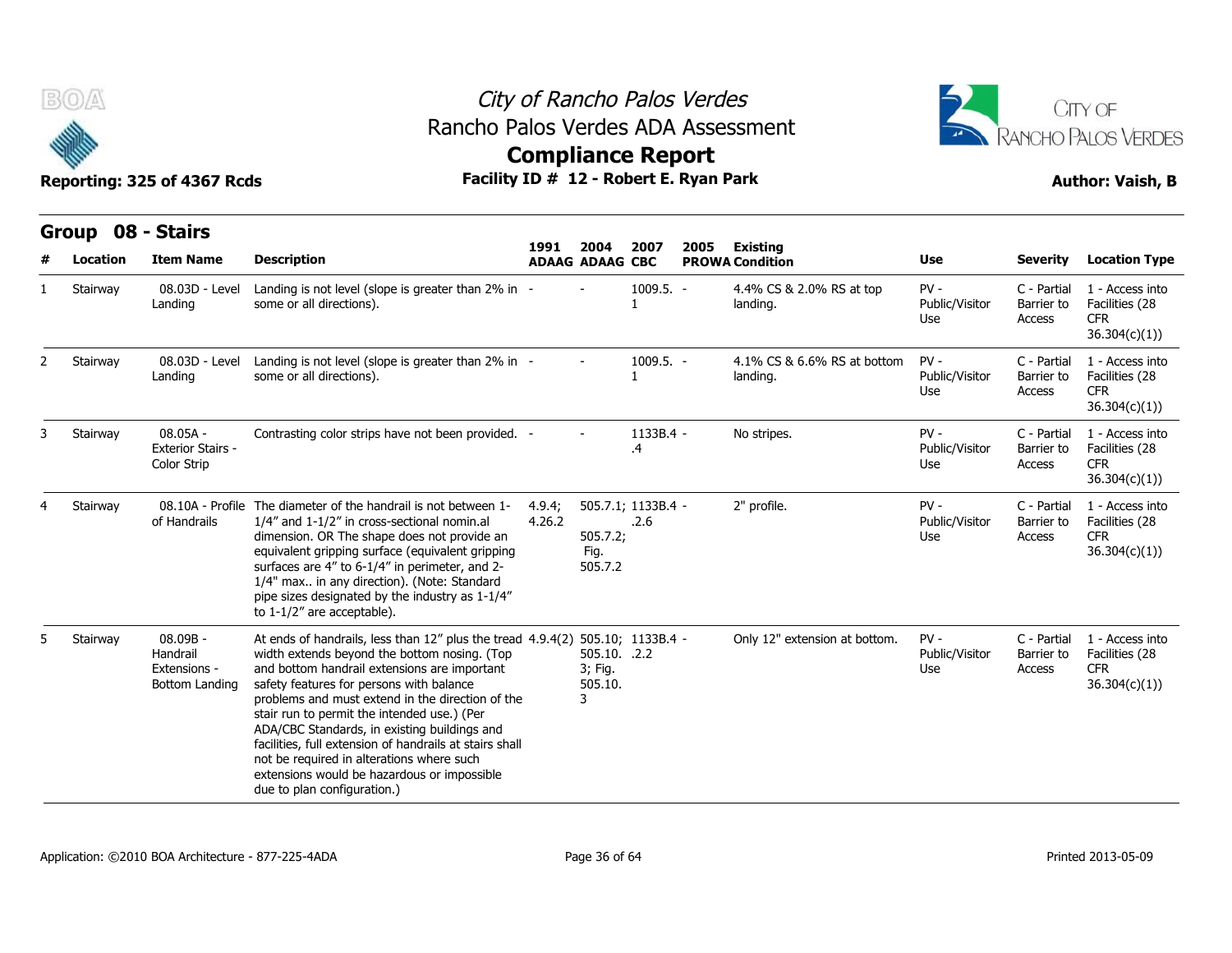# City of Rancho Palos Verdes

## Rancho Palos Verdes ADA Assessment

## Compliance Report

**Reporting: 325 of 4367 Rcds** | **Facility ID # 12 - Robert E. Ryan Park** | **Author: Vaish, B**

## Group 08 - Stairs

| # | Location | Item Name | Description | 1991 ADAAG | 2004 ADAAG | 2007 CBC | 2005 PROWA | Existing Condition | Use | Severity | Location Type |
|---|---|---|---|---|---|---|---|---|---|---|---|
| 1 | Stairway | 08.03D - Level Landing | Landing is not level (slope is greater than 2% in some or all directions). | - | - | 1009.5.1 | - | 4.4% CS & 2.0% RS at top landing. | PV - Public/Visitor Use | C - Partial Barrier to Access | 1 - Access into Facilities (28 CFR 36.304(c)(1)) |
| 2 | Stairway | 08.03D - Level Landing | Landing is not level (slope is greater than 2% in some or all directions). | - | - | 1009.5.1 | - | 4.1% CS & 6.6% RS at bottom landing. | PV - Public/Visitor Use | C - Partial Barrier to Access | 1 - Access into Facilities (28 CFR 36.304(c)(1)) |
| 3 | Stairway | 08.05A - Exterior Stairs - Color Strip | Contrasting color strips have not been provided. | - | - | 1133B.4.4 | - | No stripes. | PV - Public/Visitor Use | C - Partial Barrier to Access | 1 - Access into Facilities (28 CFR 36.304(c)(1)) |
| 4 | Stairway | 08.10A - Profile of Handrails | The diameter of the handrail is not between 1-1/4" and 1-1/2" in cross-sectional nomin.al dimension. OR The shape does not provide an equivalent gripping surface (equivalent gripping surfaces are 4" to 6-1/4" in perimeter, and 2-1/4" max.. in any direction). (Note: Standard pipe sizes designated by the industry as 1-1/4" to 1-1/2" are acceptable). | 4.9.4; 4.26.2 | 505.7.1; 505.7.2; Fig. 505.7.2 | 1133B.4.2.6 | - | 2" profile. | PV - Public/Visitor Use | C - Partial Barrier to Access | 1 - Access into Facilities (28 CFR 36.304(c)(1)) |
| 5 | Stairway | 08.09B - Handrail Extensions - Bottom Landing | At ends of handrails, less than 12" plus the tread width extends beyond the bottom nosing. (Top and bottom handrail extensions are important safety features for persons with balance problems and must extend in the direction of the stair run to permit the intended use.) (Per ADA/CBC Standards, in existing buildings and facilities, full extension of handrails at stairs shall not be required in alterations where such extensions would be hazardous or impossible due to plan configuration.) | 4.9.4(2) | 505.10; 505.10.3; Fig. 505.10.3 | 1133B.4.2.2 | - | Only 12" extension at bottom. | PV - Public/Visitor Use | C - Partial Barrier to Access | 1 - Access into Facilities (28 CFR 36.304(c)(1)) |

Application: ©2010 BOA Architecture - 877-225-4ADA | Printed 2013-05-09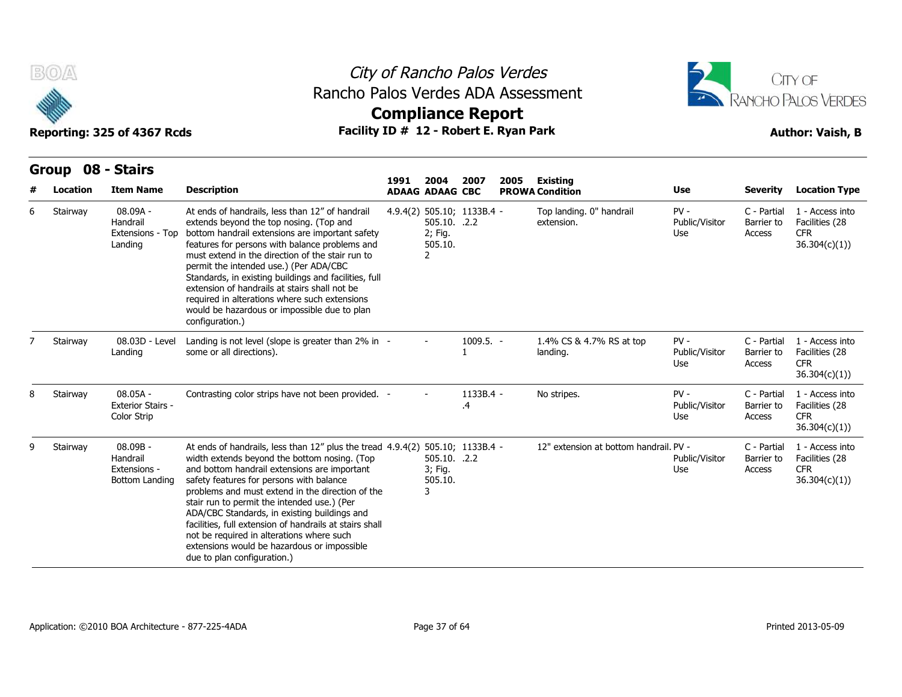# City of Rancho Palos Verdes
## Rancho Palos Verdes ADA Assessment
## Compliance Report

**Reporting: 325 of 4367 Rcds** | **Facility ID # 12 - Robert E. Ryan Park** | **Author: Vaish, B**

## Group 08 - Stairs

| # | Location | Item Name | Description | 1991 ADAAG | 2004 ADAAG | 2007 CBC | 2005 PROWA | Existing Condition | Use | Severity | Location Type |
|---|---|---|---|---|---|---|---|---|---|---|---|
| 6 | Stairway | 08.09A - Handrail Extensions - Top Landing | At ends of handrails, less than 12" of handrail extends beyond the top nosing. (Top and bottom handrail extensions are important safety features for persons with balance problems and must extend in the direction of the stair run to permit the intended use.) (Per ADA/CBC Standards, in existing buildings and facilities, full extension of handrails at stairs shall not be required in alterations where such extensions would be hazardous or impossible due to plan configuration.) | 4.9.4(2) | 505.10; 505.10. 2; Fig. 505.10. 2 | 1133B.4 .2.2 | - | Top landing. 0" handrail extension. | PV - Public/Visitor Use | C - Partial Barrier to Access | 1 - Access into Facilities (28 CFR 36.304(c)(1)) |
| 7 | Stairway | 08.03D - Level Landing | Landing is not level (slope is greater than 2% in some or all directions). | - | - | 1009.5. 1 | - | 1.4% CS & 4.7% RS at top landing. | PV - Public/Visitor Use | C - Partial Barrier to Access | 1 - Access into Facilities (28 CFR 36.304(c)(1)) |
| 8 | Stairway | 08.05A - Exterior Stairs - Color Strip | Contrasting color strips have not been provided. | - | - | 1133B.4 .4 | - | No stripes. | PV - Public/Visitor Use | C - Partial Barrier to Access | 1 - Access into Facilities (28 CFR 36.304(c)(1)) |
| 9 | Stairway | 08.09B - Handrail Extensions - Bottom Landing | At ends of handrails, less than 12" plus the tread width extends beyond the bottom nosing. (Top and bottom handrail extensions are important safety features for persons with balance problems and must extend in the direction of the stair run to permit the intended use.) (Per ADA/CBC Standards, in existing buildings and facilities, full extension of handrails at stairs shall not be required in alterations where such extensions would be hazardous or impossible due to plan configuration.) | 4.9.4(2) | 505.10; 505.10. 3; Fig. 505.10. 3 | 1133B.4 .2.2 | - | 12" extension at bottom handrail. | PV - Public/Visitor Use | C - Partial Barrier to Access | 1 - Access into Facilities (28 CFR 36.304(c)(1)) |

Application: ©2010 BOA Architecture - 877-225-4ADA | Printed 2013-05-09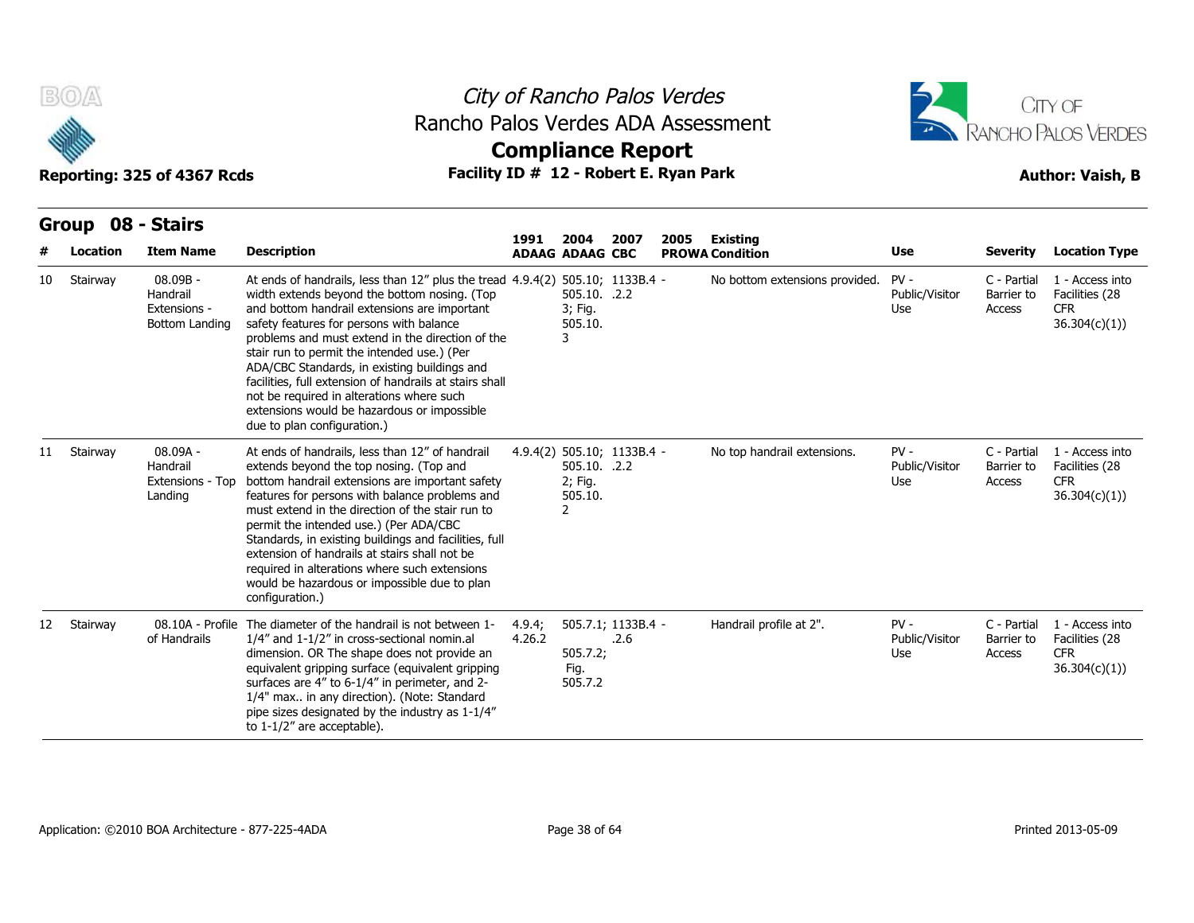# City of Rancho Palos Verdes
## Rancho Palos Verdes ADA Assessment
## Compliance Report

Reporting: 325 of 4367 Rcds

Facility ID # 12 - Robert E. Ryan Park

Author: Vaish, B

### Group 08 - Stairs

| # | Location | Item Name | Description | 1991 ADAAG | 2004 ADAAG | 2007 CBC | 2005 PROWA | Existing Condition | Use | Severity | Location Type |
|---|---|---|---|---|---|---|---|---|---|---|---|
| 10 | Stairway | 08.09B - Handrail Extensions - Bottom Landing | At ends of handrails, less than 12" plus the tread width extends beyond the bottom nosing. (Top and bottom handrail extensions are important safety features for persons with balance problems and must extend in the direction of the stair run to permit the intended use.) (Per ADA/CBC Standards, in existing buildings and facilities, full extension of handrails at stairs shall not be required in alterations where such extensions would be hazardous or impossible due to plan configuration.) | 4.9.4(2) | 505.10; 505.10.3; Fig. 505.10.3 | 1133B.4.2.2 | - | No bottom extensions provided. | PV - Public/Visitor Use | C - Partial Barrier to Access | 1 - Access into Facilities (28 CFR 36.304(c)(1)) |
| 11 | Stairway | 08.09A - Handrail Extensions - Top Landing | At ends of handrails, less than 12" of handrail extends beyond the top nosing. (Top and bottom handrail extensions are important safety features for persons with balance problems and must extend in the direction of the stair run to permit the intended use.) (Per ADA/CBC Standards, in existing buildings and facilities, full extension of handrails at stairs shall not be required in alterations where such extensions would be hazardous or impossible due to plan configuration.) | 4.9.4(2) | 505.10; 505.10.2; Fig. 505.10.2 | 1133B.4.2.2 | - | No top handrail extensions. | PV - Public/Visitor Use | C - Partial Barrier to Access | 1 - Access into Facilities (28 CFR 36.304(c)(1)) |
| 12 | Stairway | 08.10A - Profile of Handrails | The diameter of the handrail is not between 1-1/4" and 1-1/2" in cross-sectional nomin.al dimension. OR The shape does not provide an equivalent gripping surface (equivalent gripping surfaces are 4" to 6-1/4" in perimeter, and 2-1/4" max.. in any direction). (Note: Standard pipe sizes designated by the industry as 1-1/4" to 1-1/2" are acceptable). | 4.9.4; 4.26.2 | 505.7.1; 505.7.2; Fig. 505.7.2 | 1133B.4.2.6 | - | Handrail profile at 2". | PV - Public/Visitor Use | C - Partial Barrier to Access | 1 - Access into Facilities (28 CFR 36.304(c)(1)) |

Application: ©2010 BOA Architecture - 877-225-4ADA

Printed 2013-05-09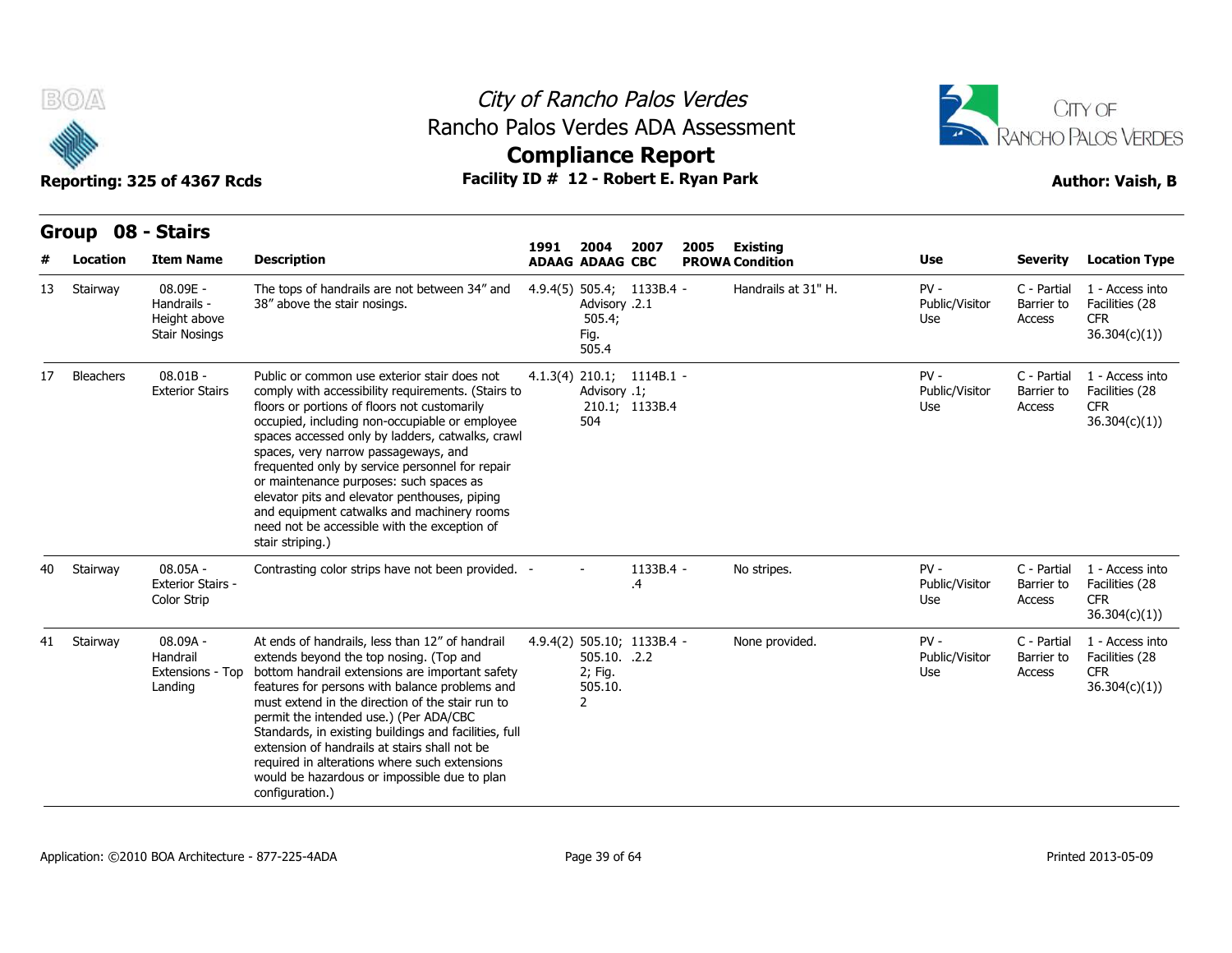# City of Rancho Palos Verdes
## Rancho Palos Verdes ADA Assessment
## Compliance Report

Reporting: 325 of 4367 Rcds — **Facility ID # 12 - Robert E. Ryan Park** — Author: Vaish, B

### Group 08 - Stairs

| # | Location | Item Name | Description | 1991 ADAAG | 2004 ADAAG | 2007 CBC | 2005 PROWA | Existing Condition | Use | Severity | Location Type |
|---|---|---|---|---|---|---|---|---|---|---|---|
| 13 | Stairway | 08.09E - Handrails - Height above Stair Nosings | The tops of handrails are not between 34" and 38" above the stair nosings. | 4.9.4(5) | 505.4; Advisory 505.4; Fig. 505.4 | 1133B.4.2.1 | - | Handrails at 31" H. | PV - Public/Visitor Use | C - Partial Barrier to Access | 1 - Access into Facilities (28 CFR 36.304(c)(1)) |
| 17 | Bleachers | 08.01B - Exterior Stairs | Public or common use exterior stair does not comply with accessibility requirements. (Stairs to floors or portions of floors not customarily occupied, including non-occupiable or employee spaces accessed only by ladders, catwalks, crawl spaces, very narrow passageways, and frequented only by service personnel for repair or maintenance purposes: such spaces as elevator pits and elevator penthouses, piping and equipment catwalks and machinery rooms need not be accessible with the exception of stair striping.) | 4.1.3(4) | 210.1; Advisory 210.1; 504 | 1114B.1.1; 1133B.4 | - | | PV - Public/Visitor Use | C - Partial Barrier to Access | 1 - Access into Facilities (28 CFR 36.304(c)(1)) |
| 40 | Stairway | 08.05A - Exterior Stairs - Color Strip | Contrasting color strips have not been provided. | - | - | 1133B.4.4 | - | No stripes. | PV - Public/Visitor Use | C - Partial Barrier to Access | 1 - Access into Facilities (28 CFR 36.304(c)(1)) |
| 41 | Stairway | 08.09A - Handrail Extensions - Top Landing | At ends of handrails, less than 12" of handrail extends beyond the top nosing. (Top and bottom handrail extensions are important safety features for persons with balance problems and must extend in the direction of the stair run to permit the intended use.) (Per ADA/CBC Standards, in existing buildings and facilities, full extension of handrails at stairs shall not be required in alterations where such extensions would be hazardous or impossible due to plan configuration.) | 4.9.4(2) | 505.10; 505.10.2; Fig. 505.10.2 | 1133B.4.2.2 | - | None provided. | PV - Public/Visitor Use | C - Partial Barrier to Access | 1 - Access into Facilities (28 CFR 36.304(c)(1)) |

Application: ©2010 BOA Architecture - 877-225-4ADA — Printed 2013-05-09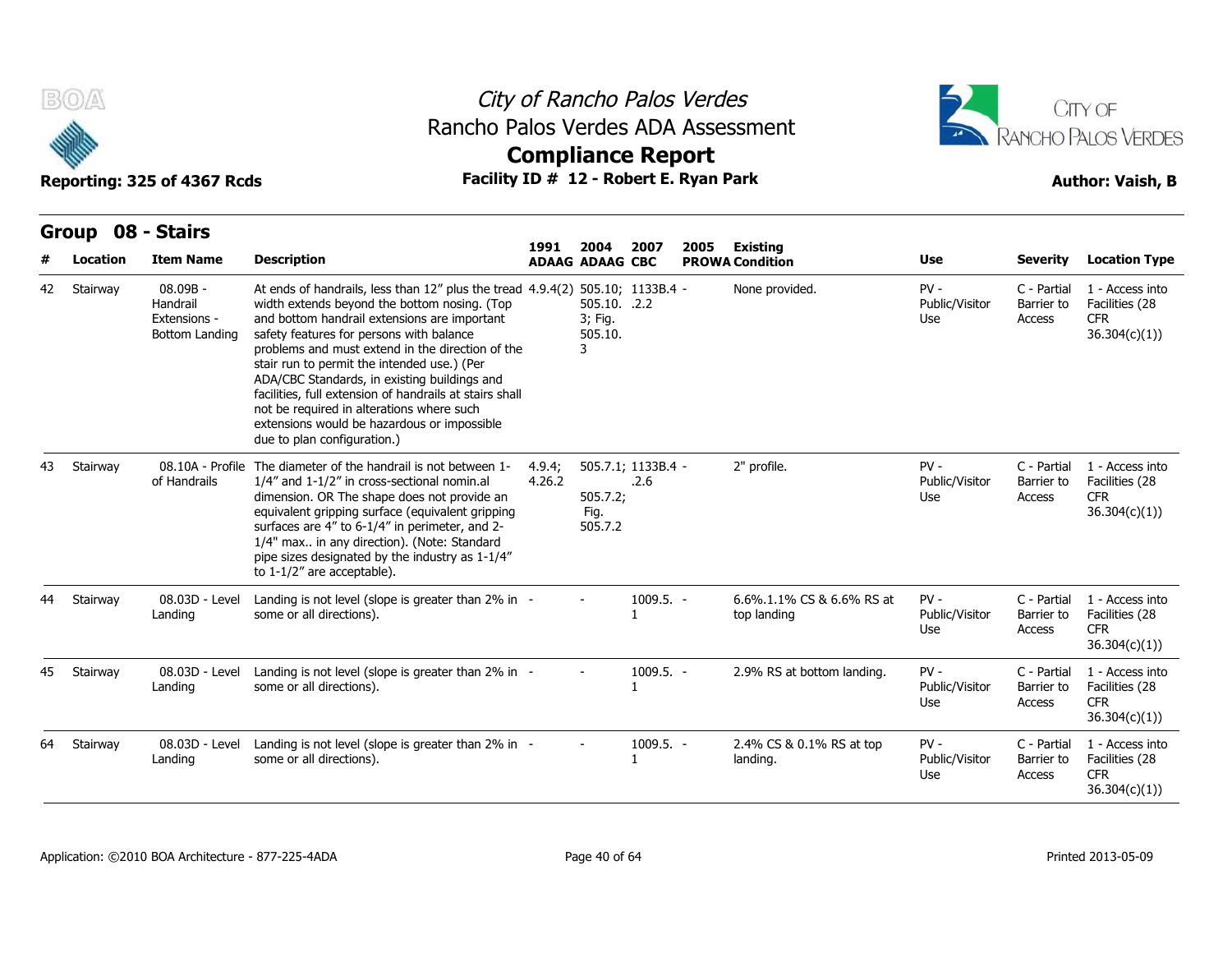# City of Rancho Palos Verdes
## Rancho Palos Verdes ADA Assessment
## Compliance Report

Reporting: 325 of 4367 Rcds

**Facility ID # 12 - Robert E. Ryan Park**

Author: Vaish, B

## Group 08 - Stairs

| # | Location | Item Name | Description | 1991 ADAAG | 2004 ADAAG | 2007 CBC | 2005 PROWA | Existing Condition | Use | Severity | Location Type |
|---|---|---|---|---|---|---|---|---|---|---|---|
| 42 | Stairway | 08.09B - Handrail Extensions - Bottom Landing | At ends of handrails, less than 12" plus the tread width extends beyond the bottom nosing. (Top and bottom handrail extensions are important safety features for persons with balance problems and must extend in the direction of the stair run to permit the intended use.) (Per ADA/CBC Standards, in existing buildings and facilities, full extension of handrails at stairs shall not be required in alterations where such extensions would be hazardous or impossible due to plan configuration.) | 4.9.4(2) | 505.10; 505.10.3; Fig. 505.10.3 | 1133B.4.2.2 | - | None provided. | PV - Public/Visitor Use | C - Partial Barrier to Access | 1 - Access into Facilities (28 CFR 36.304(c)(1)) |
| 43 | Stairway | 08.10A - Profile of Handrails | The diameter of the handrail is not between 1-1/4" and 1-1/2" in cross-sectional nomin.al dimension. OR The shape does not provide an equivalent gripping surface (equivalent gripping surfaces are 4" to 6-1/4" in perimeter, and 2-1/4" max.. in any direction). (Note: Standard pipe sizes designated by the industry as 1-1/4" to 1-1/2" are acceptable). | 4.9.4; 4.26.2 | 505.7.1; 505.7.2; Fig. 505.7.2 | 1133B.4.2.6 | - | 2" profile. | PV - Public/Visitor Use | C - Partial Barrier to Access | 1 - Access into Facilities (28 CFR 36.304(c)(1)) |
| 44 | Stairway | 08.03D - Level Landing | Landing is not level (slope is greater than 2% in some or all directions). | - | - | 1009.5.1 | - | 6.6%.1.1% CS & 6.6% RS at top landing | PV - Public/Visitor Use | C - Partial Barrier to Access | 1 - Access into Facilities (28 CFR 36.304(c)(1)) |
| 45 | Stairway | 08.03D - Level Landing | Landing is not level (slope is greater than 2% in some or all directions). | - | - | 1009.5.1 | - | 2.9% RS at bottom landing. | PV - Public/Visitor Use | C - Partial Barrier to Access | 1 - Access into Facilities (28 CFR 36.304(c)(1)) |
| 64 | Stairway | 08.03D - Level Landing | Landing is not level (slope is greater than 2% in some or all directions). | - | - | 1009.5.1 | - | 2.4% CS & 0.1% RS at top landing. | PV - Public/Visitor Use | C - Partial Barrier to Access | 1 - Access into Facilities (28 CFR 36.304(c)(1)) |

Application: ©2010 BOA Architecture - 877-225-4ADA

Printed 2013-05-09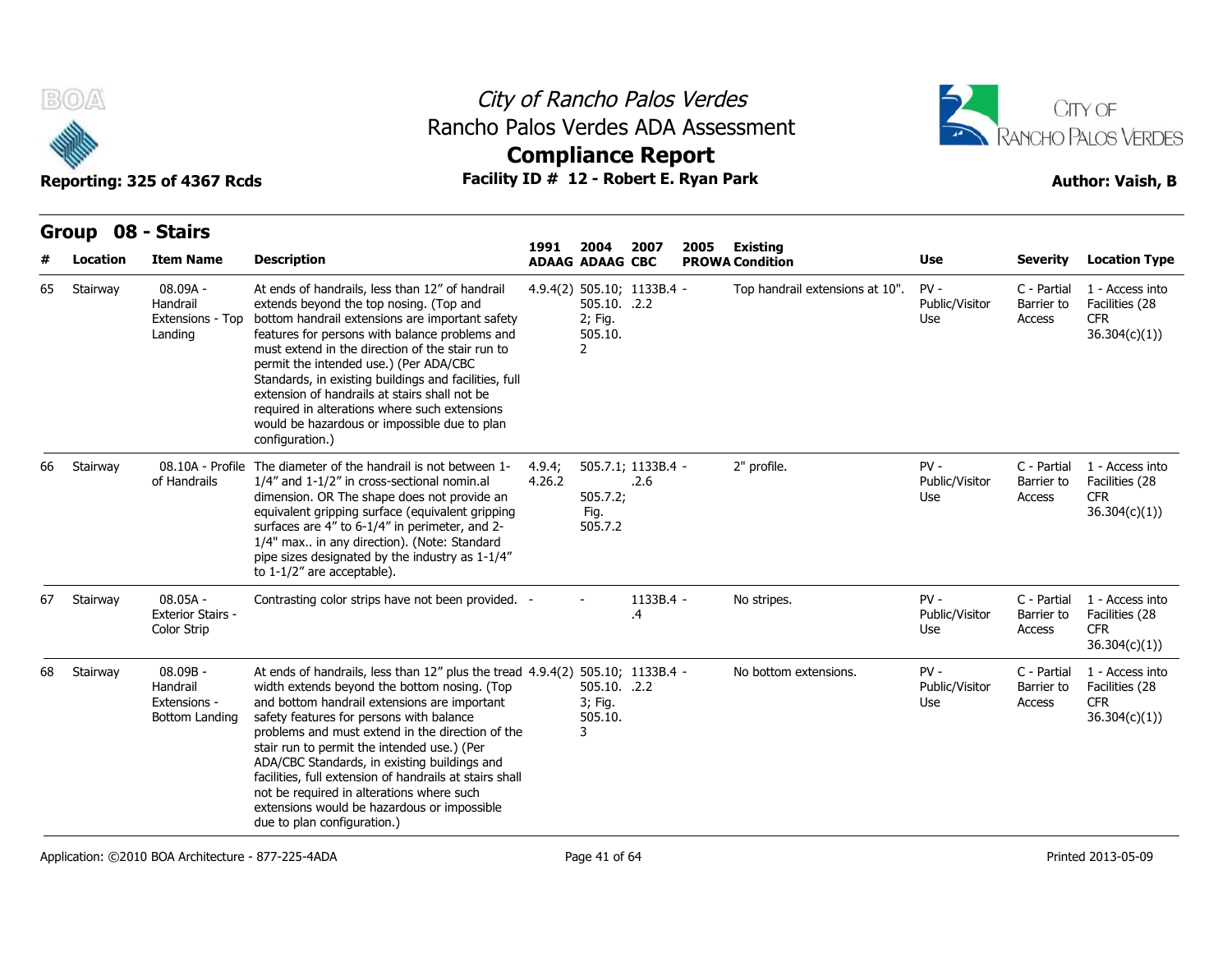City of Rancho Palos Verdes
Rancho Palos Verdes ADA Assessment
**Compliance Report**

Reporting: 325 of 4367 Rcds | Facility ID # 12 - Robert E. Ryan Park | Author: Vaish, B

## Group 08 - Stairs

| # | Location | Item Name | Description | 1991 ADAAG | 2004 ADAAG | 2007 CBC | 2005 PROWA | Existing Condition | Use | Severity | Location Type |
|---|---|---|---|---|---|---|---|---|---|---|---|
| 65 | Stairway | 08.09A - Handrail Extensions - Top Landing | At ends of handrails, less than 12" of handrail extends beyond the top nosing. (Top and bottom handrail extensions are important safety features for persons with balance problems and must extend in the direction of the stair run to permit the intended use.) (Per ADA/CBC Standards, in existing buildings and facilities, full extension of handrails at stairs shall not be required in alterations where such extensions would be hazardous or impossible due to plan configuration.) | 4.9.4(2) | 505.10; 505.10.2; Fig. 505.10.2 | 1133B.4.2.2 | - | Top handrail extensions at 10". | PV - Public/Visitor Use | C - Partial Barrier to Access | 1 - Access into Facilities (28 CFR 36.304(c)(1)) |
| 66 | Stairway | 08.10A - Profile of Handrails | The diameter of the handrail is not between 1-1/4" and 1-1/2" in cross-sectional nomin.al dimension. OR The shape does not provide an equivalent gripping surface (equivalent gripping surfaces are 4" to 6-1/4" in perimeter, and 2-1/4" max.. in any direction). (Note: Standard pipe sizes designated by the industry as 1-1/4" to 1-1/2" are acceptable). | 4.9.4; 4.26.2 | 505.7.1; 505.7.2; Fig. 505.7.2 | 1133B.4.2.6 | - | 2" profile. | PV - Public/Visitor Use | C - Partial Barrier to Access | 1 - Access into Facilities (28 CFR 36.304(c)(1)) |
| 67 | Stairway | 08.05A - Exterior Stairs - Color Strip | Contrasting color strips have not been provided. | - | - | 1133B.4.4 | - | No stripes. | PV - Public/Visitor Use | C - Partial Barrier to Access | 1 - Access into Facilities (28 CFR 36.304(c)(1)) |
| 68 | Stairway | 08.09B - Handrail Extensions - Bottom Landing | At ends of handrails, less than 12" plus the tread width extends beyond the bottom nosing. (Top and bottom handrail extensions are important safety features for persons with balance problems and must extend in the direction of the stair run to permit the intended use.) (Per ADA/CBC Standards, in existing buildings and facilities, full extension of handrails at stairs shall not be required in alterations where such extensions would be hazardous or impossible due to plan configuration.) | 4.9.4(2) | 505.10; 505.10.3; Fig. 505.10.3 | 1133B.4.2.2 | - | No bottom extensions. | PV - Public/Visitor Use | C - Partial Barrier to Access | 1 - Access into Facilities (28 CFR 36.304(c)(1)) |

Application: ©2010 BOA Architecture - 877-225-4ADA | Printed 2013-05-09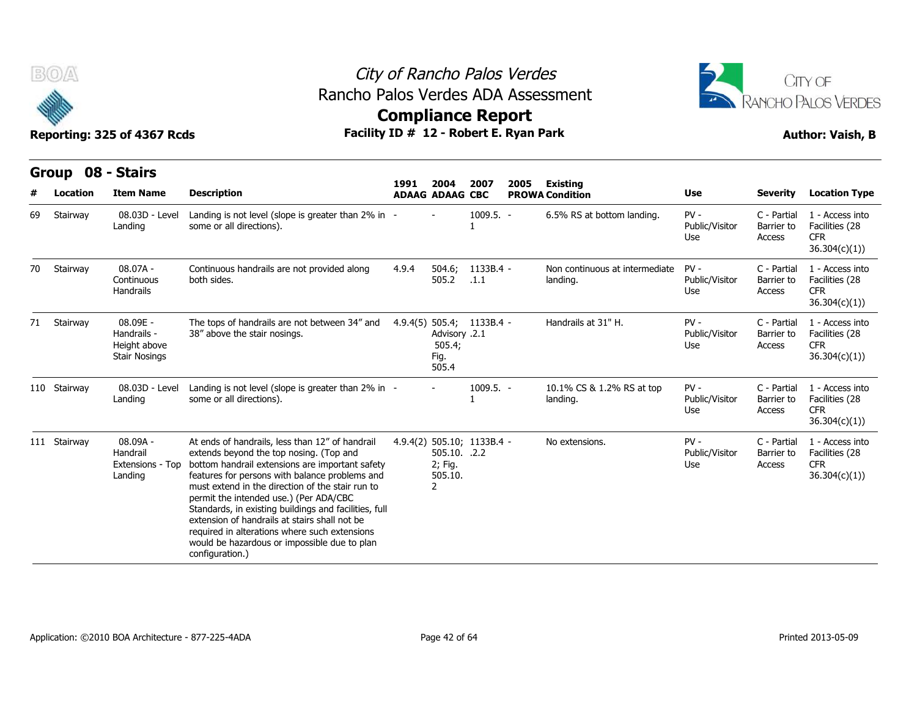# City of Rancho Palos Verdes
## Rancho Palos Verdes ADA Assessment
## Compliance Report

**Reporting: 325 of 4367 Rcds** — **Facility ID # 12 - Robert E. Ryan Park** — **Author: Vaish, B**

### Group 08 - Stairs

| # | Location | Item Name | Description | 1991 ADAAG | 2004 ADAAG | 2007 CBC | 2005 PROWA | Existing Condition | Use | Severity | Location Type |
|---|---|---|---|---|---|---|---|---|---|---|---|
| 69 | Stairway | 08.03D - Level Landing | Landing is not level (slope is greater than 2% in some or all directions). | - | - | 1009.5.1 | - | 6.5% RS at bottom landing. | PV - Public/Visitor Use | C - Partial Barrier to Access | 1 - Access into Facilities (28 CFR 36.304(c)(1)) |
| 70 | Stairway | 08.07A - Continuous Handrails | Continuous handrails are not provided along both sides. | 4.9.4 | 504.6; 505.2 | 1133B.4.1.1 | - | Non continuous at intermediate landing. | PV - Public/Visitor Use | C - Partial Barrier to Access | 1 - Access into Facilities (28 CFR 36.304(c)(1)) |
| 71 | Stairway | 08.09E - Handrails - Height above Stair Nosings | The tops of handrails are not between 34" and 38" above the stair nosings. | 4.9.4(5) | 505.4; Advisory 505.4; Fig. 505.4 | 1133B.4.2.1 | - | Handrails at 31" H. | PV - Public/Visitor Use | C - Partial Barrier to Access | 1 - Access into Facilities (28 CFR 36.304(c)(1)) |
| 110 | Stairway | 08.03D - Level Landing | Landing is not level (slope is greater than 2% in some or all directions). | - | - | 1009.5.1 | - | 10.1% CS & 1.2% RS at top landing. | PV - Public/Visitor Use | C - Partial Barrier to Access | 1 - Access into Facilities (28 CFR 36.304(c)(1)) |
| 111 | Stairway | 08.09A - Handrail Extensions - Top Landing | At ends of handrails, less than 12" of handrail extends beyond the top nosing. (Top and bottom handrail extensions are important safety features for persons with balance problems and must extend in the direction of the stair run to permit the intended use.) (Per ADA/CBC Standards, in existing buildings and facilities, full extension of handrails at stairs shall not be required in alterations where such extensions would be hazardous or impossible due to plan configuration.) | 4.9.4(2) | 505.10; 505.10.2; Fig. 505.10.2 | 1133B.4.2.2 | - | No extensions. | PV - Public/Visitor Use | C - Partial Barrier to Access | 1 - Access into Facilities (28 CFR 36.304(c)(1)) |

Application: ©2010 BOA Architecture - 877-225-4ADA — Printed 2013-05-09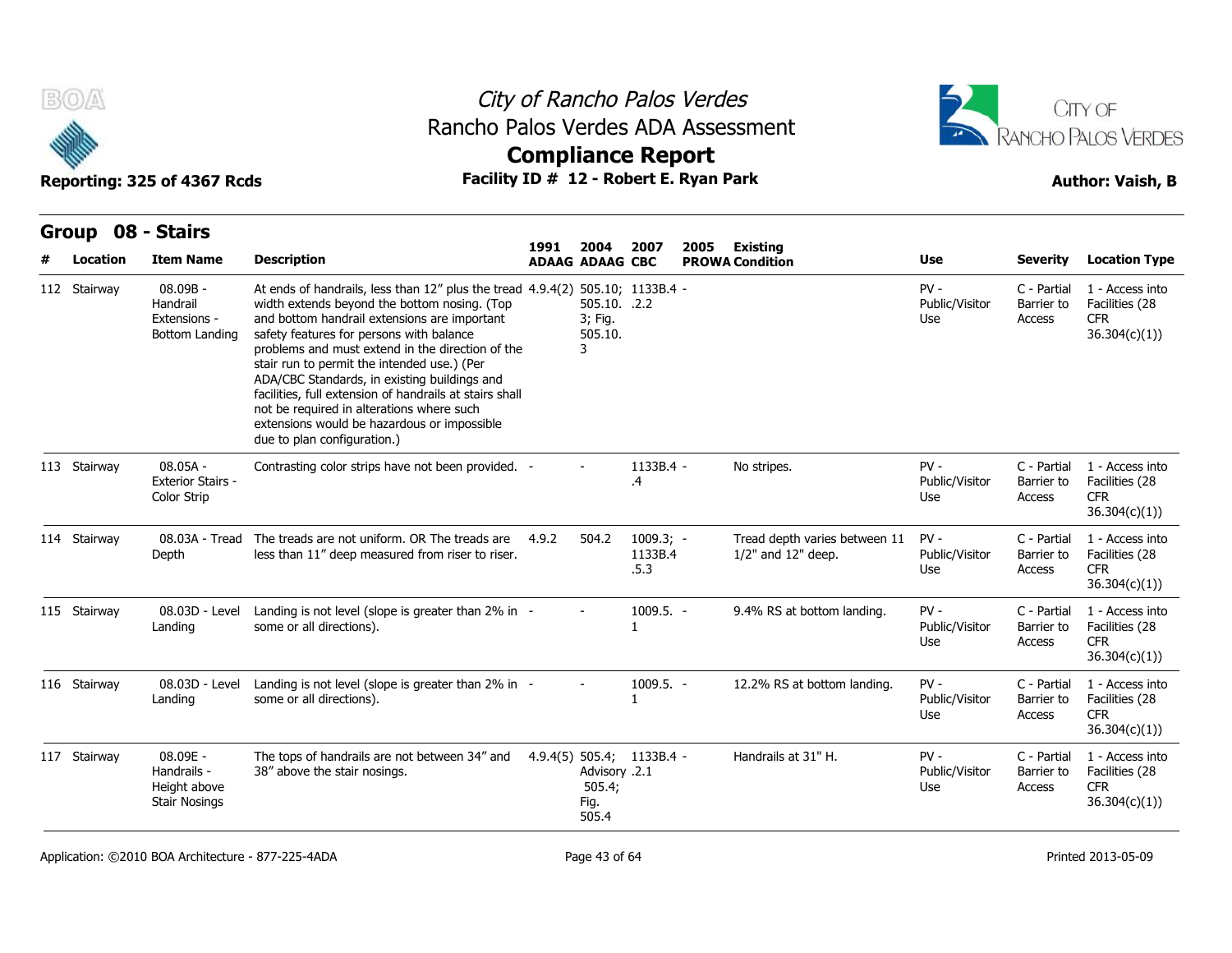# City of Rancho Palos Verdes

## Rancho Palos Verdes ADA Assessment

## Compliance Report

**Reporting: 325 of 4367 Rcds** — **Facility ID # 12 - Robert E. Ryan Park** — **Author: Vaish, B**

### Group 08 - Stairs

| # | Location | Item Name | Description | 1991 ADAAG | 2004 ADAAG | 2007 CBC | 2005 PROWA | Existing Condition | Use | Severity | Location Type |
|---|---|---|---|---|---|---|---|---|---|---|---|
| 112 | Stairway | 08.09B - Handrail Extensions - Bottom Landing | At ends of handrails, less than 12" plus the tread width extends beyond the bottom nosing. (Top and bottom handrail extensions are important safety features for persons with balance problems and must extend in the direction of the stair run to permit the intended use.) (Per ADA/CBC Standards, in existing buildings and facilities, full extension of handrails at stairs shall not be required in alterations where such extensions would be hazardous or impossible due to plan configuration.) | 4.9.4(2) | 505.10; 505.10.3; Fig. 505.10.3 | 1133B.4.2.2 | - | | PV - Public/Visitor Use | C - Partial Barrier to Access | 1 - Access into Facilities (28 CFR 36.304(c)(1)) |
| 113 | Stairway | 08.05A - Exterior Stairs - Color Strip | Contrasting color strips have not been provided. | - | - | 1133B.4.4 | - | No stripes. | PV - Public/Visitor Use | C - Partial Barrier to Access | 1 - Access into Facilities (28 CFR 36.304(c)(1)) |
| 114 | Stairway | 08.03A - Tread Depth | The treads are not uniform. OR The treads are less than 11" deep measured from riser to riser. | 4.9.2 | 504.2 | 1009.3; 1133B.4.5.3 | - | Tread depth varies between 11 1/2" and 12" deep. | PV - Public/Visitor Use | C - Partial Barrier to Access | 1 - Access into Facilities (28 CFR 36.304(c)(1)) |
| 115 | Stairway | 08.03D - Level Landing | Landing is not level (slope is greater than 2% in some or all directions). | - | - | 1009.5.1 | - | 9.4% RS at bottom landing. | PV - Public/Visitor Use | C - Partial Barrier to Access | 1 - Access into Facilities (28 CFR 36.304(c)(1)) |
| 116 | Stairway | 08.03D - Level Landing | Landing is not level (slope is greater than 2% in some or all directions). | - | - | 1009.5.1 | - | 12.2% RS at bottom landing. | PV - Public/Visitor Use | C - Partial Barrier to Access | 1 - Access into Facilities (28 CFR 36.304(c)(1)) |
| 117 | Stairway | 08.09E - Handrails - Height above Stair Nosings | The tops of handrails are not between 34" and 38" above the stair nosings. | 4.9.4(5) | 505.4; Advisory 505.4; Fig. 505.4 | 1133B.4.2.1 | - | Handrails at 31" H. | PV - Public/Visitor Use | C - Partial Barrier to Access | 1 - Access into Facilities (28 CFR 36.304(c)(1)) |

Application: ©2010 BOA Architecture - 877-225-4ADA — Printed 2013-05-09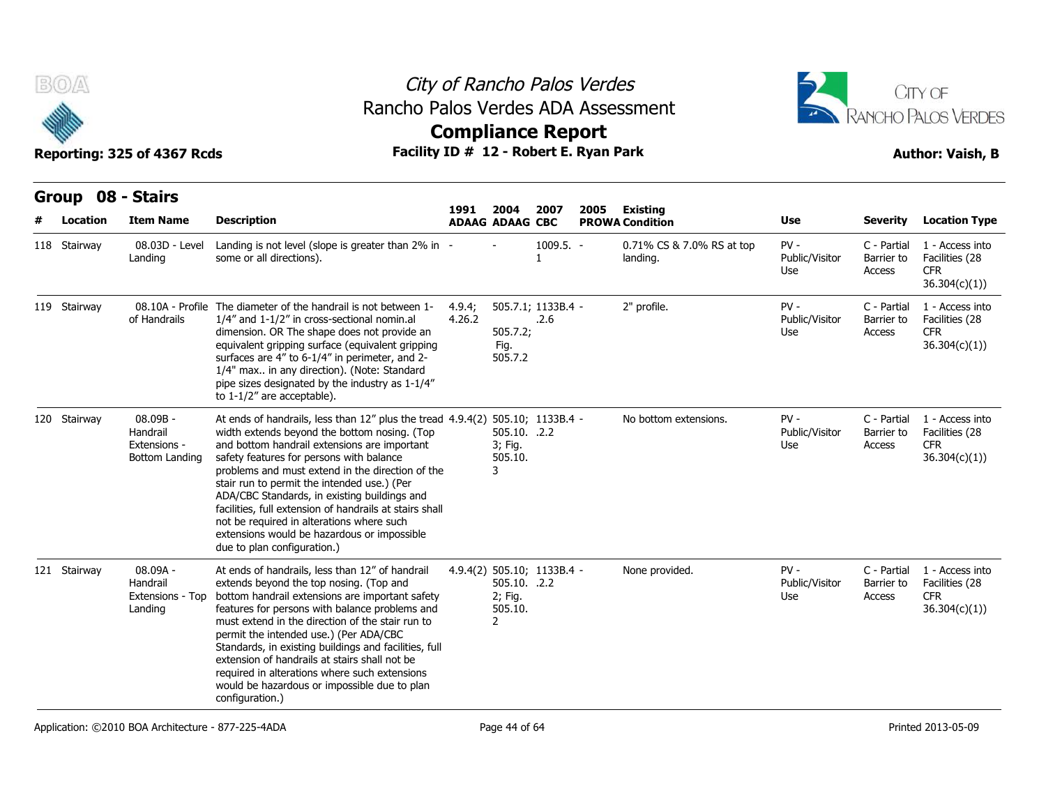## Group 08 - Stairs

| # | Location | Item Name | Description | 1991 ADAAG | 2004 ADAAG | 2007 CBC | 2005 PROWA | Existing Condition | Use | Severity | Location Type |
|---|---|---|---|---|---|---|---|---|---|---|---|
| 118 | Stairway | 08.03D - Level Landing | Landing is not level (slope is greater than 2% in some or all directions). | - | - | 1009.5.1 | - | 0.71% CS & 7.0% RS at top landing. | PV - Public/Visitor Use | C - Partial Barrier to Access | 1 - Access into Facilities (28 CFR 36.304(c)(1)) |
| 119 | Stairway | 08.10A - Profile of Handrails | The diameter of the handrail is not between 1-1/4" and 1-1/2" in cross-sectional nomin.al dimension. OR The shape does not provide an equivalent gripping surface (equivalent gripping surfaces are 4" to 6-1/4" in perimeter, and 2-1/4" max.. in any direction). (Note: Standard pipe sizes designated by the industry as 1-1/4" to 1-1/2" are acceptable). | 4.9.4; 4.26.2 | 505.7.1; 505.7.2; Fig. 505.7.2 | 1133B.4.2.6 | - | 2" profile. | PV - Public/Visitor Use | C - Partial Barrier to Access | 1 - Access into Facilities (28 CFR 36.304(c)(1)) |
| 120 | Stairway | 08.09B - Handrail Extensions - Bottom Landing | At ends of handrails, less than 12" plus the tread width extends beyond the bottom nosing. (Top and bottom handrail extensions are important safety features for persons with balance problems and must extend in the direction of the stair run to permit the intended use.) (Per ADA/CBC Standards, in existing buildings and facilities, full extension of handrails at stairs shall not be required in alterations where such extensions would be hazardous or impossible due to plan configuration.) | 4.9.4(2) | 505.10; 505.10.3; Fig. 505.10.3 | 1133B.4.2 | - | No bottom extensions. | PV - Public/Visitor Use | C - Partial Barrier to Access | 1 - Access into Facilities (28 CFR 36.304(c)(1)) |
| 121 | Stairway | 08.09A - Handrail Extensions - Top Landing | At ends of handrails, less than 12" of handrail extends beyond the top nosing. (Top and bottom handrail extensions are important safety features for persons with balance problems and must extend in the direction of the stair run to permit the intended use.) (Per ADA/CBC Standards, in existing buildings and facilities, full extension of handrails at stairs shall not be required in alterations where such extensions would be hazardous or impossible due to plan configuration.) | 4.9.4(2) | 505.10; 505.10.2; Fig. 505.10.2 | 1133B.4.2 | - | None provided. | PV - Public/Visitor Use | C - Partial Barrier to Access | 1 - Access into Facilities (28 CFR 36.304(c)(1)) |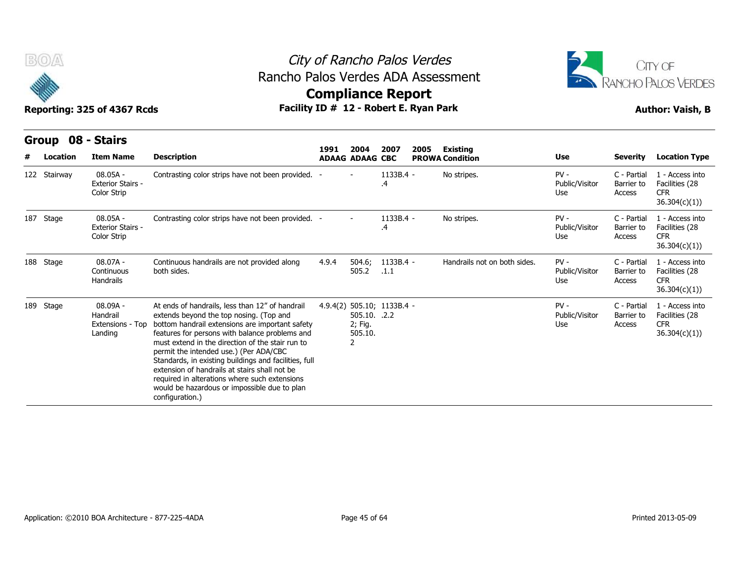# City of Rancho Palos Verdes
## Rancho Palos Verdes ADA Assessment
## Compliance Report

**Reporting: 325 of 4367 Rcds** | **Facility ID # 12 - Robert E. Ryan Park** | **Author: Vaish, B**

### Group 08 - Stairs

| # | Location | Item Name | Description | 1991 ADAAG | 2004 ADAAG | 2007 CBC | 2005 PROWA | Existing Condition | Use | Severity | Location Type |
|---|---|---|---|---|---|---|---|---|---|---|---|
| 122 | Stairway | 08.05A - Exterior Stairs - Color Strip | Contrasting color strips have not been provided. | - | - | 1133B.4 .4 | - | No stripes. | PV - Public/Visitor Use | C - Partial Barrier to Access | 1 - Access into Facilities (28 CFR 36.304(c)(1)) |
| 187 | Stage | 08.05A - Exterior Stairs - Color Strip | Contrasting color strips have not been provided. | - | - | 1133B.4 .4 | - | No stripes. | PV - Public/Visitor Use | C - Partial Barrier to Access | 1 - Access into Facilities (28 CFR 36.304(c)(1)) |
| 188 | Stage | 08.07A - Continuous Handrails | Continuous handrails are not provided along both sides. | 4.9.4 | 504.6; 505.2 | 1133B.4 .1.1 | - | Handrails not on both sides. | PV - Public/Visitor Use | C - Partial Barrier to Access | 1 - Access into Facilities (28 CFR 36.304(c)(1)) |
| 189 | Stage | 08.09A - Handrail Extensions - Top Landing | At ends of handrails, less than 12" of handrail extends beyond the top nosing. (Top and bottom handrail extensions are important safety features for persons with balance problems and must extend in the direction of the stair run to permit the intended use.) (Per ADA/CBC Standards, in existing buildings and facilities, full extension of handrails at stairs shall not be required in alterations where such extensions would be hazardous or impossible due to plan configuration.) | 4.9.4(2) | 505.10; 505.10. 2; Fig. 505.10. 2 | 1133B.4 .2.2 | - | | PV - Public/Visitor Use | C - Partial Barrier to Access | 1 - Access into Facilities (28 CFR 36.304(c)(1)) |

Application: ©2010 BOA Architecture - 877-225-4ADA

Printed 2013-05-09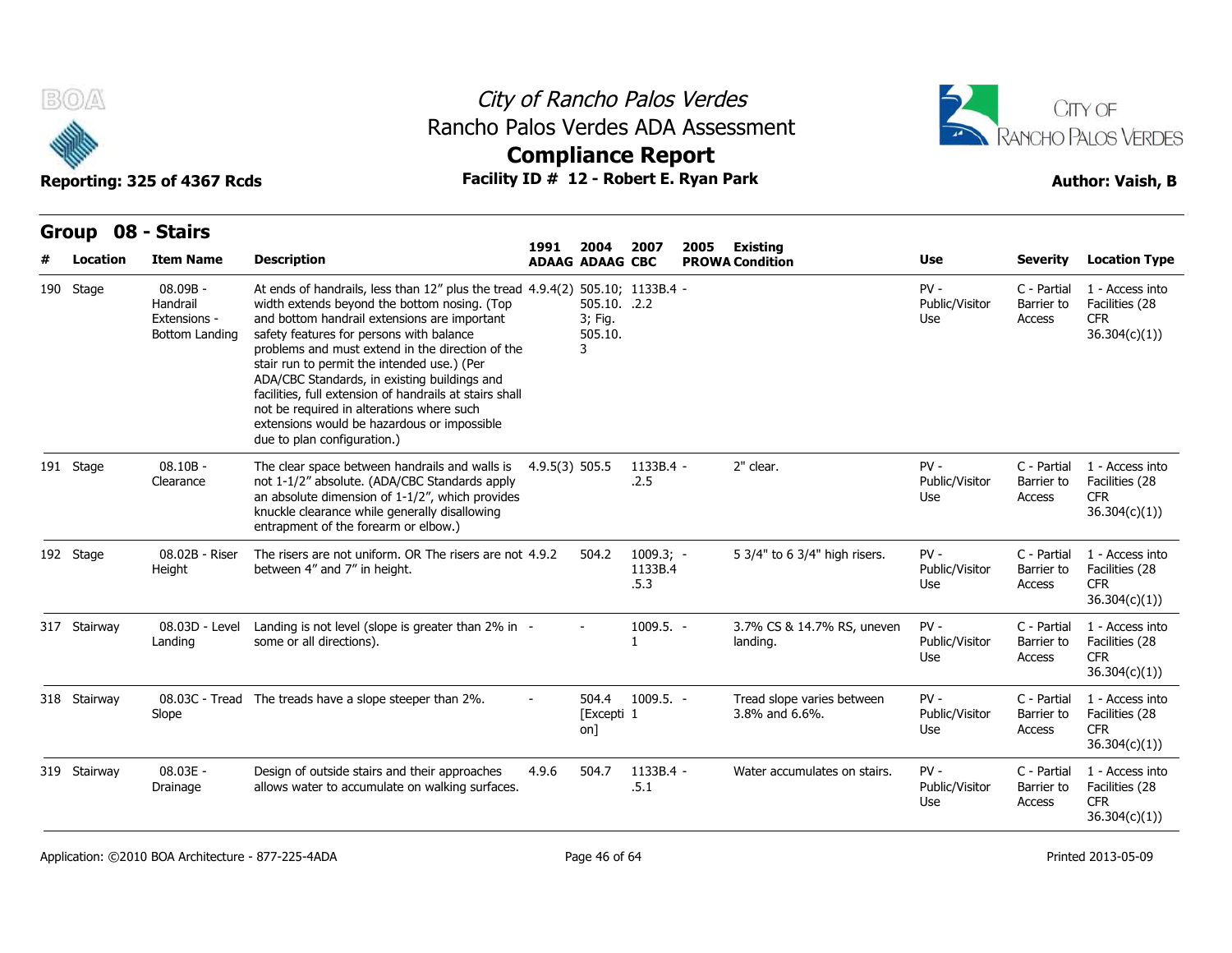# City of Rancho Palos Verdes
## Rancho Palos Verdes ADA Assessment
## Compliance Report

**Reporting: 325 of 4367 Rcds** | **Facility ID # 12 - Robert E. Ryan Park** | **Author: Vaish, B**

## Group 08 - Stairs

| # | Location | Item Name | Description | 1991 ADAAG | 2004 ADAAG | 2007 CBC | 2005 PROWA | Existing Condition | Use | Severity | Location Type |
|---|---|---|---|---|---|---|---|---|---|---|---|
| 190 | Stage | 08.09B - Handrail Extensions - Bottom Landing | At ends of handrails, less than 12" plus the tread width extends beyond the bottom nosing. (Top and bottom handrail extensions are important safety features for persons with balance problems and must extend in the direction of the stair run to permit the intended use.) (Per ADA/CBC Standards, in existing buildings and facilities, full extension of handrails at stairs shall not be required in alterations where such extensions would be hazardous or impossible due to plan configuration.) | 4.9.4(2) | 505.10; 505.10.3; Fig. 505.10.3 | 1133B.4.2.2 | - | | PV - Public/Visitor Use | C - Partial Barrier to Access | 1 - Access into Facilities (28 CFR 36.304(c)(1)) |
| 191 | Stage | 08.10B - Clearance | The clear space between handrails and walls is not 1-1/2" absolute. (ADA/CBC Standards apply an absolute dimension of 1-1/2", which provides knuckle clearance while generally disallowing entrapment of the forearm or elbow.) | 4.9.5(3) | 505.5 | 1133B.4.2.5 | - | 2" clear. | PV - Public/Visitor Use | C - Partial Barrier to Access | 1 - Access into Facilities (28 CFR 36.304(c)(1)) |
| 192 | Stage | 08.02B - Riser Height | The risers are not uniform. OR The risers are not between 4" and 7" in height. | 4.9.2 | 504.2 | 1009.3; 1133B.4.5.3 | - | 5 3/4" to 6 3/4" high risers. | PV - Public/Visitor Use | C - Partial Barrier to Access | 1 - Access into Facilities (28 CFR 36.304(c)(1)) |
| 317 | Stairway | 08.03D - Level Landing | Landing is not level (slope is greater than 2% in some or all directions). | - | - | 1009.5.1 | - | 3.7% CS & 14.7% RS, uneven landing. | PV - Public/Visitor Use | C - Partial Barrier to Access | 1 - Access into Facilities (28 CFR 36.304(c)(1)) |
| 318 | Stairway | 08.03C - Tread Slope | The treads have a slope steeper than 2%. | - | 504.4 [Exception] | 1009.5.1 | - | Tread slope varies between 3.8% and 6.6%. | PV - Public/Visitor Use | C - Partial Barrier to Access | 1 - Access into Facilities (28 CFR 36.304(c)(1)) |
| 319 | Stairway | 08.03E - Drainage | Design of outside stairs and their approaches allows water to accumulate on walking surfaces. | 4.9.6 | 504.7 | 1133B.4.5.1 | - | Water accumulates on stairs. | PV - Public/Visitor Use | C - Partial Barrier to Access | 1 - Access into Facilities (28 CFR 36.304(c)(1)) |

Application: ©2010 BOA Architecture - 877-225-4ADA | Printed 2013-05-09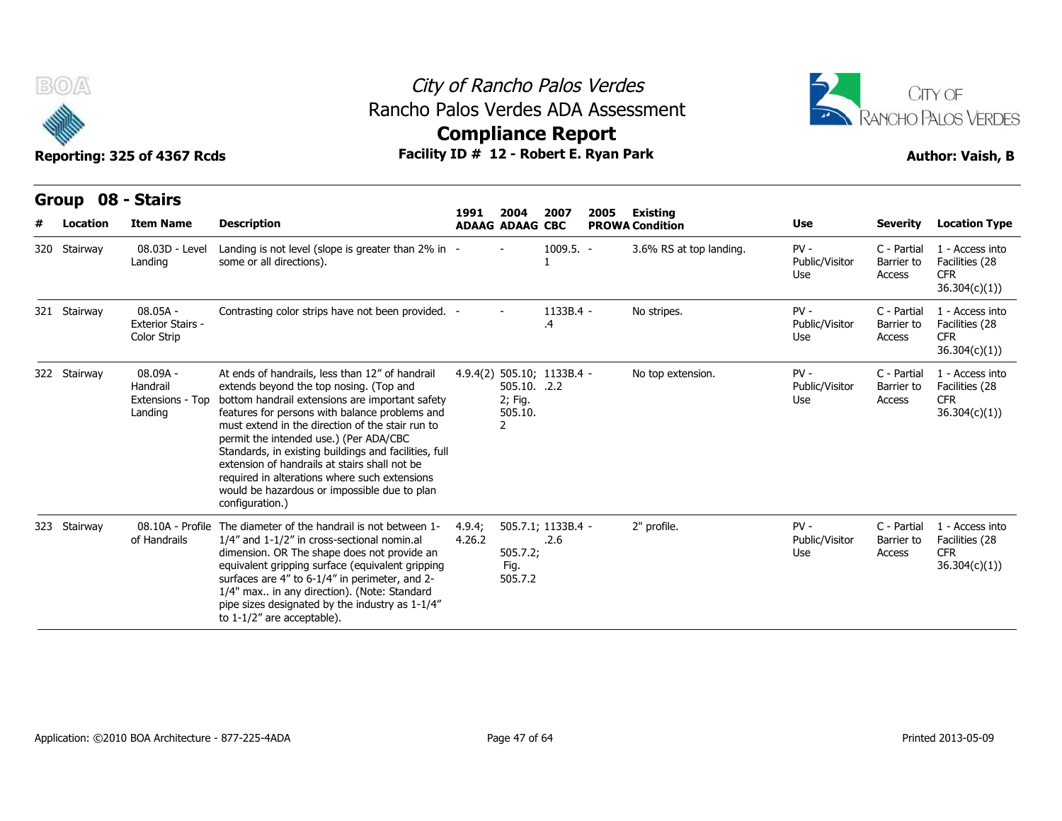# City of Rancho Palos Verdes
## Rancho Palos Verdes ADA Assessment
## Compliance Report

Reporting: 325 of 4367 Rcds

Facility ID # 12 - Robert E. Ryan Park

Author: Vaish, B

## Group 08 - Stairs

| # | Location | Item Name | Description | 1991 ADAAG | 2004 ADAAG | 2007 CBC | 2005 PROWA | Existing Condition | Use | Severity | Location Type |
|---|---|---|---|---|---|---|---|---|---|---|---|
| 320 | Stairway | 08.03D - Level Landing | Landing is not level (slope is greater than 2% in some or all directions). | - | - | 1009.5.1 | - | 3.6% RS at top landing. | PV - Public/Visitor Use | C - Partial Barrier to Access | 1 - Access into Facilities (28 CFR 36.304(c)(1)) |
| 321 | Stairway | 08.05A - Exterior Stairs - Color Strip | Contrasting color strips have not been provided. | - | - | 1133B.4.4 | - | No stripes. | PV - Public/Visitor Use | C - Partial Barrier to Access | 1 - Access into Facilities (28 CFR 36.304(c)(1)) |
| 322 | Stairway | 08.09A - Handrail Extensions - Top Landing | At ends of handrails, less than 12" of handrail extends beyond the top nosing. (Top and bottom handrail extensions are important safety features for persons with balance problems and must extend in the direction of the stair run to permit the intended use.) (Per ADA/CBC Standards, in existing buildings and facilities, full extension of handrails at stairs shall not be required in alterations where such extensions would be hazardous or impossible due to plan configuration.) | 4.9.4(2) | 505.10; 505.10.2; Fig. 505.10.2 | 1133B.4.2.2 | - | No top extension. | PV - Public/Visitor Use | C - Partial Barrier to Access | 1 - Access into Facilities (28 CFR 36.304(c)(1)) |
| 323 | Stairway | 08.10A - Profile of Handrails | The diameter of the handrail is not between 1-1/4" and 1-1/2" in cross-sectional nomin.al dimension. OR The shape does not provide an equivalent gripping surface (equivalent gripping surfaces are 4" to 6-1/4" in perimeter, and 2-1/4" max.. in any direction). (Note: Standard pipe sizes designated by the industry as 1-1/4" to 1-1/2" are acceptable). | 4.9.4; 4.26.2 | 505.7.1; 505.7.2; Fig. 505.7.2 | 1133B.4.2.6 | - | 2" profile. | PV - Public/Visitor Use | C - Partial Barrier to Access | 1 - Access into Facilities (28 CFR 36.304(c)(1)) |

Application: ©2010 BOA Architecture - 877-225-4ADA

Printed 2013-05-09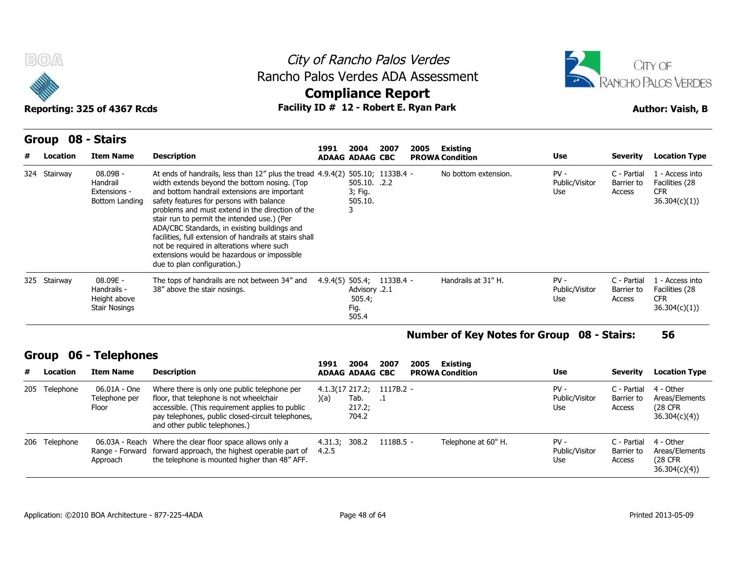# City of Rancho Palos Verdes
## Rancho Palos Verdes ADA Assessment
## Compliance Report

**Reporting: 325 of 4367 Rcds** | **Facility ID # 12 - Robert E. Ryan Park** | **Author: Vaish, B**

## Group 08 - Stairs

| # | Location | Item Name | Description | 1991 ADAAG | 2004 ADAAG | 2007 CBC | 2005 PROWA | Existing Condition | Use | Severity | Location Type |
|---|---|---|---|---|---|---|---|---|---|---|---|
| 324 | Stairway | 08.09B - Handrail Extensions - Bottom Landing | At ends of handrails, less than 12" plus the tread width extends beyond the bottom nosing. (Top and bottom handrail extensions are important safety features for persons with balance problems and must extend in the direction of the stair run to permit the intended use.) (Per ADA/CBC Standards, in existing buildings and facilities, full extension of handrails at stairs shall not be required in alterations where such extensions would be hazardous or impossible due to plan configuration.) | 4.9.4(2) | 505.10; 505.10.3; Fig. 505.10.3 | 1133B.4.2.2 | - | No bottom extension. | PV - Public/Visitor Use | C - Partial Barrier to Access | 1 - Access into Facilities (28 CFR 36.304(c)(1)) |
| 325 | Stairway | 08.09E - Handrails - Height above Stair Nosings | The tops of handrails are not between 34" and 38" above the stair nosings. | 4.9.4(5) | 505.4; Advisory 505.4; Fig. 505.4 | 1133B.4.2.1 | - | Handrails at 31" H. | PV - Public/Visitor Use | C - Partial Barrier to Access | 1 - Access into Facilities (28 CFR 36.304(c)(1)) |

**Number of Key Notes for Group 08 - Stairs: 56**

## Group 06 - Telephones

| # | Location | Item Name | Description | 1991 ADAAG | 2004 ADAAG | 2007 CBC | 2005 PROWA | Existing Condition | Use | Severity | Location Type |
|---|---|---|---|---|---|---|---|---|---|---|---|
| 205 | Telephone | 06.01A - One Telephone per Floor | Where there is only one public telephone per floor, that telephone is not wheelchair accessible. (This requirement applies to public pay telephones, public closed-circuit telephones, and other public telephones.) | 4.1.3(17)(a) | 217.2; Tab. 217.2; 704.2 | 1117B.2.1 | - | | PV - Public/Visitor Use | C - Partial Barrier to Access | 4 - Other Areas/Elements (28 CFR 36.304(c)(4)) |
| 206 | Telephone | 06.03A - Reach Range - Forward Approach | Where the clear floor space allows only a forward approach, the highest operable part of the telephone is mounted higher than 48" AFF. | 4.31.3; 4.2.5 | 308.2 | 1118B.5 | - | Telephone at 60" H. | PV - Public/Visitor Use | C - Partial Barrier to Access | 4 - Other Areas/Elements (28 CFR 36.304(c)(4)) |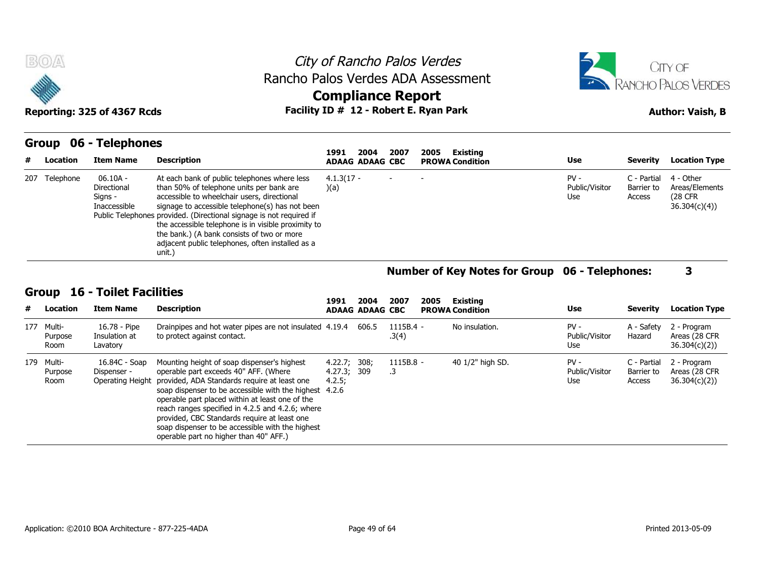# City of Rancho Palos Verdes
## Rancho Palos Verdes ADA Assessment
## Compliance Report

**Reporting: 325 of 4367 Rcds** | **Facility ID # 12 - Robert E. Ryan Park** | **Author: Vaish, B**

## Group 06 - Telephones

| # | Location | Item Name | Description | 1991 ADAAG | 2004 ADAAG | 2007 CBC | 2005 PROWA | Existing Condition | Use | Severity | Location Type |
|---|---|---|---|---|---|---|---|---|---|---|---|
| 207 | Telephone | 06.10A - Directional Signs - Inaccessible Public Telephones | At each bank of public telephones where less than 50% of telephone units per bank are accessible to wheelchair users, directional signage to accessible telephone(s) has not been provided. (Directional signage is not required if the accessible telephone is in visible proximity to the bank.) (A bank consists of two or more adjacent public telephones, often installed as a unit.) | 4.1.3(17 - )(a) | | - | - | | PV - Public/Visitor Use | C - Partial Barrier to Access | 4 - Other Areas/Elements (28 CFR 36.304(c)(4)) |

**Number of Key Notes for Group 06 - Telephones: 3**

## Group 16 - Toilet Facilities

| # | Location | Item Name | Description | 1991 ADAAG | 2004 ADAAG | 2007 CBC | 2005 PROWA | Existing Condition | Use | Severity | Location Type |
|---|---|---|---|---|---|---|---|---|---|---|---|
| 177 | Multi-Purpose Room | 16.78 - Pipe Insulation at Lavatory | Drainpipes and hot water pipes are not insulated to protect against contact. | 4.19.4 | 606.5 | 1115B.4 - .3(4) | | No insulation. | PV - Public/Visitor Use | A - Safety Hazard | 2 - Program Areas (28 CFR 36.304(c)(2)) |
| 179 | Multi-Purpose Room | 16.84C - Soap Dispenser - Operating Height | Mounting height of soap dispenser's highest operable part exceeds 40" AFF. (Where provided, ADA Standards require at least one soap dispenser to be accessible with the highest operable part placed within at least one of the reach ranges specified in 4.2.5 and 4.2.6; where provided, CBC Standards require at least one soap dispenser to be accessible with the highest operable part no higher than 40" AFF.) | 4.22.7; 4.27.3; 4.2.5; 4.2.6 | 308; 309 | 1115B.8 - .3 | | 40 1/2" high SD. | PV - Public/Visitor Use | C - Partial Barrier to Access | 2 - Program Areas (28 CFR 36.304(c)(2)) |

Application: ©2010 BOA Architecture - 877-225-4ADA | Printed 2013-05-09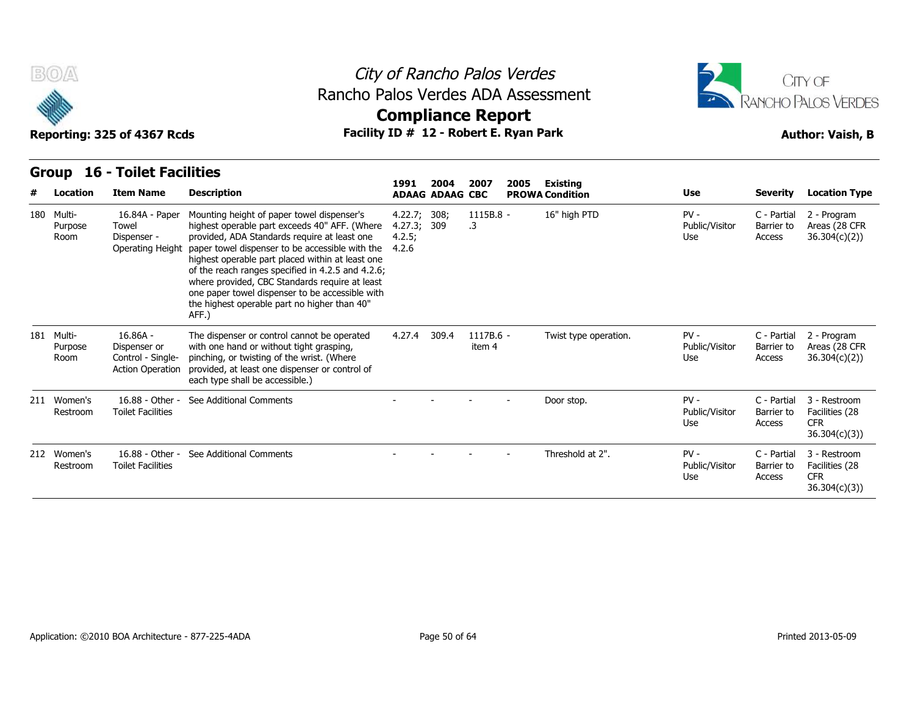# City of Rancho Palos Verdes
## Rancho Palos Verdes ADA Assessment
## Compliance Report

**Reporting: 325 of 4367 Rcds** — **Facility ID # 12 - Robert E. Ryan Park** — **Author: Vaish, B**

### Group 16 - Toilet Facilities

| # | Location | Item Name | Description | 1991 ADAAG | 2004 ADAAG | 2007 CBC | 2005 PROWA | Existing Condition | Use | Severity | Location Type |
|---|---|---|---|---|---|---|---|---|---|---|---|
| 180 | Multi-Purpose Room | 16.84A - Paper Towel Dispenser - Operating Height | Mounting height of paper towel dispenser's highest operable part exceeds 40" AFF. (Where provided, ADA Standards require at least one paper towel dispenser to be accessible with the highest operable part placed within at least one of the reach ranges specified in 4.2.5 and 4.2.6; where provided, CBC Standards require at least one paper towel dispenser to be accessible with the highest operable part no higher than 40" AFF.) | 4.22.7; 4.27.3; 4.2.5; 4.2.6 | 308; 309 | 1115B.8 - .3 | | 16" high PTD | PV - Public/Visitor Use | C - Partial Barrier to Access | 2 - Program Areas (28 CFR 36.304(c)(2)) |
| 181 | Multi-Purpose Room | 16.86A - Dispenser or Control - Single-Action Operation | The dispenser or control cannot be operated with one hand or without tight grasping, pinching, or twisting of the wrist. (Where provided, at least one dispenser or control of each type shall be accessible.) | 4.27.4 | 309.4 | 1117B.6 - item 4 | | Twist type operation. | PV - Public/Visitor Use | C - Partial Barrier to Access | 2 - Program Areas (28 CFR 36.304(c)(2)) |
| 211 | Women's Restroom | 16.88 - Other - Toilet Facilities | See Additional Comments | - | - | - | - | Door stop. | PV - Public/Visitor Use | C - Partial Barrier to Access | 3 - Restroom Facilities (28 CFR 36.304(c)(3)) |
| 212 | Women's Restroom | 16.88 - Other - Toilet Facilities | See Additional Comments | - | - | - | - | Threshold at 2". | PV - Public/Visitor Use | C - Partial Barrier to Access | 3 - Restroom Facilities (28 CFR 36.304(c)(3)) |

Application: ©2010 BOA Architecture - 877-225-4ADA — Printed 2013-05-09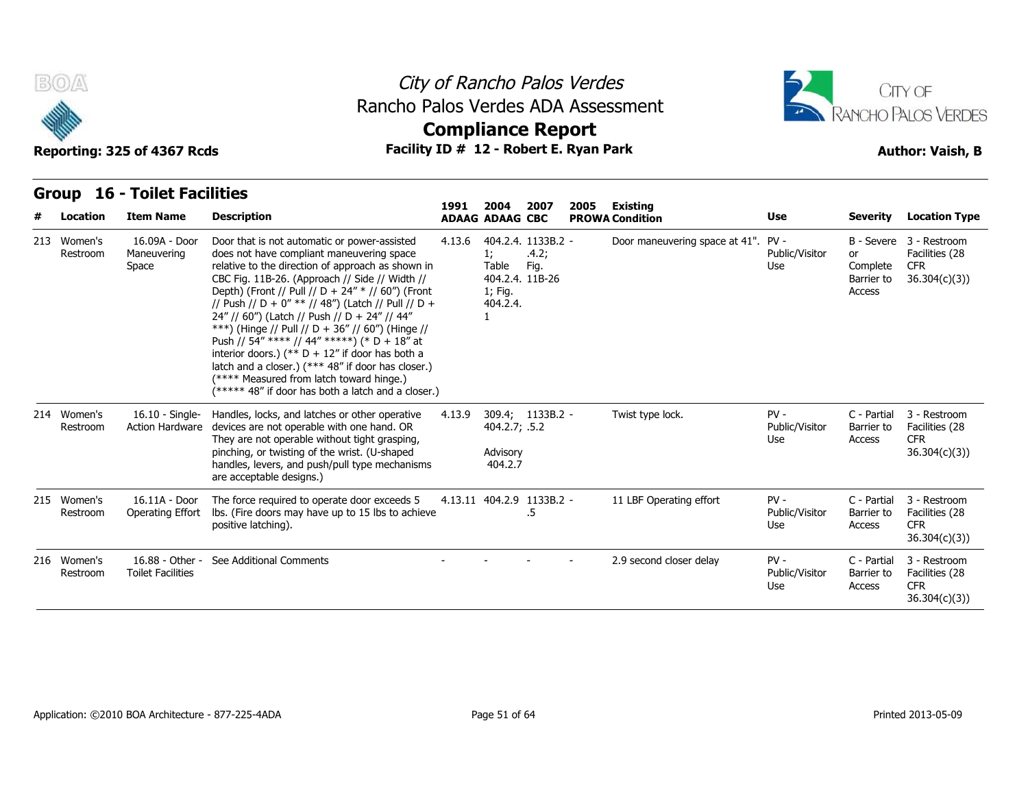# City of Rancho Palos Verdes
## Rancho Palos Verdes ADA Assessment
## Compliance Report

**Reporting: 325 of 4367 Rcds** | **Facility ID # 12 - Robert E. Ryan Park** | **Author: Vaish, B**

## Group 16 - Toilet Facilities

| # | Location | Item Name | Description | 1991 ADAAG | 2004 ADAAG | 2007 CBC | 2005 PROWA | Existing Condition | Use | Severity | Location Type |
|---|---|---|---|---|---|---|---|---|---|---|---|
| 213 | Women's Restroom | 16.09A - Door Maneuvering Space | Door that is not automatic or power-assisted does not have compliant maneuvering space relative to the direction of approach as shown in CBC Fig. 11B-26. (Approach // Side // Width // Depth) (Front // Pull // D + 24" * // 60") (Front // Push // D + 0" ** // 48") (Latch // Pull // D + 24" // 60") (Latch // Push // D + 24" // 44" ***) (Hinge // Pull // D + 36" // 60") (Hinge // Push // 54" **** // 44" *****) (* D + 18" at interior doors.) (** D + 12" if door has both a latch and a closer.) (*** 48" if door has closer.) (**** Measured from latch toward hinge.) (***** 48" if door has both a latch and a closer.) | 4.13.6 | 404.2.4.1; Table 404.2.4.1; Fig. 404.2.4.1 | 1133B.2.4.2; Fig. 11B-26 | - | Door maneuvering space at 41". | PV - Public/Visitor Use | B - Severe or Complete Barrier to Access | 3 - Restroom Facilities (28 CFR 36.304(c)(3)) |
| 214 | Women's Restroom | 16.10 - Single-Action Hardware | Handles, locks, and latches or other operative devices are not operable with one hand. OR They are not operable without tight grasping, pinching, or twisting of the wrist. (U-shaped handles, levers, and push/pull type mechanisms are acceptable designs.) | 4.13.9 | 309.4; 404.2.7; Advisory 404.2.7 | 1133B.2.5.2 | - | Twist type lock. | PV - Public/Visitor Use | C - Partial Barrier to Access | 3 - Restroom Facilities (28 CFR 36.304(c)(3)) |
| 215 | Women's Restroom | 16.11A - Door Operating Effort | The force required to operate door exceeds 5 lbs. (Fire doors may have up to 15 lbs to achieve positive latching). | 4.13.11 | 404.2.9 | 1133B.2.5 | - | 11 LBF Operating effort | PV - Public/Visitor Use | C - Partial Barrier to Access | 3 - Restroom Facilities (28 CFR 36.304(c)(3)) |
| 216 | Women's Restroom | 16.88 - Other - Toilet Facilities | See Additional Comments | - | - | - | - | 2.9 second closer delay | PV - Public/Visitor Use | C - Partial Barrier to Access | 3 - Restroom Facilities (28 CFR 36.304(c)(3)) |

Application: ©2010 BOA Architecture - 877-225-4ADA | Printed 2013-05-09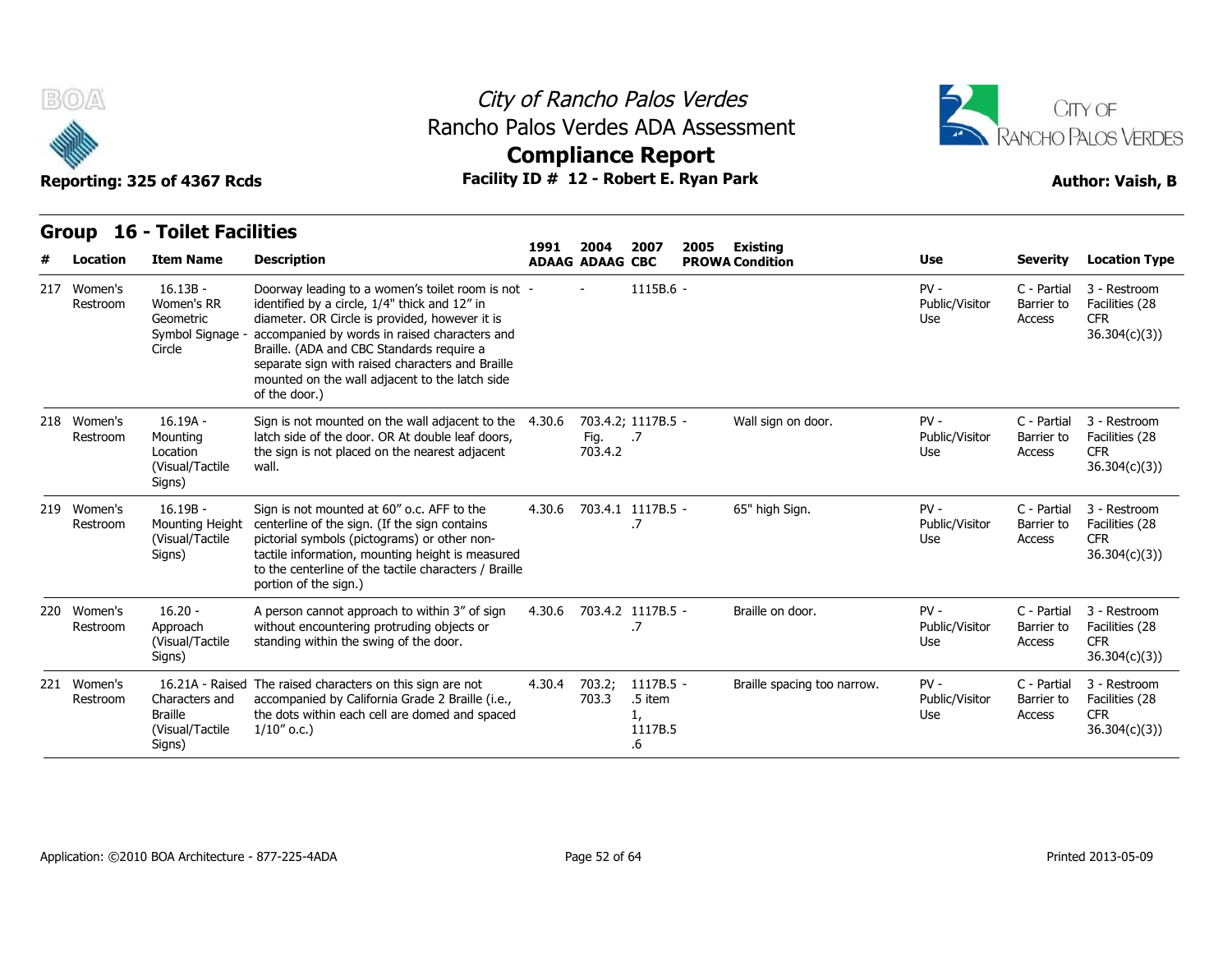City of Rancho Palos Verdes
Rancho Palos Verdes ADA Assessment
**Compliance Report**
**Facility ID # 12 - Robert E. Ryan Park**

Reporting: 325 of 4367 Rcds

Author: Vaish, B

## Group 16 - Toilet Facilities

| # | Location | Item Name | Description | 1991 ADAAG | 2004 ADAAG | 2007 CBC | 2005 PROWA | Existing Condition | Use | Severity | Location Type |
|---|---|---|---|---|---|---|---|---|---|---|---|
| 217 | Women's Restroom | 16.13B - Women's RR Geometric Symbol Signage - Circle | Doorway leading to a women's toilet room is not identified by a circle, 1/4" thick and 12" in diameter. OR Circle is provided, however it is accompanied by words in raised characters and Braille. (ADA and CBC Standards require a separate sign with raised characters and Braille mounted on the wall adjacent to the latch side of the door.) | - | - | 1115B.6 | - | | PV - Public/Visitor Use | C - Partial Barrier to Access | 3 - Restroom Facilities (28 CFR 36.304(c)(3)) |
| 218 | Women's Restroom | 16.19A - Mounting Location (Visual/Tactile Signs) | Sign is not mounted on the wall adjacent to the latch side of the door. OR At double leaf doors, the sign is not placed on the nearest adjacent wall. | 4.30.6 | 703.4.2; Fig. 703.4.2 | 1117B.5 .7 | - | Wall sign on door. | PV - Public/Visitor Use | C - Partial Barrier to Access | 3 - Restroom Facilities (28 CFR 36.304(c)(3)) |
| 219 | Women's Restroom | 16.19B - Mounting Height (Visual/Tactile Signs) | Sign is not mounted at 60" o.c. AFF to the centerline of the sign. (If the sign contains pictorial symbols (pictograms) or other non-tactile information, mounting height is measured to the centerline of the tactile characters / Braille portion of the sign.) | 4.30.6 | 703.4.1 | 1117B.5 .7 | - | 65" high Sign. | PV - Public/Visitor Use | C - Partial Barrier to Access | 3 - Restroom Facilities (28 CFR 36.304(c)(3)) |
| 220 | Women's Restroom | 16.20 - Approach (Visual/Tactile Signs) | A person cannot approach to within 3" of sign without encountering protruding objects or standing within the swing of the door. | 4.30.6 | 703.4.2 | 1117B.5 .7 | - | Braille on door. | PV - Public/Visitor Use | C - Partial Barrier to Access | 3 - Restroom Facilities (28 CFR 36.304(c)(3)) |
| 221 | Women's Restroom | 16.21A - Raised Characters and Braille (Visual/Tactile Signs) | The raised characters on this sign are not accompanied by California Grade 2 Braille (i.e., the dots within each cell are domed and spaced 1/10" o.c.) | 4.30.4 | 703.2; 703.3 | 1117B.5 .5 item 1, 1117B.5 .6 | - | Braille spacing too narrow. | PV - Public/Visitor Use | C - Partial Barrier to Access | 3 - Restroom Facilities (28 CFR 36.304(c)(3)) |

Application: ©2010 BOA Architecture - 877-225-4ADA

Printed 2013-05-09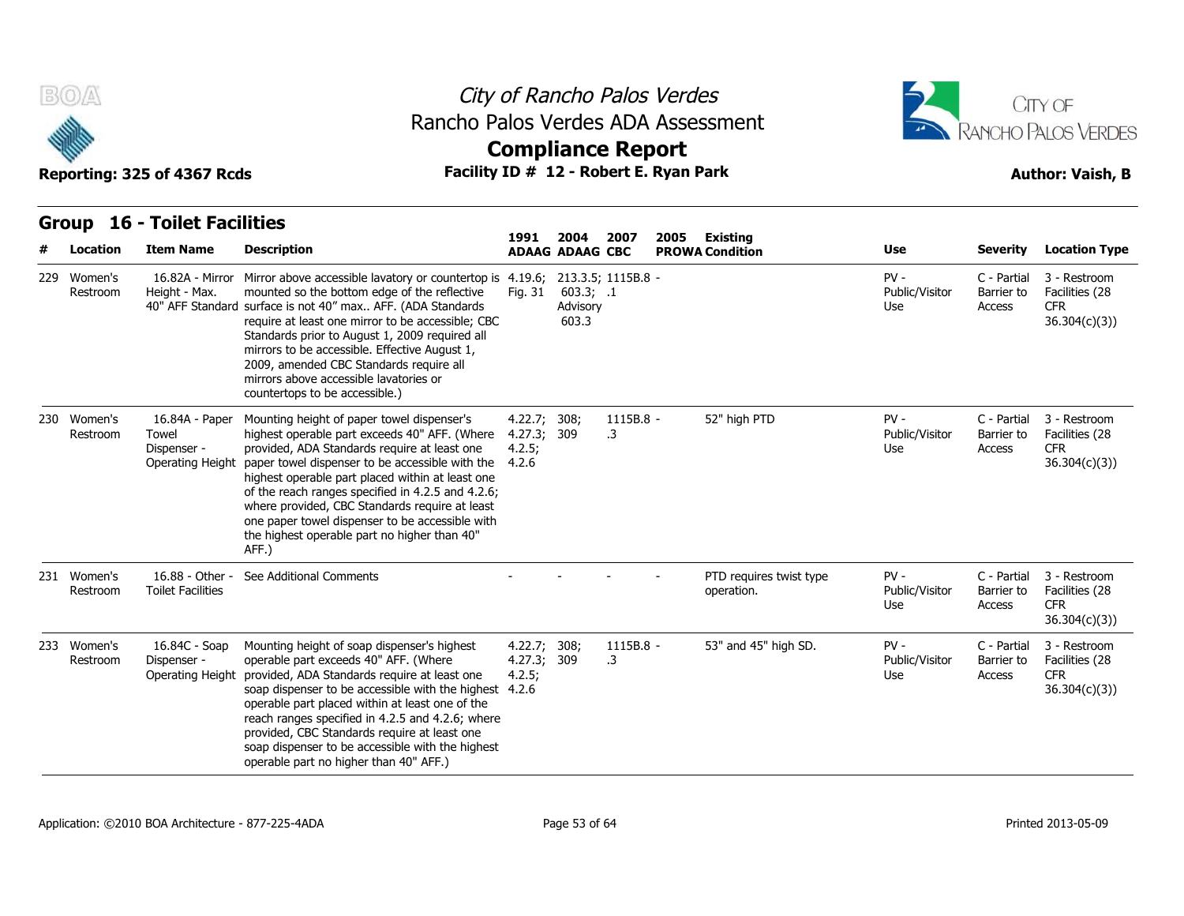## Group 16 - Toilet Facilities

| # | Location | Item Name | Description | 1991 ADAAG | 2004 ADAAG | 2007 CBC | 2005 PROWA | Existing Condition | Use | Severity | Location Type |
|---|---|---|---|---|---|---|---|---|---|---|---|
| 229 | Women's Restroom | 16.82A - Mirror Height - Max. 40" AFF Standard | Mirror above accessible lavatory or countertop is mounted so the bottom edge of the reflective surface is not 40" max.. AFF. (ADA Standards require at least one mirror to be accessible; CBC Standards prior to August 1, 2009 required all mirrors to be accessible. Effective August 1, 2009, amended CBC Standards require all mirrors above accessible lavatories or countertops to be accessible.) | 4.19.6; Fig. 31 | 213.3.5; 603.3; Advisory 603.3 | 1115B.8 .1 | - | | PV - Public/Visitor Use | C - Partial Barrier to Access | 3 - Restroom Facilities (28 CFR 36.304(c)(3)) |
| 230 | Women's Restroom | 16.84A - Paper Towel Dispenser - Operating Height | Mounting height of paper towel dispenser's highest operable part exceeds 40" AFF. (Where provided, ADA Standards require at least one paper towel dispenser to be accessible with the highest operable part placed within at least one of the reach ranges specified in 4.2.5 and 4.2.6; where provided, CBC Standards require at least one paper towel dispenser to be accessible with the highest operable part no higher than 40" AFF.) | 4.22.7; 4.27.3; 4.2.5; 4.2.6 | 308; 309 | 1115B.8 .3 | - | 52" high PTD | PV - Public/Visitor Use | C - Partial Barrier to Access | 3 - Restroom Facilities (28 CFR 36.304(c)(3)) |
| 231 | Women's Restroom | 16.88 - Other - Toilet Facilities | See Additional Comments | - | - | - | - | PTD requires twist type operation. | PV - Public/Visitor Use | C - Partial Barrier to Access | 3 - Restroom Facilities (28 CFR 36.304(c)(3)) |
| 233 | Women's Restroom | 16.84C - Soap Dispenser - Operating Height | Mounting height of soap dispenser's highest operable part exceeds 40" AFF. (Where provided, ADA Standards require at least one soap dispenser to be accessible with the highest operable part placed within at least one of the reach ranges specified in 4.2.5 and 4.2.6; where provided, CBC Standards require at least one soap dispenser to be accessible with the highest operable part no higher than 40" AFF.) | 4.22.7; 4.27.3; 4.2.5; 4.2.6 | 308; 309 | 1115B.8 .3 | - | 53" and 45" high SD. | PV - Public/Visitor Use | C - Partial Barrier to Access | 3 - Restroom Facilities (28 CFR 36.304(c)(3)) |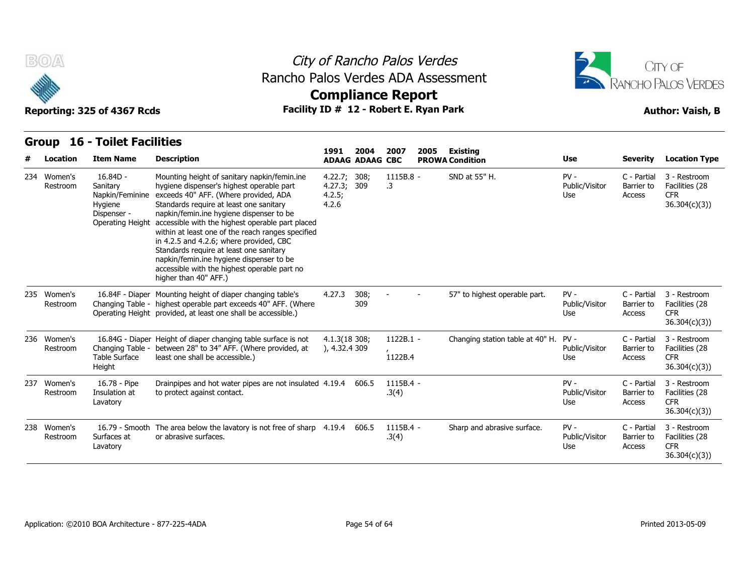# City of Rancho Palos Verdes
## Rancho Palos Verdes ADA Assessment
## Compliance Report

**Reporting: 325 of 4367 Rcds** | **Facility ID # 12 - Robert E. Ryan Park** | **Author: Vaish, B**

## Group 16 - Toilet Facilities

| # | Location | Item Name | Description | 1991 ADAAG | 2004 ADAAG | 2007 CBC | 2005 PROWA | Existing Condition | Use | Severity | Location Type |
|---|---|---|---|---|---|---|---|---|---|---|---|
| 234 | Women's Restroom | 16.84D - Sanitary Napkin/Feminine Hygiene Dispenser - Operating Height | Mounting height of sanitary napkin/femin.ine hygiene dispenser's highest operable part exceeds 40" AFF. (Where provided, ADA Standards require at least one sanitary napkin/femin.ine hygiene dispenser to be accessible with the highest operable part placed within at least one of the reach ranges specified in 4.2.5 and 4.2.6; where provided, CBC Standards require at least one sanitary napkin/femin.ine hygiene dispenser to be accessible with the highest operable part no higher than 40" AFF.) | 4.22.7; 4.27.3; 4.2.5; 4.2.6 | 308; 309 | 1115B.8 - .3 | | SND at 55" H. | PV - Public/Visitor Use | C - Partial Barrier to Access | 3 - Restroom Facilities (28 CFR 36.304(c)(3)) |
| 235 | Women's Restroom | 16.84F - Diaper Changing Table - Operating Height | Mounting height of diaper changing table's highest operable part exceeds 40" AFF. (Where provided, at least one shall be accessible.) | 4.27.3 | 308; 309 | - | - | 57" to highest operable part. | PV - Public/Visitor Use | C - Partial Barrier to Access | 3 - Restroom Facilities (28 CFR 36.304(c)(3)) |
| 236 | Women's Restroom | 16.84G - Diaper Changing Table - Table Surface Height | Height of diaper changing table surface is not between 28" to 34" AFF. (Where provided, at least one shall be accessible.) | 4.1.3(18), 4.32.4 | 308; 309 | 1122B.1 - , 1122B.4 | | Changing station table at 40" H. | PV - Public/Visitor Use | C - Partial Barrier to Access | 3 - Restroom Facilities (28 CFR 36.304(c)(3)) |
| 237 | Women's Restroom | 16.78 - Pipe Insulation at Lavatory | Drainpipes and hot water pipes are not insulated to protect against contact. | 4.19.4 | 606.5 | 1115B.4 - .3(4) | | | PV - Public/Visitor Use | C - Partial Barrier to Access | 3 - Restroom Facilities (28 CFR 36.304(c)(3)) |
| 238 | Women's Restroom | 16.79 - Smooth Surfaces at Lavatory | The area below the lavatory is not free of sharp or abrasive surfaces. | 4.19.4 | 606.5 | 1115B.4 - .3(4) | | Sharp and abrasive surface. | PV - Public/Visitor Use | C - Partial Barrier to Access | 3 - Restroom Facilities (28 CFR 36.304(c)(3)) |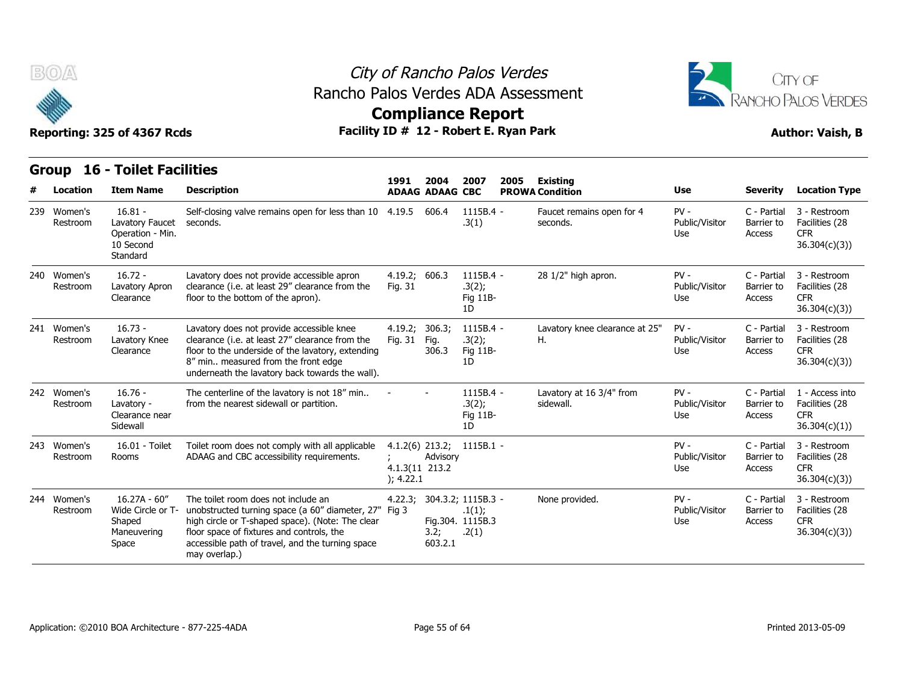# City of Rancho Palos Verdes
## Rancho Palos Verdes ADA Assessment
## Compliance Report

**Reporting: 325 of 4367 Rcds** | **Facility ID # 12 - Robert E. Ryan Park** | **Author: Vaish, B**

### Group 16 - Toilet Facilities

| # | Location | Item Name | Description | 1991 ADAAG | 2004 ADAAG | 2007 CBC | 2005 PROWA | Existing Condition | Use | Severity | Location Type |
|---|---|---|---|---|---|---|---|---|---|---|---|
| 239 | Women's Restroom | 16.81 - Lavatory Faucet Operation - Min. 10 Second Standard | Self-closing valve remains open for less than 10 seconds. | 4.19.5 | 606.4 | 1115B.4 - .3(1) | | Faucet remains open for 4 seconds. | PV - Public/Visitor Use | C - Partial Barrier to Access | 3 - Restroom Facilities (28 CFR 36.304(c)(3)) |
| 240 | Women's Restroom | 16.72 - Lavatory Apron Clearance | Lavatory does not provide accessible apron clearance (i.e. at least 29" clearance from the floor to the bottom of the apron). | 4.19.2; Fig. 31 | 606.3 | 1115B.4 - .3(2); Fig 11B-1D | | 28 1/2" high apron. | PV - Public/Visitor Use | C - Partial Barrier to Access | 3 - Restroom Facilities (28 CFR 36.304(c)(3)) |
| 241 | Women's Restroom | 16.73 - Lavatory Knee Clearance | Lavatory does not provide accessible knee clearance (i.e. at least 27" clearance from the floor to the underside of the lavatory, extending 8" min.. measured from the front edge underneath the lavatory back towards the wall). | 4.19.2; Fig. 31 | 306.3; Fig. 306.3 | 1115B.4 - .3(2); Fig 11B-1D | | Lavatory knee clearance at 25" H. | PV - Public/Visitor Use | C - Partial Barrier to Access | 3 - Restroom Facilities (28 CFR 36.304(c)(3)) |
| 242 | Women's Restroom | 16.76 - Lavatory - Clearance near Sidewall | The centerline of the lavatory is not 18" min.. from the nearest sidewall or partition. | - | - | 1115B.4 - .3(2); Fig 11B-1D | | Lavatory at 16 3/4" from sidewall. | PV - Public/Visitor Use | C - Partial Barrier to Access | 1 - Access into Facilities (28 CFR 36.304(c)(1)) |
| 243 | Women's Restroom | 16.01 - Toilet Rooms | Toilet room does not comply with all applicable ADAAG and CBC accessibility requirements. | 4.1.2(6); 4.1.3(11); 4.22.1 | 213.2; Advisory 213.2 | 1115B.1 - | | | PV - Public/Visitor Use | C - Partial Barrier to Access | 3 - Restroom Facilities (28 CFR 36.304(c)(3)) |
| 244 | Women's Restroom | 16.27A - 60" Wide Circle or T-Shaped Maneuvering Space | The toilet room does not include an unobstructed turning space (a 60" diameter, 27" high circle or T-shaped space). (Note: The clear floor space of fixtures and controls, the accessible path of travel, and the turning space may overlap.) | 4.22.3; Fig 3 | 304.3.2; Fig.304.3.2; 603.2.1 | 1115B.3 - .1(1); 1115B.3 .2(1) | | None provided. | PV - Public/Visitor Use | C - Partial Barrier to Access | 3 - Restroom Facilities (28 CFR 36.304(c)(3)) |

Application: ©2010 BOA Architecture - 877-225-4ADA | Printed 2013-05-09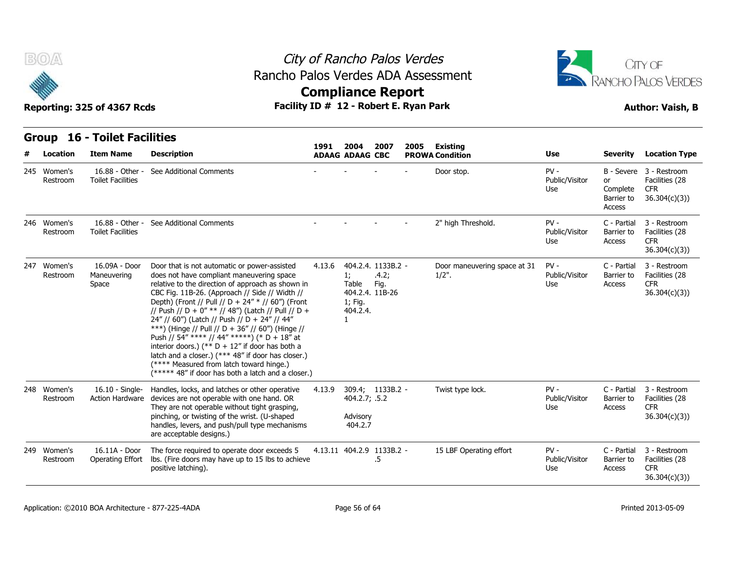# City of Rancho Palos Verdes
## Rancho Palos Verdes ADA Assessment
## Compliance Report

**Reporting: 325 of 4367 Rcds** | **Facility ID # 12 - Robert E. Ryan Park** | **Author: Vaish, B**

## Group 16 - Toilet Facilities

| # | Location | Item Name | Description | 1991 ADAAG | 2004 ADAAG | 2007 CBC | 2005 PROWA | Existing Condition | Use | Severity | Location Type |
|---|---|---|---|---|---|---|---|---|---|---|---|
| 245 | Women's Restroom | 16.88 - Other - Toilet Facilities | See Additional Comments | - | - | - | - | Door stop. | PV - Public/Visitor Use | B - Severe or Complete Barrier to Access | 3 - Restroom Facilities (28 CFR 36.304(c)(3)) |
| 246 | Women's Restroom | 16.88 - Other - Toilet Facilities | See Additional Comments | - | - | - | - | 2" high Threshold. | PV - Public/Visitor Use | C - Partial Barrier to Access | 3 - Restroom Facilities (28 CFR 36.304(c)(3)) |
| 247 | Women's Restroom | 16.09A - Door Maneuvering Space | Door that is not automatic or power-assisted does not have compliant maneuvering space relative to the direction of approach as shown in CBC Fig. 11B-26. (Approach // Side // Width // Depth) (Front // Pull // D + 24" * // 60") (Front // Push // D + 0" ** // 48") (Latch // Pull // D + 24" // 60") (Latch // Push // D + 24" // 44" ***) (Hinge // Pull // D + 36" // 60") (Hinge // Push // 54" **** // 44" *****) (* D + 18" at interior doors.) (** D + 12" if door has both a latch and a closer.) (*** 48" if door has closer.) (**** Measured from latch toward hinge.) (***** 48" if door has both a latch and a closer.) | 4.13.6 | 404.2.4.1; Table 404.2.4.1; Fig. 404.2.4.1 | 1133B.2.4.2; Fig. 11B-26 | - | Door maneuvering space at 31 1/2". | PV - Public/Visitor Use | C - Partial Barrier to Access | 3 - Restroom Facilities (28 CFR 36.304(c)(3)) |
| 248 | Women's Restroom | 16.10 - Single-Action Hardware | Handles, locks, and latches or other operative devices are not operable with one hand. OR They are not operable without tight grasping, pinching, or twisting of the wrist. (U-shaped handles, levers, and push/pull type mechanisms are acceptable designs.) | 4.13.9 | 309.4; 404.2.7; Advisory 404.2.7 | 1133B.2.5.2 | - | Twist type lock. | PV - Public/Visitor Use | C - Partial Barrier to Access | 3 - Restroom Facilities (28 CFR 36.304(c)(3)) |
| 249 | Women's Restroom | 16.11A - Door Operating Effort | The force required to operate door exceeds 5 lbs. (Fire doors may have up to 15 lbs to achieve positive latching). | 4.13.11 | 404.2.9 | 1133B.2.5 | - | 15 LBF Operating effort | PV - Public/Visitor Use | C - Partial Barrier to Access | 3 - Restroom Facilities (28 CFR 36.304(c)(3)) |

Application: ©2010 BOA Architecture - 877-225-4ADA | Printed 2013-05-09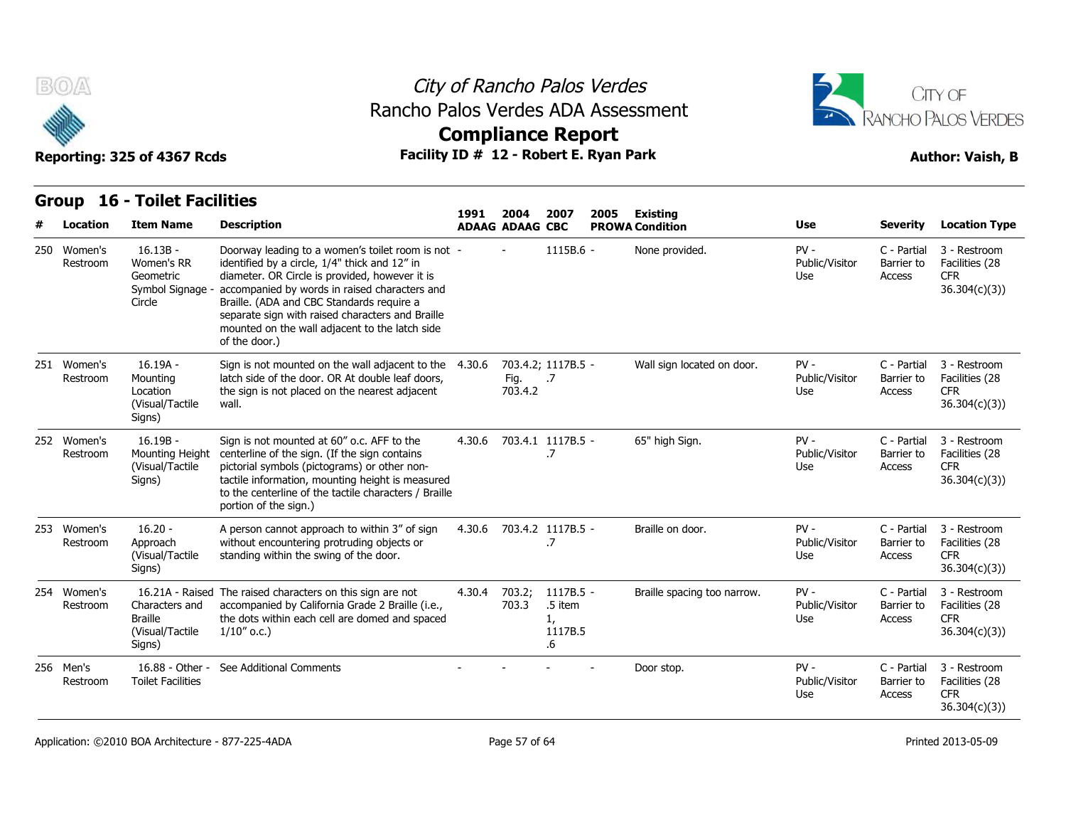## Group 16 - Toilet Facilities

| # | Location | Item Name | Description | 1991 ADAAG | 2004 ADAAG | 2007 CBC | 2005 PROWA | Existing Condition | Use | Severity | Location Type |
|---|---|---|---|---|---|---|---|---|---|---|---|
| 250 | Women's Restroom | 16.13B - Women's RR Geometric Symbol Signage - Circle | Doorway leading to a women's toilet room is not identified by a circle, 1/4" thick and 12" in diameter. OR Circle is provided, however it is accompanied by words in raised characters and Braille. (ADA and CBC Standards require a separate sign with raised characters and Braille mounted on the wall adjacent to the latch side of the door.) | - | - | 1115B.6 | - | None provided. | PV - Public/Visitor Use | C - Partial Barrier to Access | 3 - Restroom Facilities (28 CFR 36.304(c)(3)) |
| 251 | Women's Restroom | 16.19A - Mounting Location (Visual/Tactile Signs) | Sign is not mounted on the wall adjacent to the latch side of the door. OR At double leaf doors, the sign is not placed on the nearest adjacent wall. | 4.30.6 | 703.4.2; Fig. 703.4.2 | 1117B.5 .7 | - | Wall sign located on door. | PV - Public/Visitor Use | C - Partial Barrier to Access | 3 - Restroom Facilities (28 CFR 36.304(c)(3)) |
| 252 | Women's Restroom | 16.19B - Mounting Height (Visual/Tactile Signs) | Sign is not mounted at 60" o.c. AFF to the centerline of the sign. (If the sign contains pictorial symbols (pictograms) or other non-tactile information, mounting height is measured to the centerline of the tactile characters / Braille portion of the sign.) | 4.30.6 | 703.4.1 | 1117B.5 .7 | - | 65" high Sign. | PV - Public/Visitor Use | C - Partial Barrier to Access | 3 - Restroom Facilities (28 CFR 36.304(c)(3)) |
| 253 | Women's Restroom | 16.20 - Approach (Visual/Tactile Signs) | A person cannot approach to within 3" of sign without encountering protruding objects or standing within the swing of the door. | 4.30.6 | 703.4.2 | 1117B.5 .7 | - | Braille on door. | PV - Public/Visitor Use | C - Partial Barrier to Access | 3 - Restroom Facilities (28 CFR 36.304(c)(3)) |
| 254 | Women's Restroom | 16.21A - Raised Characters and Braille (Visual/Tactile Signs) | The raised characters on this sign are not accompanied by California Grade 2 Braille (i.e., the dots within each cell are domed and spaced 1/10" o.c.) | 4.30.4 | 703.2; 703.3 | 1117B.5 .5 item 1, 1117B.5 .6 | - | Braille spacing too narrow. | PV - Public/Visitor Use | C - Partial Barrier to Access | 3 - Restroom Facilities (28 CFR 36.304(c)(3)) |
| 256 | Men's Restroom | 16.88 - Other - Toilet Facilities | See Additional Comments | - | - | - | - | Door stop. | PV - Public/Visitor Use | C - Partial Barrier to Access | 3 - Restroom Facilities (28 CFR 36.304(c)(3)) |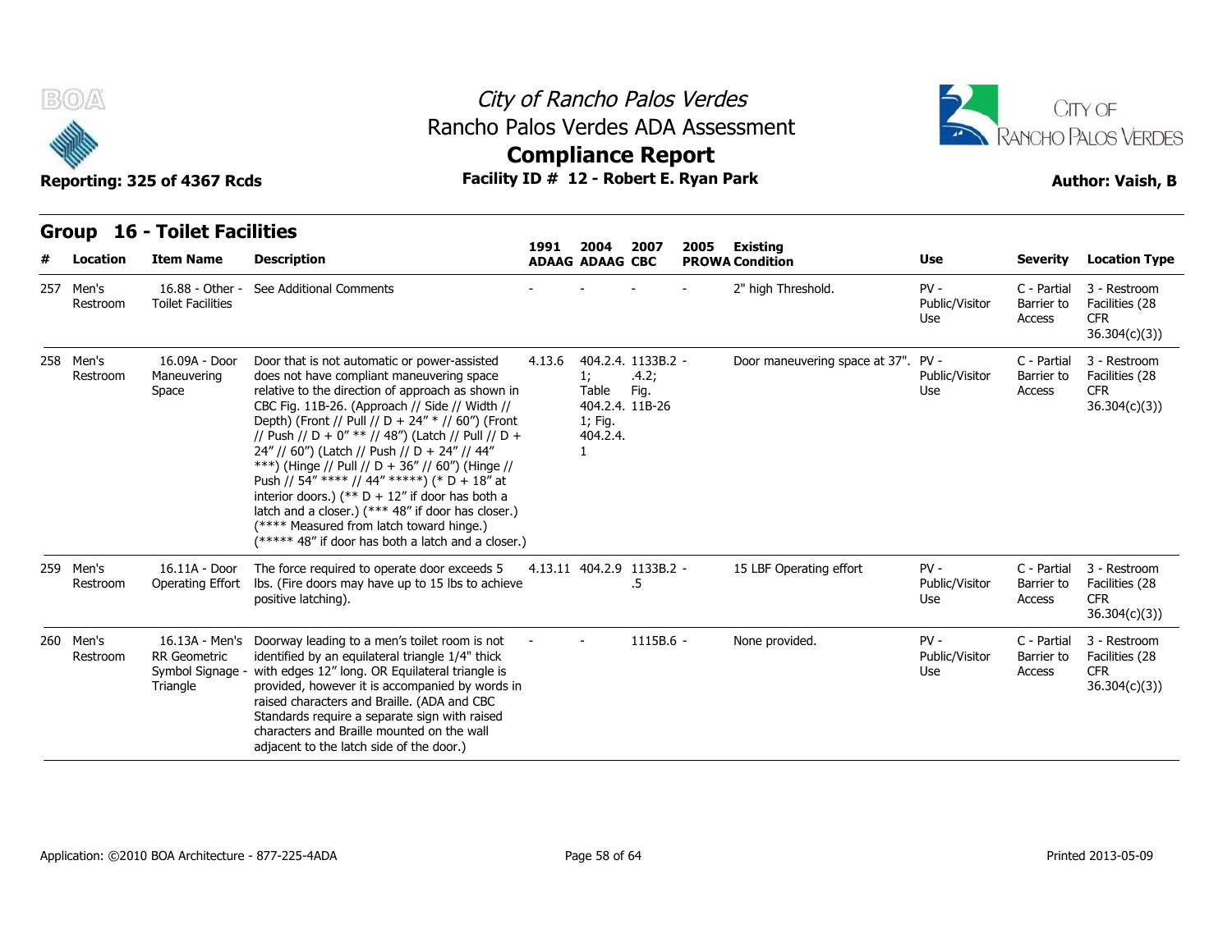# City of Rancho Palos Verdes
## Rancho Palos Verdes ADA Assessment
## Compliance Report

Reporting: 325 of 4367 Rcds | Facility ID # 12 - Robert E. Ryan Park | Author: Vaish, B

## Group 16 - Toilet Facilities

| # | Location | Item Name | Description | 1991 ADAAG | 2004 ADAAG | 2007 CBC | 2005 PROWA | Existing Condition | Use | Severity | Location Type |
|---|---|---|---|---|---|---|---|---|---|---|---|
| 257 | Men's Restroom | 16.88 - Other - Toilet Facilities | See Additional Comments | - | - | - | - | 2" high Threshold. | PV - Public/Visitor Use | C - Partial Barrier to Access | 3 - Restroom Facilities (28 CFR 36.304(c)(3)) |
| 258 | Men's Restroom | 16.09A - Door Maneuvering Space | Door that is not automatic or power-assisted does not have compliant maneuvering space relative to the direction of approach as shown in CBC Fig. 11B-26. (Approach // Side // Width // Depth) (Front // Pull // D + 24" * // 60") (Front // Push // D + 0" ** // 48") (Latch // Pull // D + 24" // 60") (Latch // Push // D + 24" // 44" ***) (Hinge // Pull // D + 36" // 60") (Hinge // Push // 54" **** // 44" *****) (* D + 18" at interior doors.) (** D + 12" if door has both a latch and a closer.) (*** 48" if door has closer.) (**** Measured from latch toward hinge.) (***** 48" if door has both a latch and a closer.) | 4.13.6 | 404.2.4.1; Table 404.2.4.1; Fig. 404.2.4.1 | 1133B.2.4.2; Fig. 11B-26 | - | Door maneuvering space at 37". | PV - Public/Visitor Use | C - Partial Barrier to Access | 3 - Restroom Facilities (28 CFR 36.304(c)(3)) |
| 259 | Men's Restroom | 16.11A - Door Operating Effort | The force required to operate door exceeds 5 lbs. (Fire doors may have up to 15 lbs to achieve positive latching). | 4.13.11 | 404.2.9 | 1133B.2.5 | - | 15 LBF Operating effort | PV - Public/Visitor Use | C - Partial Barrier to Access | 3 - Restroom Facilities (28 CFR 36.304(c)(3)) |
| 260 | Men's Restroom | 16.13A - Men's RR Geometric Symbol Signage - Triangle | Doorway leading to a men's toilet room is not identified by an equilateral triangle 1/4" thick with edges 12" long. OR Equilateral triangle is provided, however it is accompanied by words in raised characters and Braille. (ADA and CBC Standards require a separate sign with raised characters and Braille mounted on the wall adjacent to the latch side of the door.) | - | - | 1115B.6 | - | None provided. | PV - Public/Visitor Use | C - Partial Barrier to Access | 3 - Restroom Facilities (28 CFR 36.304(c)(3)) |

Application: ©2010 BOA Architecture - 877-225-4ADA | Printed 2013-05-09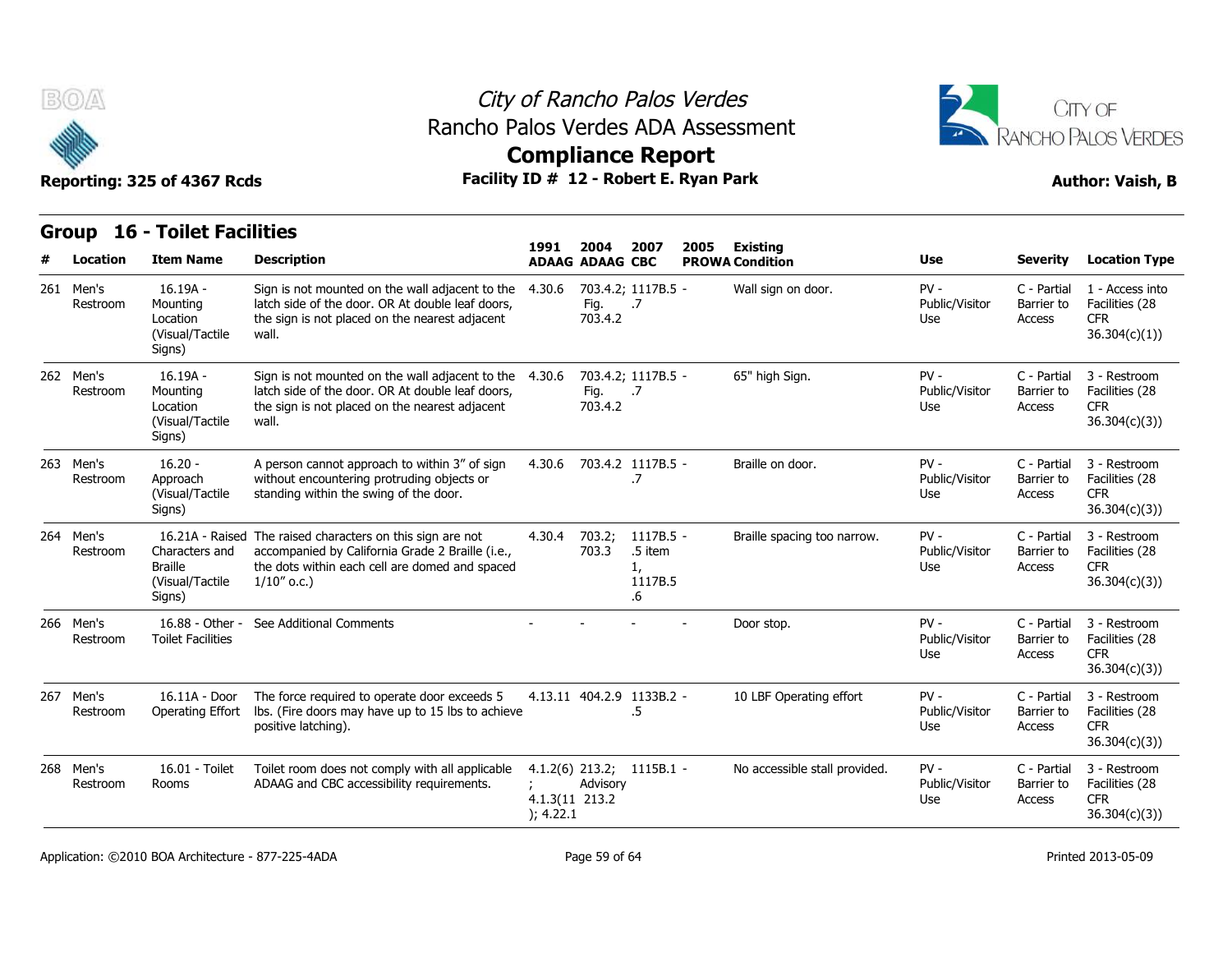# City of Rancho Palos Verdes
## Rancho Palos Verdes ADA Assessment
## Compliance Report

**Reporting: 325 of 4367 Rcds** | **Facility ID # 12 - Robert E. Ryan Park** | **Author: Vaish, B**

### Group 16 - Toilet Facilities

| # | Location | Item Name | Description | 1991 ADAAG | 2004 ADAAG | 2007 CBC | 2005 PROWA | Existing Condition | Use | Severity | Location Type |
|---|---|---|---|---|---|---|---|---|---|---|---|
| 261 | Men's Restroom | 16.19A - Mounting Location (Visual/Tactile Signs) | Sign is not mounted on the wall adjacent to the latch side of the door. OR At double leaf doors, the sign is not placed on the nearest adjacent wall. | 4.30.6 | 703.4.2; Fig. 703.4.2 | 1117B.5 .7 | - | Wall sign on door. | PV - Public/Visitor Use | C - Partial Barrier to Access | 1 - Access into Facilities (28 CFR 36.304(c)(1)) |
| 262 | Men's Restroom | 16.19A - Mounting Location (Visual/Tactile Signs) | Sign is not mounted on the wall adjacent to the latch side of the door. OR At double leaf doors, the sign is not placed on the nearest adjacent wall. | 4.30.6 | 703.4.2; Fig. 703.4.2 | 1117B.5 .7 | - | 65" high Sign. | PV - Public/Visitor Use | C - Partial Barrier to Access | 3 - Restroom Facilities (28 CFR 36.304(c)(3)) |
| 263 | Men's Restroom | 16.20 - Approach (Visual/Tactile Signs) | A person cannot approach to within 3" of sign without encountering protruding objects or standing within the swing of the door. | 4.30.6 | 703.4.2 | 1117B.5 .7 | - | Braille on door. | PV - Public/Visitor Use | C - Partial Barrier to Access | 3 - Restroom Facilities (28 CFR 36.304(c)(3)) |
| 264 | Men's Restroom | 16.21A - Raised Characters and Braille (Visual/Tactile Signs) | The raised characters on this sign are not accompanied by California Grade 2 Braille (i.e., the dots within each cell are domed and spaced 1/10" o.c.) | 4.30.4 | 703.2; 703.3 | 1117B.5 .5 item 1, 1117B.5 .6 | - | Braille spacing too narrow. | PV - Public/Visitor Use | C - Partial Barrier to Access | 3 - Restroom Facilities (28 CFR 36.304(c)(3)) |
| 266 | Men's Restroom | 16.88 - Other - Toilet Facilities | See Additional Comments | - | - | - | - | Door stop. | PV - Public/Visitor Use | C - Partial Barrier to Access | 3 - Restroom Facilities (28 CFR 36.304(c)(3)) |
| 267 | Men's Restroom | 16.11A - Door Operating Effort | The force required to operate door exceeds 5 lbs. (Fire doors may have up to 15 lbs to achieve positive latching). | 4.13.11 | 404.2.9 | 1133B.2 .5 | - | 10 LBF Operating effort | PV - Public/Visitor Use | C - Partial Barrier to Access | 3 - Restroom Facilities (28 CFR 36.304(c)(3)) |
| 268 | Men's Restroom | 16.01 - Toilet Rooms | Toilet room does not comply with all applicable ADAAG and CBC accessibility requirements. | 4.1.2(6); 4.1.3(11); 4.22.1 | 213.2; Advisory 213.2 | 1115B.1 | - | No accessible stall provided. | PV - Public/Visitor Use | C - Partial Barrier to Access | 3 - Restroom Facilities (28 CFR 36.304(c)(3)) |

Application: ©2010 BOA Architecture - 877-225-4ADA

Printed 2013-05-09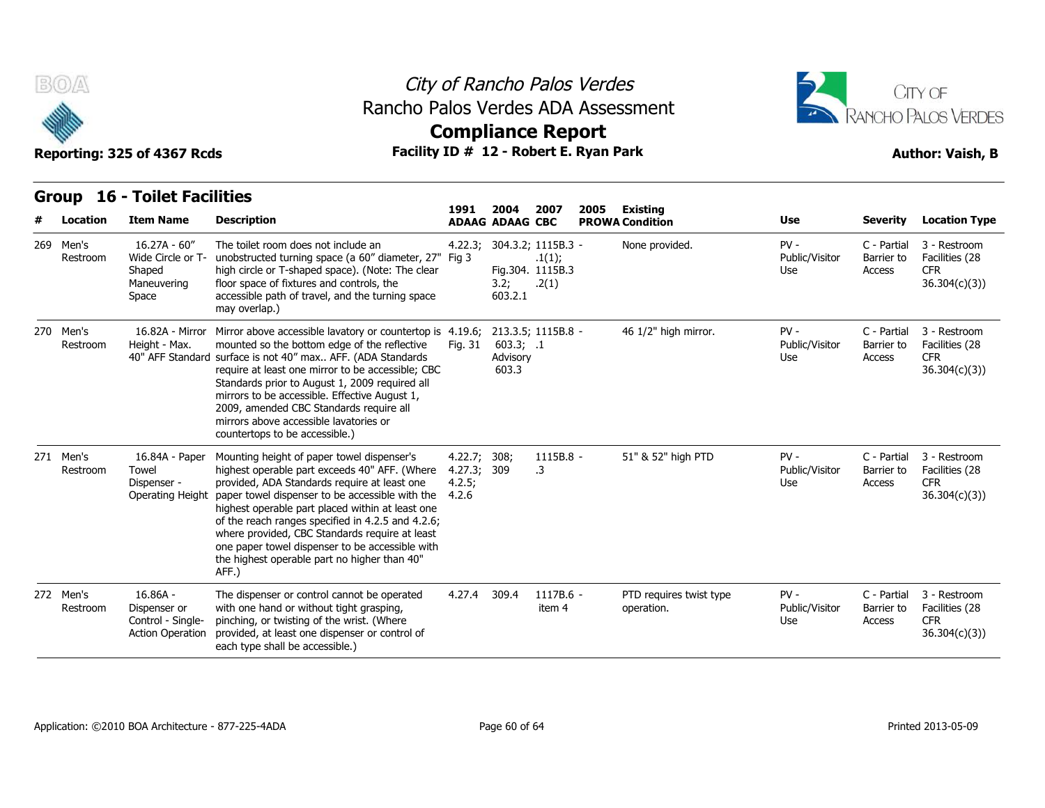# City of Rancho Palos Verdes
## Rancho Palos Verdes ADA Assessment
## Compliance Report

**Reporting: 325 of 4367 Rcds** — **Facility ID # 12 - Robert E. Ryan Park** — **Author: Vaish, B**

## Group 16 - Toilet Facilities

| # | Location | Item Name | Description | 1991 ADAAG | 2004 ADAAG | 2007 CBC | 2005 PROWA | Existing Condition | Use | Severity | Location Type |
|---|---|---|---|---|---|---|---|---|---|---|---|
| 269 | Men's Restroom | 16.27A - 60" Wide Circle or T-Shaped Maneuvering Space | The toilet room does not include an unobstructed turning space (a 60" diameter, 27" high circle or T-shaped space). (Note: The clear floor space of fixtures and controls, the accessible path of travel, and the turning space may overlap.) | 4.22.3; Fig 3 | 304.3.2; Fig.304. 3.2; 603.2.1 | 1115B.3 - .1(1); 1115B.3 .2(1) | | None provided. | PV - Public/Visitor Use | C - Partial Barrier to Access | 3 - Restroom Facilities (28 CFR 36.304(c)(3)) |
| 270 | Men's Restroom | 16.82A - Mirror Height - Max. 40" AFF Standard | Mirror above accessible lavatory or countertop is mounted so the bottom edge of the reflective surface is not 40" max.. AFF. (ADA Standards require at least one mirror to be accessible; CBC Standards prior to August 1, 2009 required all mirrors to be accessible. Effective August 1, 2009, amended CBC Standards require all mirrors above accessible lavatories or countertops to be accessible.) | 4.19.6; Fig. 31 | 213.3.5; 603.3; Advisory 603.3 | 1115B.8 - .1 | | 46 1/2" high mirror. | PV - Public/Visitor Use | C - Partial Barrier to Access | 3 - Restroom Facilities (28 CFR 36.304(c)(3)) |
| 271 | Men's Restroom | 16.84A - Paper Towel Dispenser - Operating Height | Mounting height of paper towel dispenser's highest operable part exceeds 40" AFF. (Where provided, ADA Standards require at least one paper towel dispenser to be accessible with the highest operable part placed within at least one of the reach ranges specified in 4.2.5 and 4.2.6; where provided, CBC Standards require at least one paper towel dispenser to be accessible with the highest operable part no higher than 40" AFF.) | 4.22.7; 4.27.3; 4.2.5; 4.2.6 | 308; 309 | 1115B.8 - .3 | | 51" & 52" high PTD | PV - Public/Visitor Use | C - Partial Barrier to Access | 3 - Restroom Facilities (28 CFR 36.304(c)(3)) |
| 272 | Men's Restroom | 16.86A - Dispenser or Control - Single-Action Operation | The dispenser or control cannot be operated with one hand or without tight grasping, pinching, or twisting of the wrist. (Where provided, at least one dispenser or control of each type shall be accessible.) | 4.27.4 | 309.4 | 1117B.6 - item 4 | | PTD requires twist type operation. | PV - Public/Visitor Use | C - Partial Barrier to Access | 3 - Restroom Facilities (28 CFR 36.304(c)(3)) |

Application: ©2010 BOA Architecture - 877-225-4ADA — Printed 2013-05-09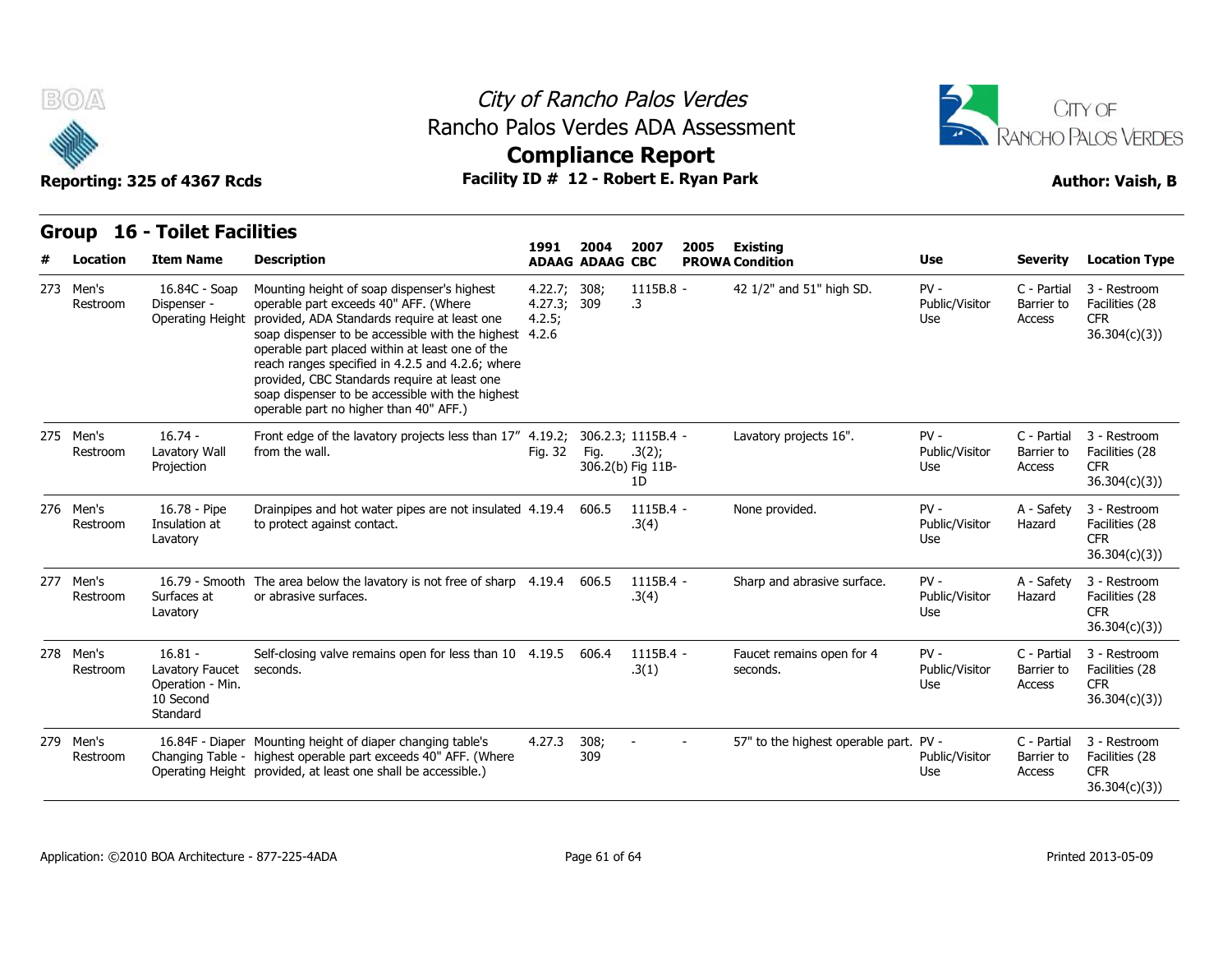# City of Rancho Palos Verdes
## Rancho Palos Verdes ADA Assessment
## Compliance Report

**Reporting: 325 of 4367 Rcds** | **Facility ID # 12 - Robert E. Ryan Park** | **Author: Vaish, B**

## Group 16 - Toilet Facilities

| # | Location | Item Name | Description | 1991 ADAAG | 2004 ADAAG | 2007 CBC | 2005 PROWA | Existing Condition | Use | Severity | Location Type |
|---|---|---|---|---|---|---|---|---|---|---|---|
| 273 | Men's Restroom | 16.84C - Soap Dispenser - Operating Height | Mounting height of soap dispenser's highest operable part exceeds 40" AFF. (Where provided, ADA Standards require at least one soap dispenser to be accessible with the highest operable part placed within at least one of the reach ranges specified in 4.2.5 and 4.2.6; where provided, CBC Standards require at least one soap dispenser to be accessible with the highest operable part no higher than 40" AFF.) | 4.22.7; 4.27.3; 4.2.5; 4.2.6 | 308; 309 | 1115B.8 - .3 | | 42 1/2" and 51" high SD. | PV - Public/Visitor Use | C - Partial Barrier to Access | 3 - Restroom Facilities (28 CFR 36.304(c)(3)) |
| 275 | Men's Restroom | 16.74 - Lavatory Wall Projection | Front edge of the lavatory projects less than 17" from the wall. | 4.19.2; Fig. 32 | 306.2.3; Fig. 306.2(b) | 1115B.4 - .3(2); Fig 11B-1D | | Lavatory projects 16". | PV - Public/Visitor Use | C - Partial Barrier to Access | 3 - Restroom Facilities (28 CFR 36.304(c)(3)) |
| 276 | Men's Restroom | 16.78 - Pipe Insulation at Lavatory | Drainpipes and hot water pipes are not insulated to protect against contact. | 4.19.4 | 606.5 | 1115B.4 - .3(4) | | None provided. | PV - Public/Visitor Use | A - Safety Hazard | 3 - Restroom Facilities (28 CFR 36.304(c)(3)) |
| 277 | Men's Restroom | 16.79 - Smooth Surfaces at Lavatory | The area below the lavatory is not free of sharp or abrasive surfaces. | 4.19.4 | 606.5 | 1115B.4 - .3(4) | | Sharp and abrasive surface. | PV - Public/Visitor Use | A - Safety Hazard | 3 - Restroom Facilities (28 CFR 36.304(c)(3)) |
| 278 | Men's Restroom | 16.81 - Lavatory Faucet Operation - Min. 10 Second Standard | Self-closing valve remains open for less than 10 seconds. | 4.19.5 | 606.4 | 1115B.4 - .3(1) | | Faucet remains open for 4 seconds. | PV - Public/Visitor Use | C - Partial Barrier to Access | 3 - Restroom Facilities (28 CFR 36.304(c)(3)) |
| 279 | Men's Restroom | 16.84F - Diaper Changing Table - Operating Height | Mounting height of diaper changing table's highest operable part exceeds 40" AFF. (Where provided, at least one shall be accessible.) | 4.27.3 | 308; 309 | - | - | 57" to the highest operable part. | PV - Public/Visitor Use | C - Partial Barrier to Access | 3 - Restroom Facilities (28 CFR 36.304(c)(3)) |

Application: ©2010 BOA Architecture - 877-225-4ADA | Printed 2013-05-09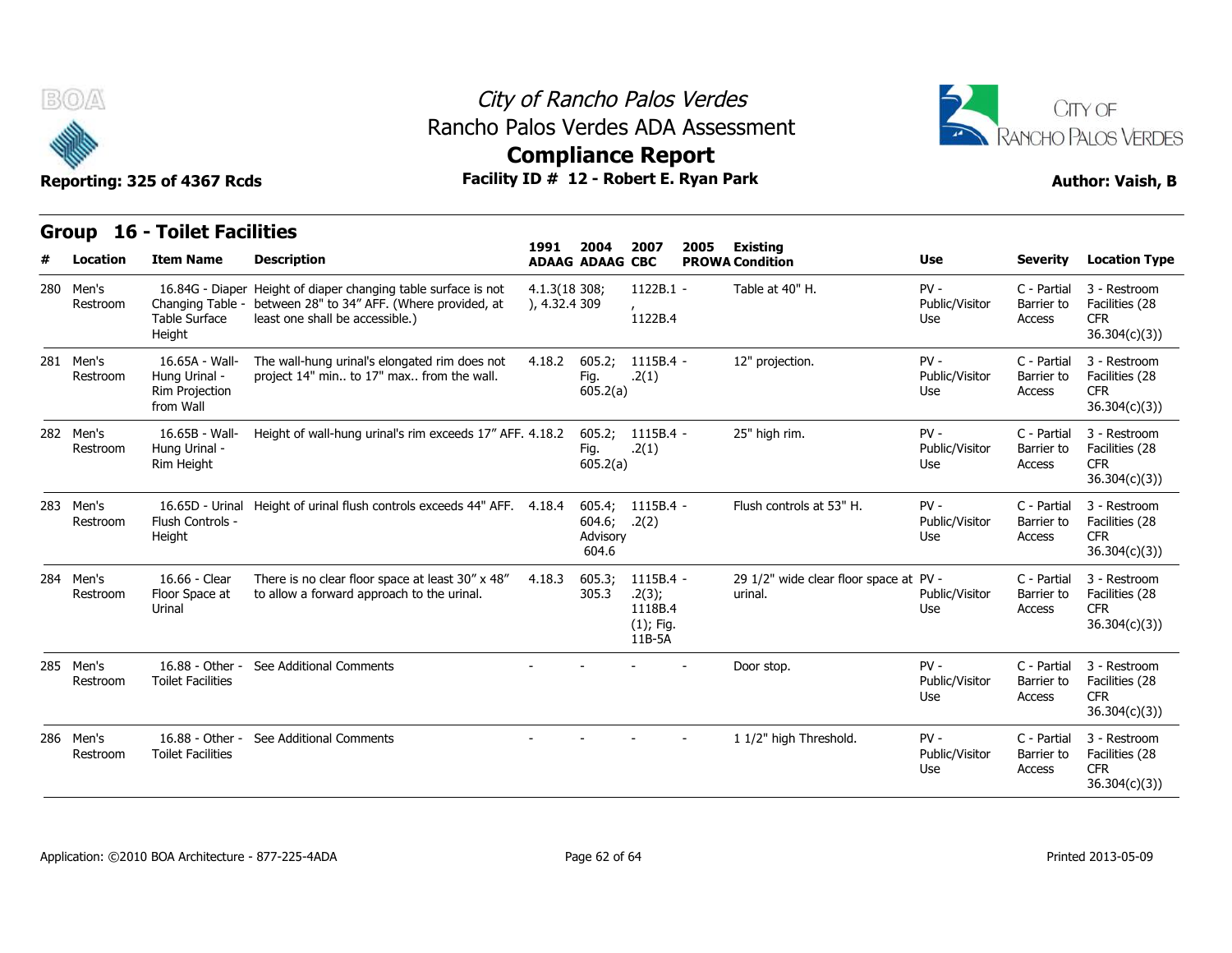## Group 16 - Toilet Facilities

| # | Location | Item Name | Description | 1991 ADAAG | 2004 ADAAG | 2007 CBC | 2005 PROWA | Existing Condition | Use | Severity | Location Type |
|---|---|---|---|---|---|---|---|---|---|---|---|
| 280 | Men's Restroom | 16.84G - Diaper Changing Table - Table Surface Height | Height of diaper changing table surface is not between 28" to 34" AFF. (Where provided, at least one shall be accessible.) | 4.1.3(18), 4.32.4 | 308; 309 | 1122B.1 - , 1122B.4 | | Table at 40" H. | PV - Public/Visitor Use | C - Partial Barrier to Access | 3 - Restroom Facilities (28 CFR 36.304(c)(3)) |
| 281 | Men's Restroom | 16.65A - Wall-Hung Urinal - Rim Projection from Wall | The wall-hung urinal's elongated rim does not project 14" min.. to 17" max.. from the wall. | 4.18.2 | 605.2; Fig. 605.2(a) | 1115B.4 - .2(1) | | 12" projection. | PV - Public/Visitor Use | C - Partial Barrier to Access | 3 - Restroom Facilities (28 CFR 36.304(c)(3)) |
| 282 | Men's Restroom | 16.65B - Wall-Hung Urinal - Rim Height | Height of wall-hung urinal's rim exceeds 17" AFF. | 4.18.2 | 605.2; Fig. 605.2(a) | 1115B.4 - .2(1) | | 25" high rim. | PV - Public/Visitor Use | C - Partial Barrier to Access | 3 - Restroom Facilities (28 CFR 36.304(c)(3)) |
| 283 | Men's Restroom | 16.65D - Urinal Flush Controls - Height | Height of urinal flush controls exceeds 44" AFF. | 4.18.4 | 605.4; 604.6; Advisory 604.6 | 1115B.4 - .2(2) | | Flush controls at 53" H. | PV - Public/Visitor Use | C - Partial Barrier to Access | 3 - Restroom Facilities (28 CFR 36.304(c)(3)) |
| 284 | Men's Restroom | 16.66 - Clear Floor Space at Urinal | There is no clear floor space at least 30" x 48" to allow a forward approach to the urinal. | 4.18.3 | 605.3; 305.3 | 1115B.4 - .2(3); 1118B.4 (1); Fig. 11B-5A | | 29 1/2" wide clear floor space at urinal. | PV - Public/Visitor Use | C - Partial Barrier to Access | 3 - Restroom Facilities (28 CFR 36.304(c)(3)) |
| 285 | Men's Restroom | 16.88 - Other - Toilet Facilities | See Additional Comments | - | - | - | - | Door stop. | PV - Public/Visitor Use | C - Partial Barrier to Access | 3 - Restroom Facilities (28 CFR 36.304(c)(3)) |
| 286 | Men's Restroom | 16.88 - Other - Toilet Facilities | See Additional Comments | - | - | - | - | 1 1/2" high Threshold. | PV - Public/Visitor Use | C - Partial Barrier to Access | 3 - Restroom Facilities (28 CFR 36.304(c)(3)) |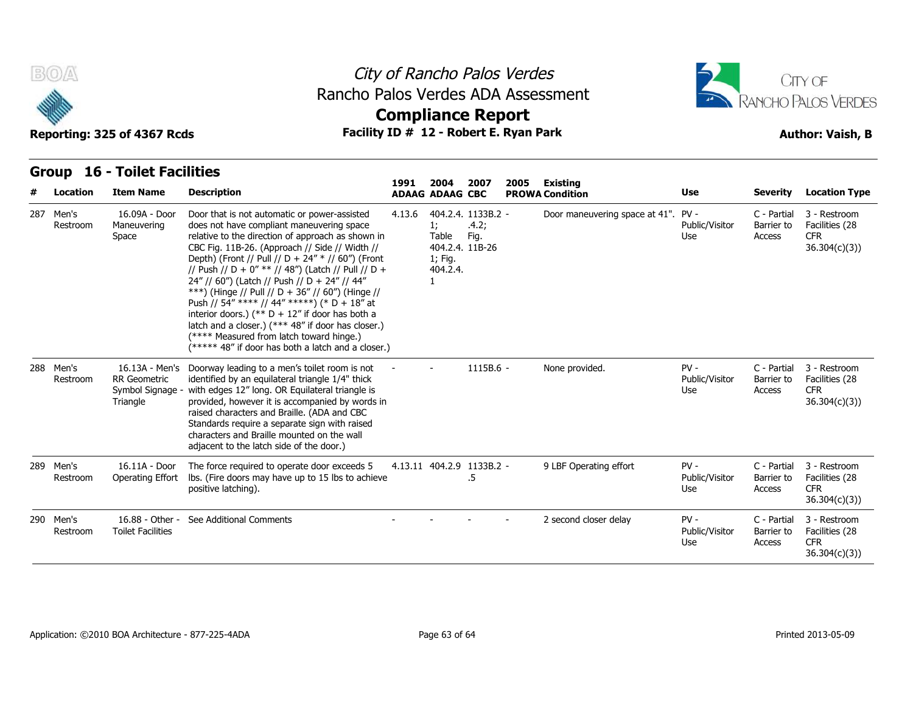# City of Rancho Palos Verdes
## Rancho Palos Verdes ADA Assessment
## Compliance Report

Reporting: 325 of 4367 Rcds

Facility ID # 12 - Robert E. Ryan Park

Author: Vaish, B

### Group 16 - Toilet Facilities

| # | Location | Item Name | Description | 1991 ADAAG | 2004 ADAAG | 2007 CBC | 2005 PROWA | Existing Condition | Use | Severity | Location Type |
|---|---|---|---|---|---|---|---|---|---|---|---|
| 287 | Men's Restroom | 16.09A - Door Maneuvering Space | Door that is not automatic or power-assisted does not have compliant maneuvering space relative to the direction of approach as shown in CBC Fig. 11B-26. (Approach // Side // Width // Depth) (Front // Pull // D + 24" * // 60") (Front // Push // D + 0" ** // 48") (Latch // Pull // D + 24" // 60") (Latch // Push // D + 24" // 44" ***) (Hinge // Pull // D + 36" // 60") (Hinge // Push // 54" **** // 44" *****) (* D + 18" at interior doors.) (** D + 12" if door has both a latch and a closer.) (*** 48" if door has closer.) (**** Measured from latch toward hinge.) (***** 48" if door has both a latch and a closer.) | 4.13.6 | 404.2.4.1; Table 404.2.4.1; Fig. 404.2.4.1 | 1133B.2.4.2; Fig. 11B-26 | - | Door maneuvering space at 41". | PV - Public/Visitor Use | C - Partial Barrier to Access | 3 - Restroom Facilities (28 CFR 36.304(c)(3)) |
| 288 | Men's Restroom | 16.13A - Men's RR Geometric Symbol Signage - Triangle | Doorway leading to a men's toilet room is not identified by an equilateral triangle 1/4" thick with edges 12" long. OR Equilateral triangle is provided, however it is accompanied by words in raised characters and Braille. (ADA and CBC Standards require a separate sign with raised characters and Braille mounted on the wall adjacent to the latch side of the door.) | - | - | 1115B.6 | - | None provided. | PV - Public/Visitor Use | C - Partial Barrier to Access | 3 - Restroom Facilities (28 CFR 36.304(c)(3)) |
| 289 | Men's Restroom | 16.11A - Door Operating Effort | The force required to operate door exceeds 5 lbs. (Fire doors may have up to 15 lbs to achieve positive latching). | 4.13.11 | 404.2.9 | 1133B.2.5 | - | 9 LBF Operating effort | PV - Public/Visitor Use | C - Partial Barrier to Access | 3 - Restroom Facilities (28 CFR 36.304(c)(3)) |
| 290 | Men's Restroom | 16.88 - Other - Toilet Facilities | See Additional Comments | - | - | - | - | 2 second closer delay | PV - Public/Visitor Use | C - Partial Barrier to Access | 3 - Restroom Facilities (28 CFR 36.304(c)(3)) |

Application: ©2010 BOA Architecture - 877-225-4ADA

Printed 2013-05-09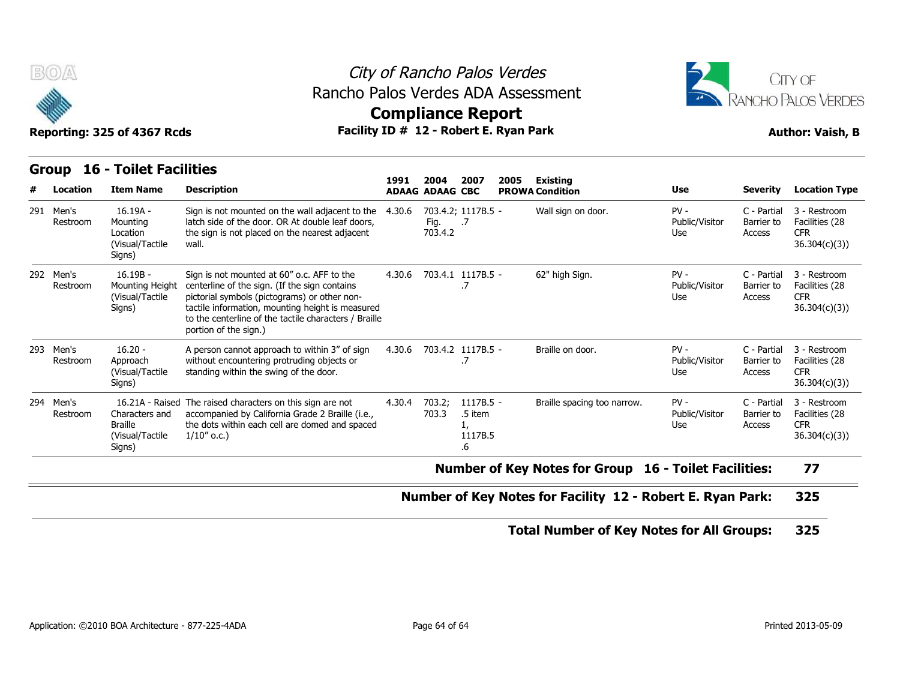# City of Rancho Palos Verdes
## Rancho Palos Verdes ADA Assessment
## Compliance Report

**Reporting: 325 of 4367 Rcds** | **Facility ID # 12 - Robert E. Ryan Park** | **Author: Vaish, B**

## Group 16 - Toilet Facilities

| # | Location | Item Name | Description | 1991 ADAAG | 2004 ADAAG | 2007 CBC | 2005 PROWA | Existing Condition | Use | Severity | Location Type |
|---|---|---|---|---|---|---|---|---|---|---|---|
| 291 | Men's Restroom | 16.19A - Mounting Location (Visual/Tactile Signs) | Sign is not mounted on the wall adjacent to the latch side of the door. OR At double leaf doors, the sign is not placed on the nearest adjacent wall. | 4.30.6 | 703.4.2; Fig. 703.4.2 | 1117B.5 - .7 | | Wall sign on door. | PV - Public/Visitor Use | C - Partial Barrier to Access | 3 - Restroom Facilities (28 CFR 36.304(c)(3)) |
| 292 | Men's Restroom | 16.19B - Mounting Height (Visual/Tactile Signs) | Sign is not mounted at 60" o.c. AFF to the centerline of the sign. (If the sign contains pictorial symbols (pictograms) or other non-tactile information, mounting height is measured to the centerline of the tactile characters / Braille portion of the sign.) | 4.30.6 | 703.4.1 | 1117B.5 - .7 | | 62" high Sign. | PV - Public/Visitor Use | C - Partial Barrier to Access | 3 - Restroom Facilities (28 CFR 36.304(c)(3)) |
| 293 | Men's Restroom | 16.20 - Approach (Visual/Tactile Signs) | A person cannot approach to within 3" of sign without encountering protruding objects or standing within the swing of the door. | 4.30.6 | 703.4.2 | 1117B.5 - .7 | | Braille on door. | PV - Public/Visitor Use | C - Partial Barrier to Access | 3 - Restroom Facilities (28 CFR 36.304(c)(3)) |
| 294 | Men's Restroom | 16.21A - Raised Characters and Braille (Visual/Tactile Signs) | The raised characters on this sign are not accompanied by California Grade 2 Braille (i.e., the dots within each cell are domed and spaced 1/10" o.c.) | 4.30.4 | 703.2; 703.3 | 1117B.5 - .5 item 1, 1117B.5 .6 | | Braille spacing too narrow. | PV - Public/Visitor Use | C - Partial Barrier to Access | 3 - Restroom Facilities (28 CFR 36.304(c)(3)) |

**Number of Key Notes for Group 16 - Toilet Facilities: 77**

**Number of Key Notes for Facility 12 - Robert E. Ryan Park: 325**

**Total Number of Key Notes for All Groups: 325**

Application: ©2010 BOA Architecture - 877-225-4ADA

Printed 2013-05-09